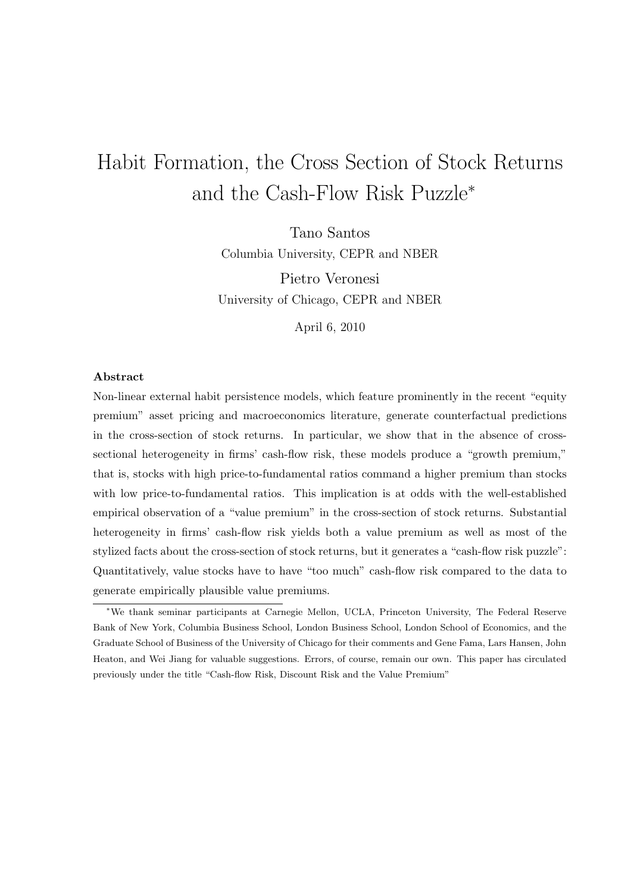# Habit Formation, the Cross Section of Stock Returns and the Cash-Flow Risk Puzzle*

Tano Santos
Columbia University, CEPR and NBER

Pietro Veronesi
University of Chicago, CEPR and NBER

April 6, 2010

**Abstract**

Non-linear external habit persistence models, which feature prominently in the recent "equity premium" asset pricing and macroeconomics literature, generate counterfactual predictions in the cross-section of stock returns. In particular, we show that in the absence of cross-sectional heterogeneity in firms' cash-flow risk, these models produce a "growth premium," that is, stocks with high price-to-fundamental ratios command a higher premium than stocks with low price-to-fundamental ratios. This implication is at odds with the well-established empirical observation of a "value premium" in the cross-section of stock returns. Substantial heterogeneity in firms' cash-flow risk yields both a value premium as well as most of the stylized facts about the cross-section of stock returns, but it generates a "cash-flow risk puzzle": Quantitatively, value stocks have to have "too much" cash-flow risk compared to the data to generate empirically plausible value premiums.

---

*We thank seminar participants at Carnegie Mellon, UCLA, Princeton University, The Federal Reserve Bank of New York, Columbia Business School, London Business School, London School of Economics, and the Graduate School of Business of the University of Chicago for their comments and Gene Fama, Lars Hansen, John Heaton, and Wei Jiang for valuable suggestions. Errors, of course, remain our own. This paper has circulated previously under the title "Cash-flow Risk, Discount Risk and the Value Premium"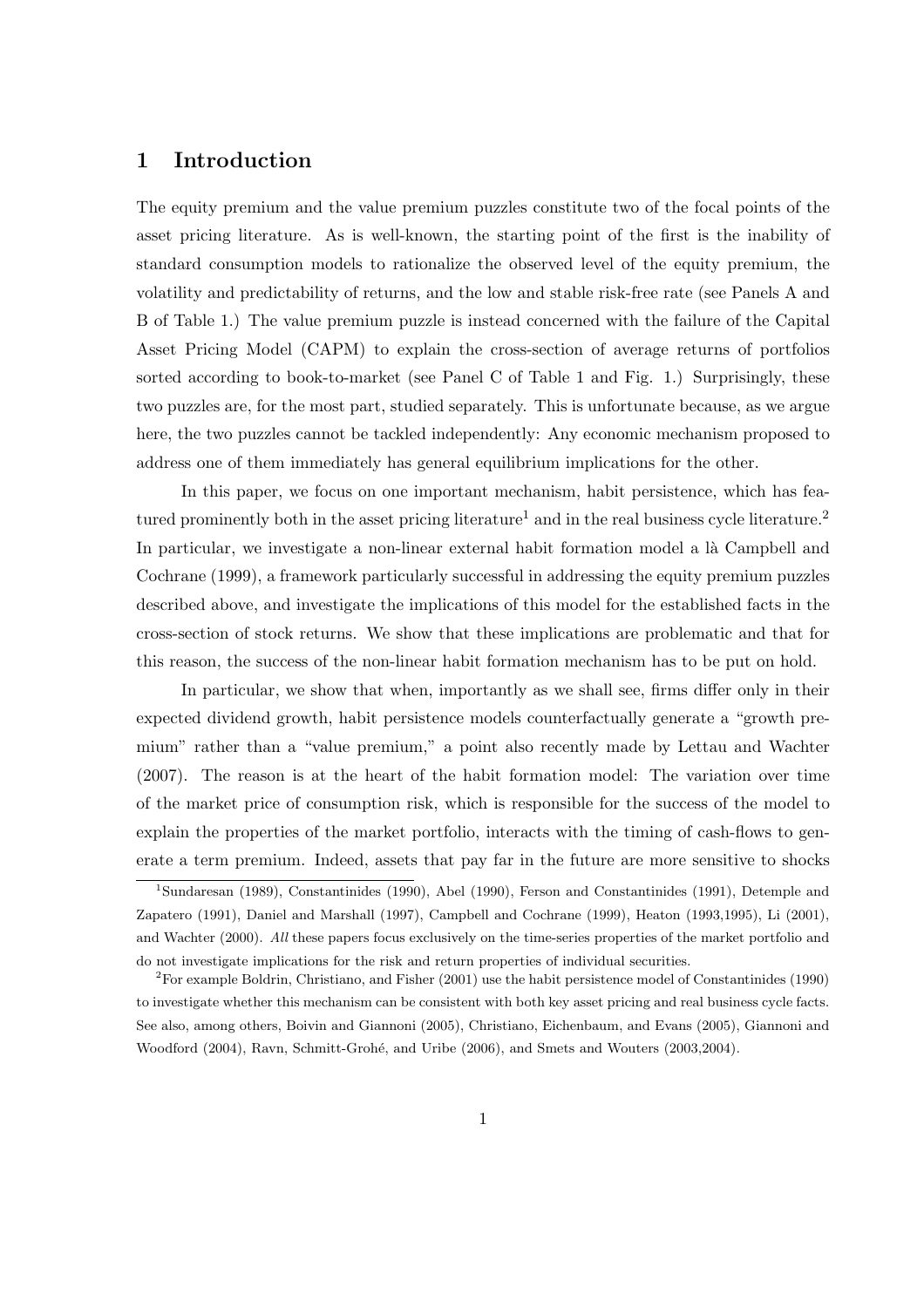# 1 Introduction

The equity premium and the value premium puzzles constitute two of the focal points of the asset pricing literature. As is well-known, the starting point of the first is the inability of standard consumption models to rationalize the observed level of the equity premium, the volatility and predictability of returns, and the low and stable risk-free rate (see Panels A and B of Table 1.) The value premium puzzle is instead concerned with the failure of the Capital Asset Pricing Model (CAPM) to explain the cross-section of average returns of portfolios sorted according to book-to-market (see Panel C of Table 1 and Fig. 1.) Surprisingly, these two puzzles are, for the most part, studied separately. This is unfortunate because, as we argue here, the two puzzles cannot be tackled independently: Any economic mechanism proposed to address one of them immediately has general equilibrium implications for the other.

In this paper, we focus on one important mechanism, habit persistence, which has featured prominently both in the asset pricing literature[1] and in the real business cycle literature.[2] In particular, we investigate a non-linear external habit formation model a là Campbell and Cochrane (1999), a framework particularly successful in addressing the equity premium puzzles described above, and investigate the implications of this model for the established facts in the cross-section of stock returns. We show that these implications are problematic and that for this reason, the success of the non-linear habit formation mechanism has to be put on hold.

In particular, we show that when, importantly as we shall see, firms differ only in their expected dividend growth, habit persistence models counterfactually generate a "growth premium" rather than a "value premium," a point also recently made by Lettau and Wachter (2007). The reason is at the heart of the habit formation model: The variation over time of the market price of consumption risk, which is responsible for the success of the model to explain the properties of the market portfolio, interacts with the timing of cash-flows to generate a term premium. Indeed, assets that pay far in the future are more sensitive to shocks

[1] Sundaresan (1989), Constantinides (1990), Abel (1990), Ferson and Constantinides (1991), Detemple and Zapatero (1991), Daniel and Marshall (1997), Campbell and Cochrane (1999), Heaton (1993,1995), Li (2001), and Wachter (2000). *All* these papers focus exclusively on the time-series properties of the market portfolio and do not investigate implications for the risk and return properties of individual securities.

[2] For example Boldrin, Christiano, and Fisher (2001) use the habit persistence model of Constantinides (1990) to investigate whether this mechanism can be consistent with both key asset pricing and real business cycle facts. See also, among others, Boivin and Giannoni (2005), Christiano, Eichenbaum, and Evans (2005), Giannoni and Woodford (2004), Ravn, Schmitt-Grohé, and Uribe (2006), and Smets and Wouters (2003,2004).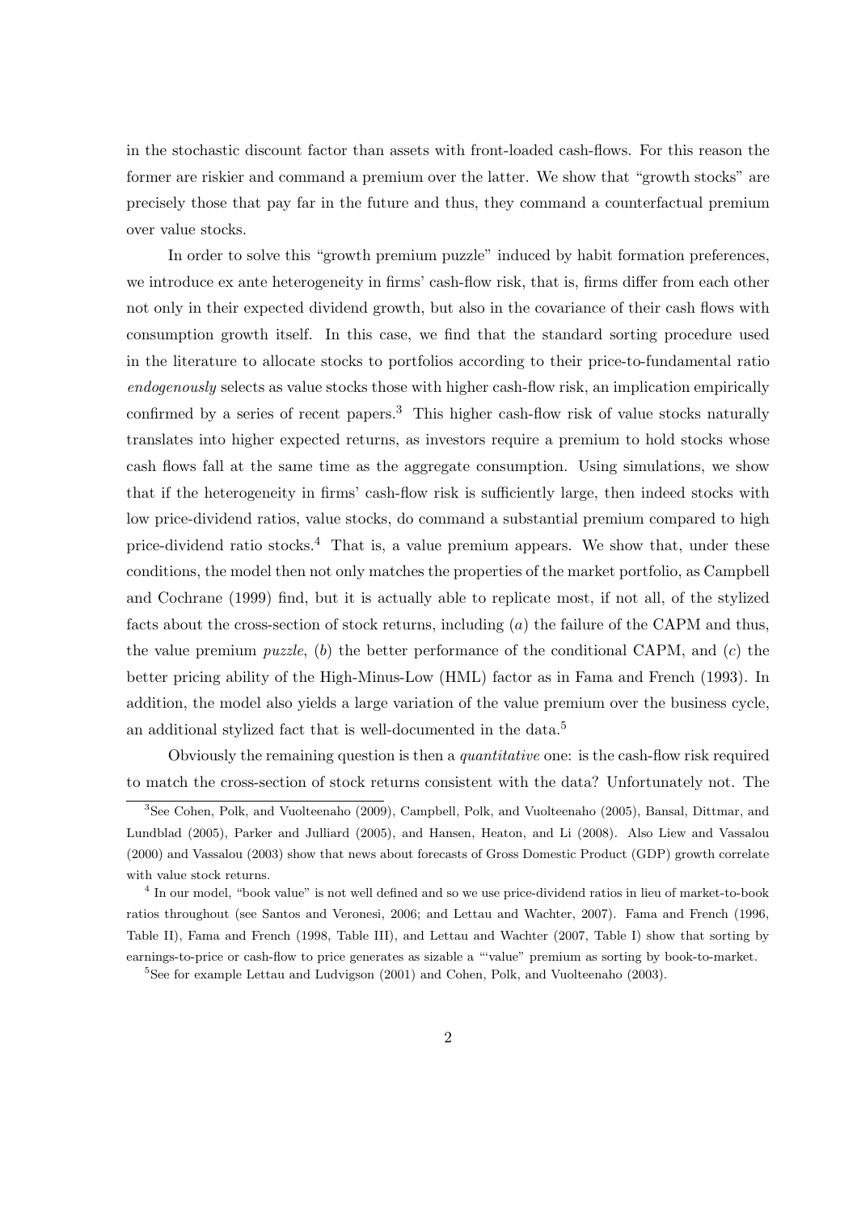in the stochastic discount factor than assets with front-loaded cash-flows. For this reason the former are riskier and command a premium over the latter. We show that "growth stocks" are precisely those that pay far in the future and thus, they command a counterfactual premium over value stocks.

In order to solve this "growth premium puzzle" induced by habit formation preferences, we introduce ex ante heterogeneity in firms' cash-flow risk, that is, firms differ from each other not only in their expected dividend growth, but also in the covariance of their cash flows with consumption growth itself. In this case, we find that the standard sorting procedure used in the literature to allocate stocks to portfolios according to their price-to-fundamental ratio *endogenously* selects as value stocks those with higher cash-flow risk, an implication empirically confirmed by a series of recent papers.[3] This higher cash-flow risk of value stocks naturally translates into higher expected returns, as investors require a premium to hold stocks whose cash flows fall at the same time as the aggregate consumption. Using simulations, we show that if the heterogeneity in firms' cash-flow risk is sufficiently large, then indeed stocks with low price-dividend ratios, value stocks, do command a substantial premium compared to high price-dividend ratio stocks.[4] That is, a value premium appears. We show that, under these conditions, the model then not only matches the properties of the market portfolio, as Campbell and Cochrane (1999) find, but it is actually able to replicate most, if not all, of the stylized facts about the cross-section of stock returns, including (*a*) the failure of the CAPM and thus, the value premium *puzzle*, (*b*) the better performance of the conditional CAPM, and (*c*) the better pricing ability of the High-Minus-Low (HML) factor as in Fama and French (1993). In addition, the model also yields a large variation of the value premium over the business cycle, an additional stylized fact that is well-documented in the data.[5]

Obviously the remaining question is then a *quantitative* one: is the cash-flow risk required to match the cross-section of stock returns consistent with the data? Unfortunately not. The

[3] See Cohen, Polk, and Vuolteenaho (2009), Campbell, Polk, and Vuolteenaho (2005), Bansal, Dittmar, and Lundblad (2005), Parker and Julliard (2005), and Hansen, Heaton, and Li (2008). Also Liew and Vassalou (2000) and Vassalou (2003) show that news about forecasts of Gross Domestic Product (GDP) growth correlate with value stock returns.

[4] In our model, "book value" is not well defined and so we use price-dividend ratios in lieu of market-to-book ratios throughout (see Santos and Veronesi, 2006; and Lettau and Wachter, 2007). Fama and French (1996, Table II), Fama and French (1998, Table III), and Lettau and Wachter (2007, Table I) show that sorting by earnings-to-price or cash-flow to price generates as sizable a "'value" premium as sorting by book-to-market.

[5] See for example Lettau and Ludvigson (2001) and Cohen, Polk, and Vuolteenaho (2003).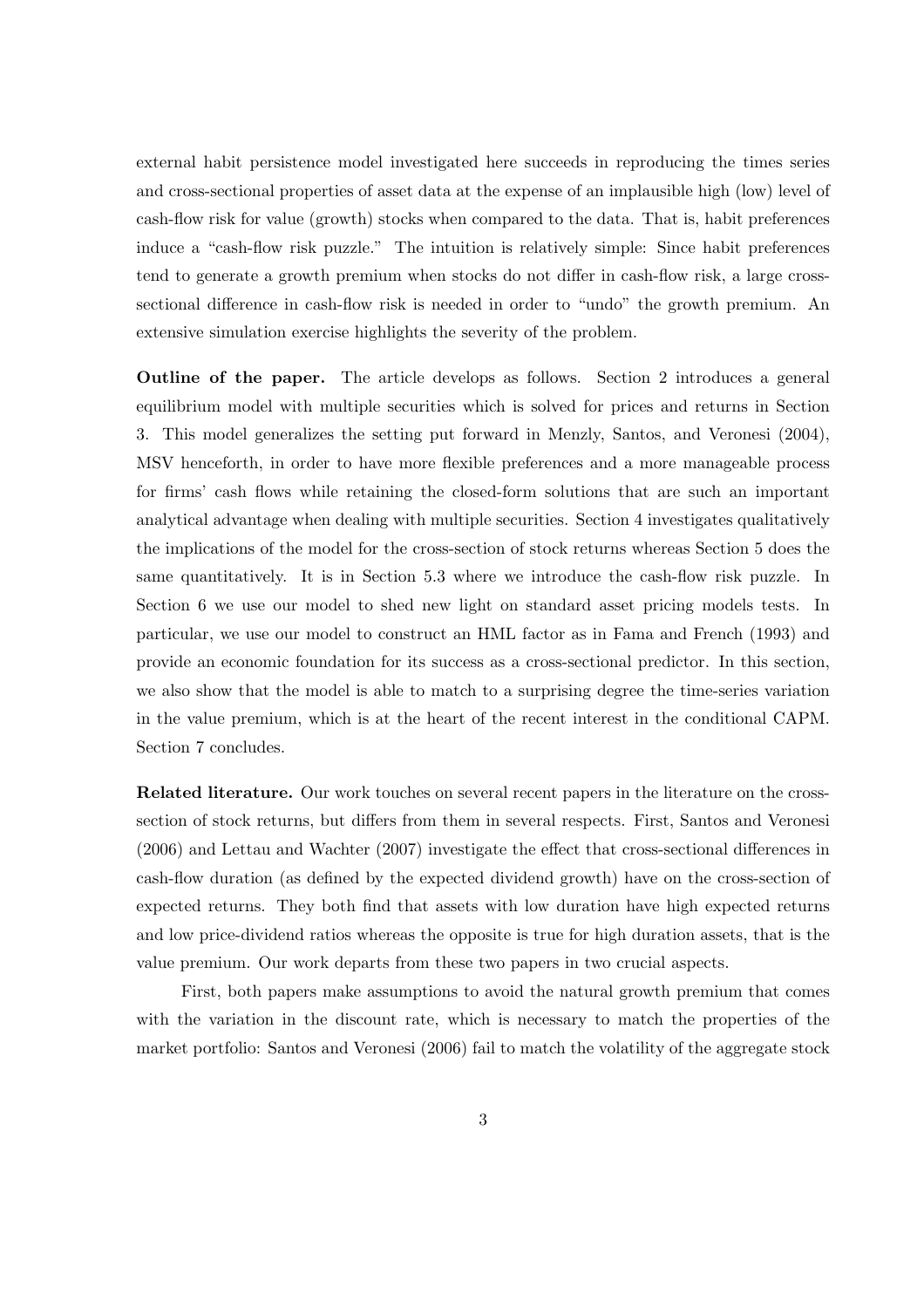external habit persistence model investigated here succeeds in reproducing the times series and cross-sectional properties of asset data at the expense of an implausible high (low) level of cash-flow risk for value (growth) stocks when compared to the data. That is, habit preferences induce a "cash-flow risk puzzle." The intuition is relatively simple: Since habit preferences tend to generate a growth premium when stocks do not differ in cash-flow risk, a large cross-sectional difference in cash-flow risk is needed in order to "undo" the growth premium. An extensive simulation exercise highlights the severity of the problem.

**Outline of the paper.** The article develops as follows. Section 2 introduces a general equilibrium model with multiple securities which is solved for prices and returns in Section 3. This model generalizes the setting put forward in Menzly, Santos, and Veronesi (2004), MSV henceforth, in order to have more flexible preferences and a more manageable process for firms' cash flows while retaining the closed-form solutions that are such an important analytical advantage when dealing with multiple securities. Section 4 investigates qualitatively the implications of the model for the cross-section of stock returns whereas Section 5 does the same quantitatively. It is in Section 5.3 where we introduce the cash-flow risk puzzle. In Section 6 we use our model to shed new light on standard asset pricing models tests. In particular, we use our model to construct an HML factor as in Fama and French (1993) and provide an economic foundation for its success as a cross-sectional predictor. In this section, we also show that the model is able to match to a surprising degree the time-series variation in the value premium, which is at the heart of the recent interest in the conditional CAPM. Section 7 concludes.

**Related literature.** Our work touches on several recent papers in the literature on the cross-section of stock returns, but differs from them in several respects. First, Santos and Veronesi (2006) and Lettau and Wachter (2007) investigate the effect that cross-sectional differences in cash-flow duration (as defined by the expected dividend growth) have on the cross-section of expected returns. They both find that assets with low duration have high expected returns and low price-dividend ratios whereas the opposite is true for high duration assets, that is the value premium. Our work departs from these two papers in two crucial aspects.

First, both papers make assumptions to avoid the natural growth premium that comes with the variation in the discount rate, which is necessary to match the properties of the market portfolio: Santos and Veronesi (2006) fail to match the volatility of the aggregate stock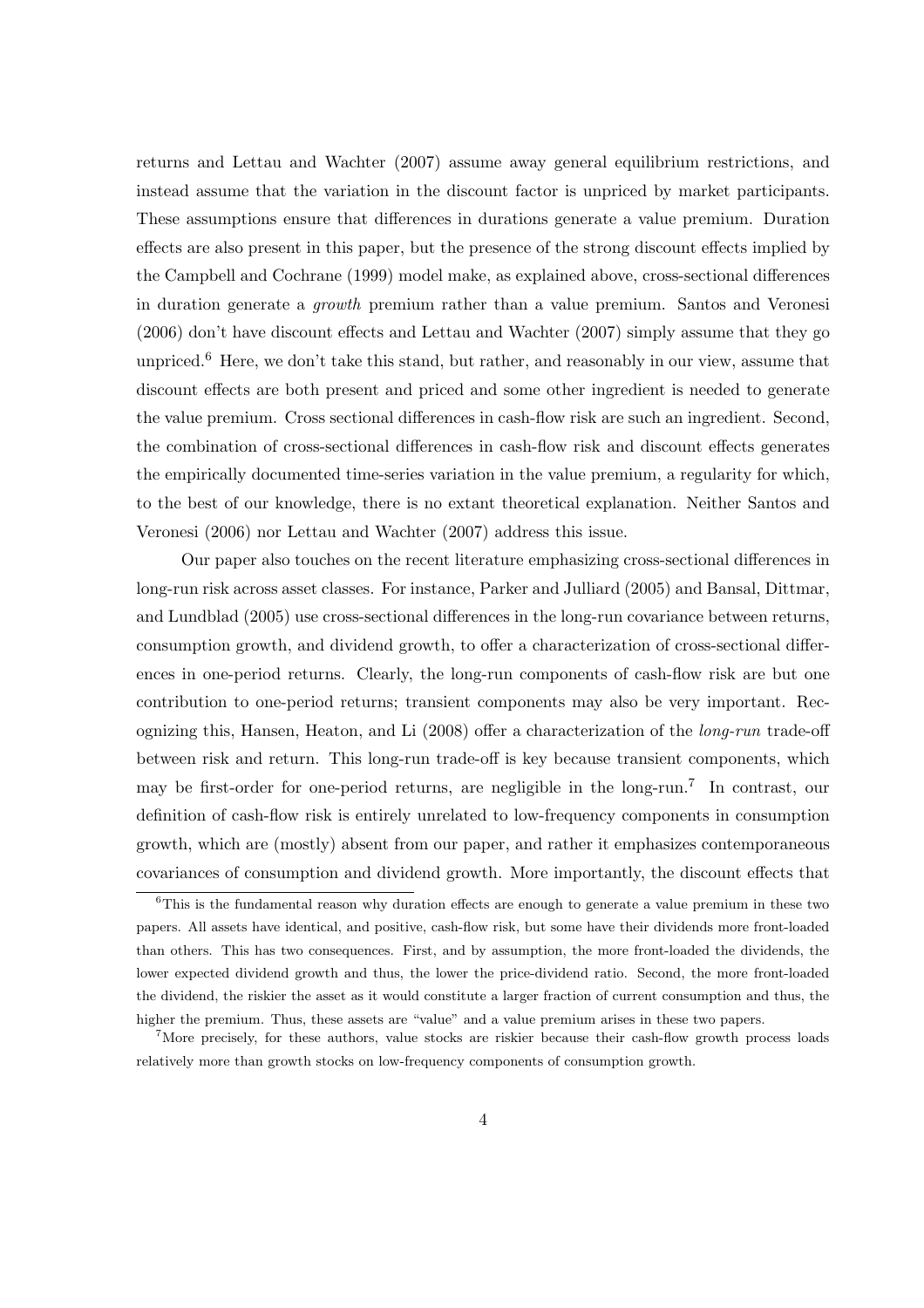returns and Lettau and Wachter (2007) assume away general equilibrium restrictions, and instead assume that the variation in the discount factor is unpriced by market participants. These assumptions ensure that differences in durations generate a value premium. Duration effects are also present in this paper, but the presence of the strong discount effects implied by the Campbell and Cochrane (1999) model make, as explained above, cross-sectional differences in duration generate a *growth* premium rather than a value premium. Santos and Veronesi (2006) don't have discount effects and Lettau and Wachter (2007) simply assume that they go unpriced.[6] Here, we don't take this stand, but rather, and reasonably in our view, assume that discount effects are both present and priced and some other ingredient is needed to generate the value premium. Cross sectional differences in cash-flow risk are such an ingredient. Second, the combination of cross-sectional differences in cash-flow risk and discount effects generates the empirically documented time-series variation in the value premium, a regularity for which, to the best of our knowledge, there is no extant theoretical explanation. Neither Santos and Veronesi (2006) nor Lettau and Wachter (2007) address this issue.

Our paper also touches on the recent literature emphasizing cross-sectional differences in long-run risk across asset classes. For instance, Parker and Julliard (2005) and Bansal, Dittmar, and Lundblad (2005) use cross-sectional differences in the long-run covariance between returns, consumption growth, and dividend growth, to offer a characterization of cross-sectional differences in one-period returns. Clearly, the long-run components of cash-flow risk are but one contribution to one-period returns; transient components may also be very important. Recognizing this, Hansen, Heaton, and Li (2008) offer a characterization of the *long-run* trade-off between risk and return. This long-run trade-off is key because transient components, which may be first-order for one-period returns, are negligible in the long-run.[7] In contrast, our definition of cash-flow risk is entirely unrelated to low-frequency components in consumption growth, which are (mostly) absent from our paper, and rather it emphasizes contemporaneous covariances of consumption and dividend growth. More importantly, the discount effects that

[6] This is the fundamental reason why duration effects are enough to generate a value premium in these two papers. All assets have identical, and positive, cash-flow risk, but some have their dividends more front-loaded than others. This has two consequences. First, and by assumption, the more front-loaded the dividends, the lower expected dividend growth and thus, the lower the price-dividend ratio. Second, the more front-loaded the dividend, the riskier the asset as it would constitute a larger fraction of current consumption and thus, the higher the premium. Thus, these assets are "value" and a value premium arises in these two papers.

[7] More precisely, for these authors, value stocks are riskier because their cash-flow growth process loads relatively more than growth stocks on low-frequency components of consumption growth.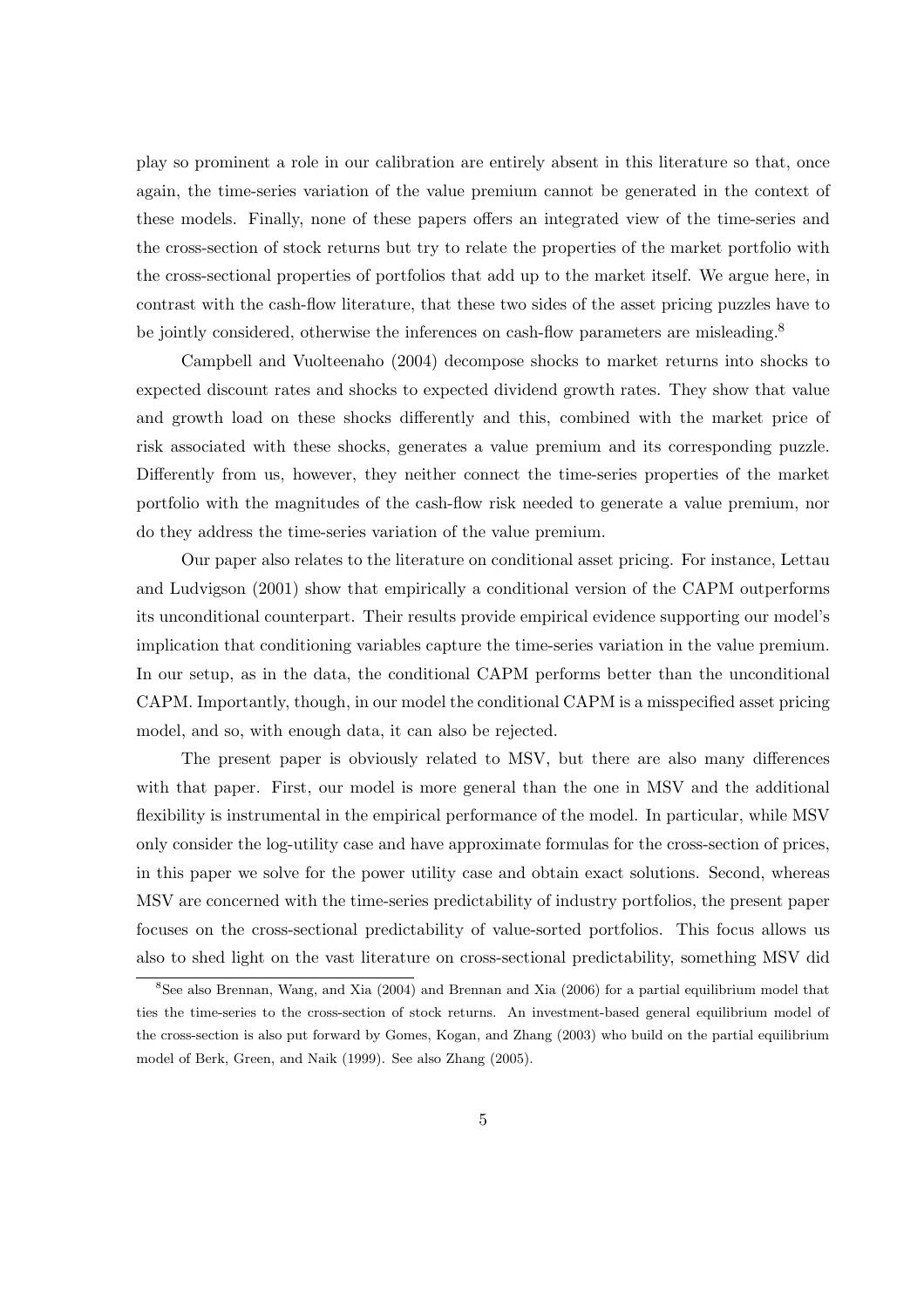play so prominent a role in our calibration are entirely absent in this literature so that, once again, the time-series variation of the value premium cannot be generated in the context of these models. Finally, none of these papers offers an integrated view of the time-series and the cross-section of stock returns but try to relate the properties of the market portfolio with the cross-sectional properties of portfolios that add up to the market itself. We argue here, in contrast with the cash-flow literature, that these two sides of the asset pricing puzzles have to be jointly considered, otherwise the inferences on cash-flow parameters are misleading.[8]

Campbell and Vuolteenaho (2004) decompose shocks to market returns into shocks to expected discount rates and shocks to expected dividend growth rates. They show that value and growth load on these shocks differently and this, combined with the market price of risk associated with these shocks, generates a value premium and its corresponding puzzle. Differently from us, however, they neither connect the time-series properties of the market portfolio with the magnitudes of the cash-flow risk needed to generate a value premium, nor do they address the time-series variation of the value premium.

Our paper also relates to the literature on conditional asset pricing. For instance, Lettau and Ludvigson (2001) show that empirically a conditional version of the CAPM outperforms its unconditional counterpart. Their results provide empirical evidence supporting our model's implication that conditioning variables capture the time-series variation in the value premium. In our setup, as in the data, the conditional CAPM performs better than the unconditional CAPM. Importantly, though, in our model the conditional CAPM is a misspecified asset pricing model, and so, with enough data, it can also be rejected.

The present paper is obviously related to MSV, but there are also many differences with that paper. First, our model is more general than the one in MSV and the additional flexibility is instrumental in the empirical performance of the model. In particular, while MSV only consider the log-utility case and have approximate formulas for the cross-section of prices, in this paper we solve for the power utility case and obtain exact solutions. Second, whereas MSV are concerned with the time-series predictability of industry portfolios, the present paper focuses on the cross-sectional predictability of value-sorted portfolios. This focus allows us also to shed light on the vast literature on cross-sectional predictability, something MSV did

[8] See also Brennan, Wang, and Xia (2004) and Brennan and Xia (2006) for a partial equilibrium model that ties the time-series to the cross-section of stock returns. An investment-based general equilibrium model of the cross-section is also put forward by Gomes, Kogan, and Zhang (2003) who build on the partial equilibrium model of Berk, Green, and Naik (1999). See also Zhang (2005).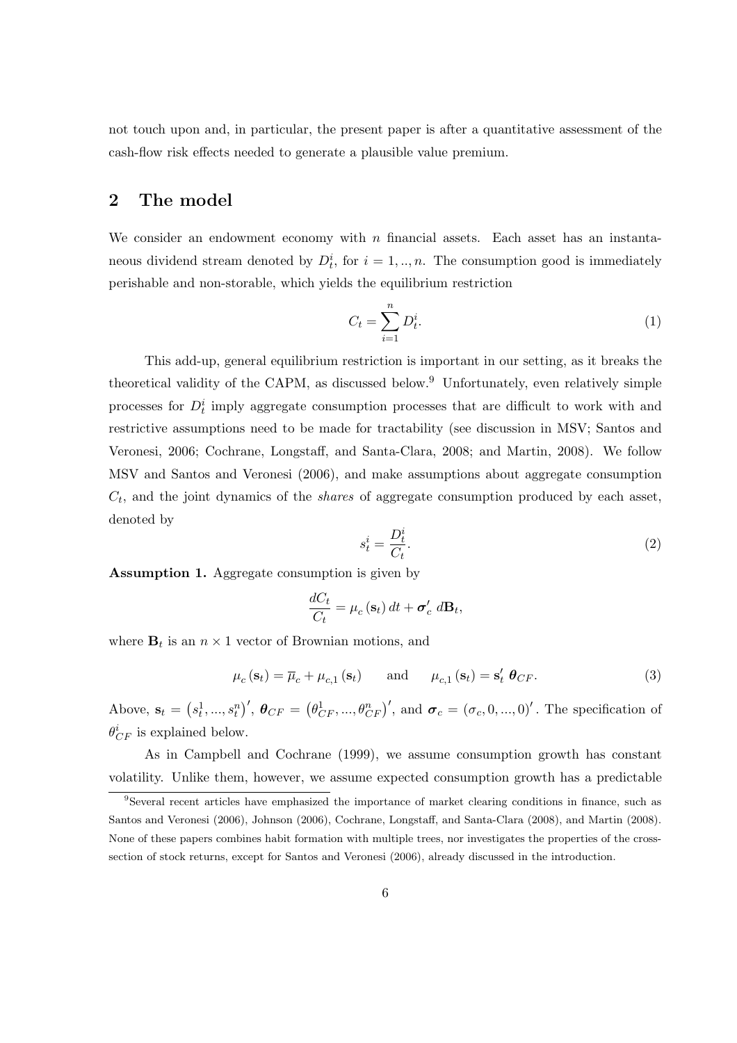not touch upon and, in particular, the present paper is after a quantitative assessment of the cash-flow risk effects needed to generate a plausible value premium.

## 2 The model

We consider an endowment economy with $n$ financial assets. Each asset has an instantaneous dividend stream denoted by $D_t^i$, for $i = 1, .., n$. The consumption good is immediately perishable and non-storable, which yields the equilibrium restriction

$$C_t = \sum_{i=1}^{n} D_t^i. \tag{1}$$

This add-up, general equilibrium restriction is important in our setting, as it breaks the theoretical validity of the CAPM, as discussed below.[9] Unfortunately, even relatively simple processes for $D_t^i$ imply aggregate consumption processes that are difficult to work with and restrictive assumptions need to be made for tractability (see discussion in MSV; Santos and Veronesi, 2006; Cochrane, Longstaff, and Santa-Clara, 2008; and Martin, 2008). We follow MSV and Santos and Veronesi (2006), and make assumptions about aggregate consumption $C_t$, and the joint dynamics of the *shares* of aggregate consumption produced by each asset, denoted by

$$s_t^i = \frac{D_t^i}{C_t}. \tag{2}$$

**Assumption 1.** Aggregate consumption is given by

$$\frac{dC_t}{C_t} = \mu_c(\mathbf{s}_t)\, dt + \boldsymbol{\sigma}_c'\, d\mathbf{B}_t,$$

where $\mathbf{B}_t$ is an $n \times 1$ vector of Brownian motions, and

$$\mu_c(\mathbf{s}_t) = \overline{\mu}_c + \mu_{c,1}(\mathbf{s}_t) \qquad \text{and} \qquad \mu_{c,1}(\mathbf{s}_t) = \mathbf{s}_t'\, \boldsymbol{\theta}_{CF}. \tag{3}$$

Above, $\mathbf{s}_t = \left(s_t^1, ..., s_t^n\right)'$, $\boldsymbol{\theta}_{CF} = \left(\theta_{CF}^1, ..., \theta_{CF}^n\right)'$, and $\boldsymbol{\sigma}_c = (\sigma_c, 0, ..., 0)'$. The specification of $\theta_{CF}^i$ is explained below.

As in Campbell and Cochrane (1999), we assume consumption growth has constant volatility. Unlike them, however, we assume expected consumption growth has a predictable

[9] Several recent articles have emphasized the importance of market clearing conditions in finance, such as Santos and Veronesi (2006), Johnson (2006), Cochrane, Longstaff, and Santa-Clara (2008), and Martin (2008). None of these papers combines habit formation with multiple trees, nor investigates the properties of the cross-section of stock returns, except for Santos and Veronesi (2006), already discussed in the introduction.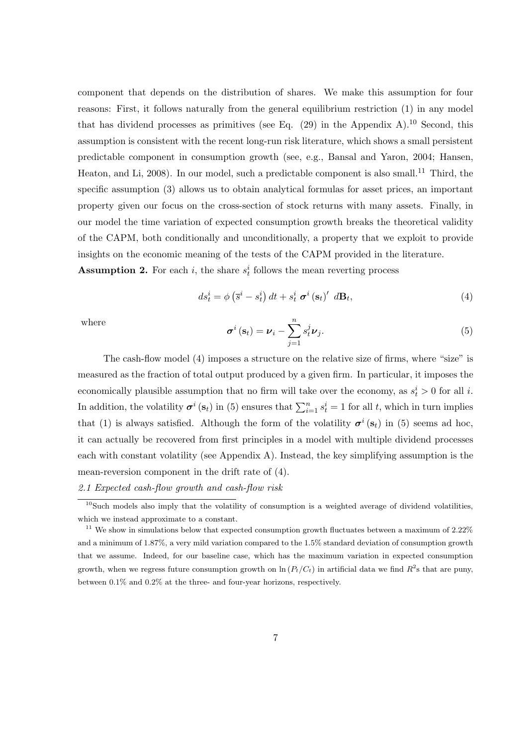component that depends on the distribution of shares. We make this assumption for four reasons: First, it follows naturally from the general equilibrium restriction (1) in any model that has dividend processes as primitives (see Eq. (29) in the Appendix A).[10] Second, this assumption is consistent with the recent long-run risk literature, which shows a small persistent predictable component in consumption growth (see, e.g., Bansal and Yaron, 2004; Hansen, Heaton, and Li, 2008). In our model, such a predictable component is also small.[11] Third, the specific assumption (3) allows us to obtain analytical formulas for asset prices, an important property given our focus on the cross-section of stock returns with many assets. Finally, in our model the time variation of expected consumption growth breaks the theoretical validity of the CAPM, both conditionally and unconditionally, a property that we exploit to provide insights on the economic meaning of the tests of the CAPM provided in the literature.

**Assumption 2.** For each $i$, the share $s_t^i$ follows the mean reverting process

$$ds_t^i = \phi\left(\overline{s}^i - s_t^i\right)dt + s_t^i\ \boldsymbol{\sigma}^i\left(\mathbf{s}_t\right)'\ d\mathbf{B}_t, \tag{4}$$

where

$$\boldsymbol{\sigma}^i\left(\mathbf{s}_t\right) = \boldsymbol{\nu}_i - \sum_{j=1}^{n} s_t^j \boldsymbol{\nu}_j. \tag{5}$$

The cash-flow model (4) imposes a structure on the relative size of firms, where "size" is measured as the fraction of total output produced by a given firm. In particular, it imposes the economically plausible assumption that no firm will take over the economy, as $s_t^i > 0$ for all $i$. In addition, the volatility $\boldsymbol{\sigma}^i\left(\mathbf{s}_t\right)$ in (5) ensures that $\sum_{i=1}^{n} s_t^i = 1$ for all $t$, which in turn implies that (1) is always satisfied. Although the form of the volatility $\boldsymbol{\sigma}^i\left(\mathbf{s}_t\right)$ in (5) seems ad hoc, it can actually be recovered from first principles in a model with multiple dividend processes each with constant volatility (see Appendix A). Instead, the key simplifying assumption is the mean-reversion component in the drift rate of (4).

*2.1 Expected cash-flow growth and cash-flow risk*

[10] Such models also imply that the volatility of consumption is a weighted average of dividend volatilities, which we instead approximate to a constant.

[11] We show in simulations below that expected consumption growth fluctuates between a maximum of 2.22% and a minimum of 1.87%, a very mild variation compared to the 1.5% standard deviation of consumption growth that we assume. Indeed, for our baseline case, which has the maximum variation in expected consumption growth, when we regress future consumption growth on $\ln\left(P_t/C_t\right)$ in artificial data we find $R^2$s that are puny, between 0.1% and 0.2% at the three- and four-year horizons, respectively.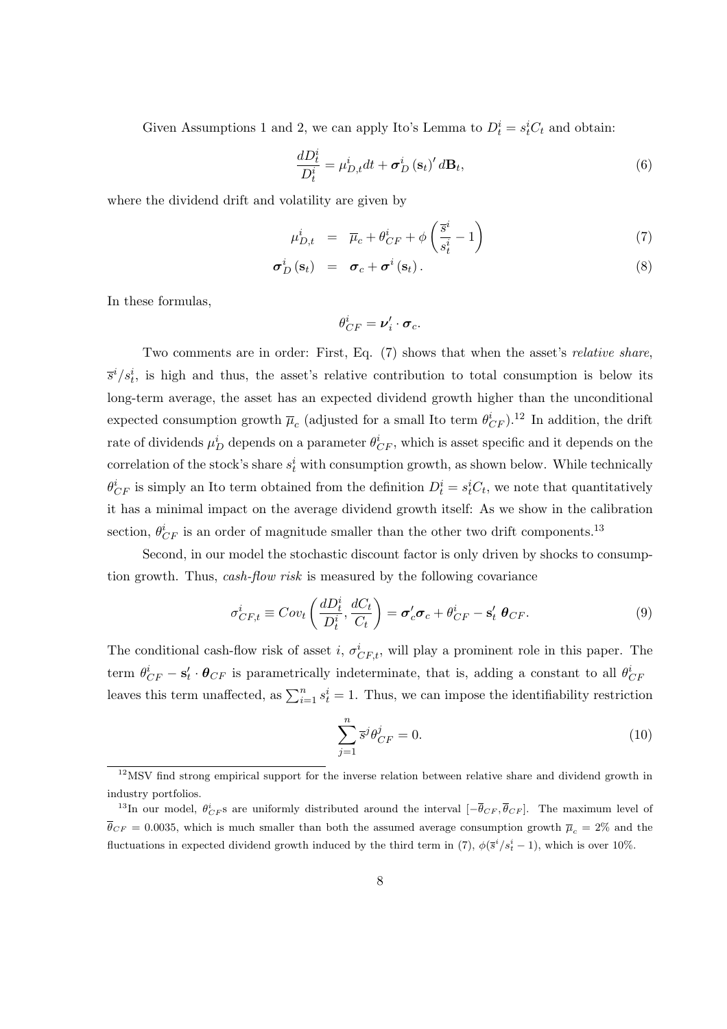Given Assumptions 1 and 2, we can apply Ito's Lemma to $D_t^i = s_t^i C_t$ and obtain:

$$\frac{dD_t^i}{D_t^i} = \mu_{D,t}^i dt + \boldsymbol{\sigma}_D^i (\mathbf{s}_t)' d\mathbf{B}_t, \tag{6}$$

where the dividend drift and volatility are given by

$$\mu_{D,t}^i = \overline{\mu}_c + \theta_{CF}^i + \phi \left( \frac{\overline{s}^i}{s_t^i} - 1 \right) \tag{7}$$

$$\boldsymbol{\sigma}_D^i (\mathbf{s}_t) = \boldsymbol{\sigma}_c + \boldsymbol{\sigma}^i (\mathbf{s}_t). \tag{8}$$

In these formulas,

$$\theta_{CF}^i = \boldsymbol{\nu}_i' \cdot \boldsymbol{\sigma}_c.$$

Two comments are in order: First, Eq. (7) shows that when the asset's *relative share*, $\overline{s}^i / s_t^i$, is high and thus, the asset's relative contribution to total consumption is below its long-term average, the asset has an expected dividend growth higher than the unconditional expected consumption growth $\overline{\mu}_c$ (adjusted for a small Ito term $\theta_{CF}^i$).[12] In addition, the drift rate of dividends $\mu_D^i$ depends on a parameter $\theta_{CF}^i$, which is asset specific and it depends on the correlation of the stock's share $s_t^i$ with consumption growth, as shown below. While technically $\theta_{CF}^i$ is simply an Ito term obtained from the definition $D_t^i = s_t^i C_t$, we note that quantitatively it has a minimal impact on the average dividend growth itself: As we show in the calibration section, $\theta_{CF}^i$ is an order of magnitude smaller than the other two drift components.[13]

Second, in our model the stochastic discount factor is only driven by shocks to consumption growth. Thus, *cash-flow risk* is measured by the following covariance

$$\sigma_{CF,t}^i \equiv Cov_t \left( \frac{dD_t^i}{D_t^i}, \frac{dC_t}{C_t} \right) = \boldsymbol{\sigma}_c' \boldsymbol{\sigma}_c + \theta_{CF}^i - \mathbf{s}_t' \, \boldsymbol{\theta}_{CF}. \tag{9}$$

The conditional cash-flow risk of asset $i$, $\sigma_{CF,t}^i$, will play a prominent role in this paper. The term $\theta_{CF}^i - \mathbf{s}_t' \cdot \boldsymbol{\theta}_{CF}$ is parametrically indeterminate, that is, adding a constant to all $\theta_{CF}^i$ leaves this term unaffected, as $\sum_{i=1}^n s_t^i = 1$. Thus, we can impose the identifiability restriction

$$\sum_{j=1}^n \overline{s}^j \theta_{CF}^j = 0. \tag{10}$$

[12] MSV find strong empirical support for the inverse relation between relative share and dividend growth in industry portfolios.

[13] In our model, $\theta_{CF}^i$s are uniformly distributed around the interval $[-\overline{\theta}_{CF}, \overline{\theta}_{CF}]$. The maximum level of $\overline{\theta}_{CF} = 0.0035$, which is much smaller than both the assumed average consumption growth $\overline{\mu}_c = 2\%$ and the fluctuations in expected dividend growth induced by the third term in (7), $\phi(\overline{s}^i / s_t^i - 1)$, which is over 10%.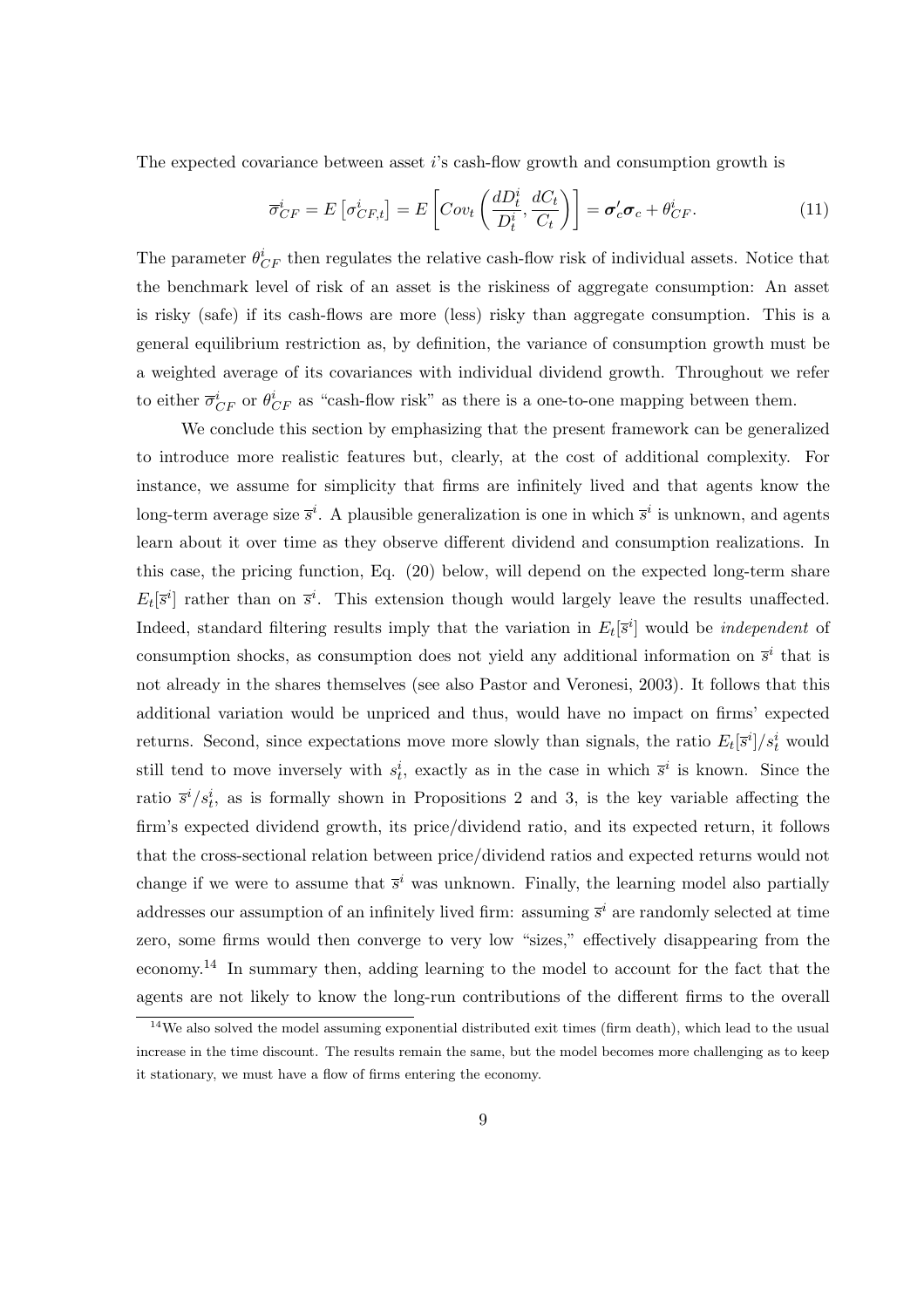The expected covariance between asset $i$'s cash-flow growth and consumption growth is

$$\overline{\sigma}_{CF}^{i} = E\left[\sigma_{CF,t}^{i}\right] = E\left[Cov_t\left(\frac{dD_t^i}{D_t^i}, \frac{dC_t}{C_t}\right)\right] = \boldsymbol{\sigma}_c'\boldsymbol{\sigma}_c + \theta_{CF}^{i}. \tag{11}$$

The parameter $\theta_{CF}^{i}$ then regulates the relative cash-flow risk of individual assets. Notice that the benchmark level of risk of an asset is the riskiness of aggregate consumption: An asset is risky (safe) if its cash-flows are more (less) risky than aggregate consumption. This is a general equilibrium restriction as, by definition, the variance of consumption growth must be a weighted average of its covariances with individual dividend growth. Throughout we refer to either $\overline{\sigma}_{CF}^{i}$ or $\theta_{CF}^{i}$ as "cash-flow risk" as there is a one-to-one mapping between them.

We conclude this section by emphasizing that the present framework can be generalized to introduce more realistic features but, clearly, at the cost of additional complexity. For instance, we assume for simplicity that firms are infinitely lived and that agents know the long-term average size $\overline{s}^i$. A plausible generalization is one in which $\overline{s}^i$ is unknown, and agents learn about it over time as they observe different dividend and consumption realizations. In this case, the pricing function, Eq. (20) below, will depend on the expected long-term share $E_t[\overline{s}^i]$ rather than on $\overline{s}^i$. This extension though would largely leave the results unaffected. Indeed, standard filtering results imply that the variation in $E_t[\overline{s}^i]$ would be *independent* of consumption shocks, as consumption does not yield any additional information on $\overline{s}^i$ that is not already in the shares themselves (see also Pastor and Veronesi, 2003). It follows that this additional variation would be unpriced and thus, would have no impact on firms' expected returns. Second, since expectations move more slowly than signals, the ratio $E_t[\overline{s}^i]/s_t^i$ would still tend to move inversely with $s_t^i$, exactly as in the case in which $\overline{s}^i$ is known. Since the ratio $\overline{s}^i/s_t^i$, as is formally shown in Propositions 2 and 3, is the key variable affecting the firm's expected dividend growth, its price/dividend ratio, and its expected return, it follows that the cross-sectional relation between price/dividend ratios and expected returns would not change if we were to assume that $\overline{s}^i$ was unknown. Finally, the learning model also partially addresses our assumption of an infinitely lived firm: assuming $\overline{s}^i$ are randomly selected at time zero, some firms would then converge to very low "sizes," effectively disappearing from the economy.[14] In summary then, adding learning to the model to account for the fact that the agents are not likely to know the long-run contributions of the different firms to the overall

[14] We also solved the model assuming exponential distributed exit times (firm death), which lead to the usual increase in the time discount. The results remain the same, but the model becomes more challenging as to keep it stationary, we must have a flow of firms entering the economy.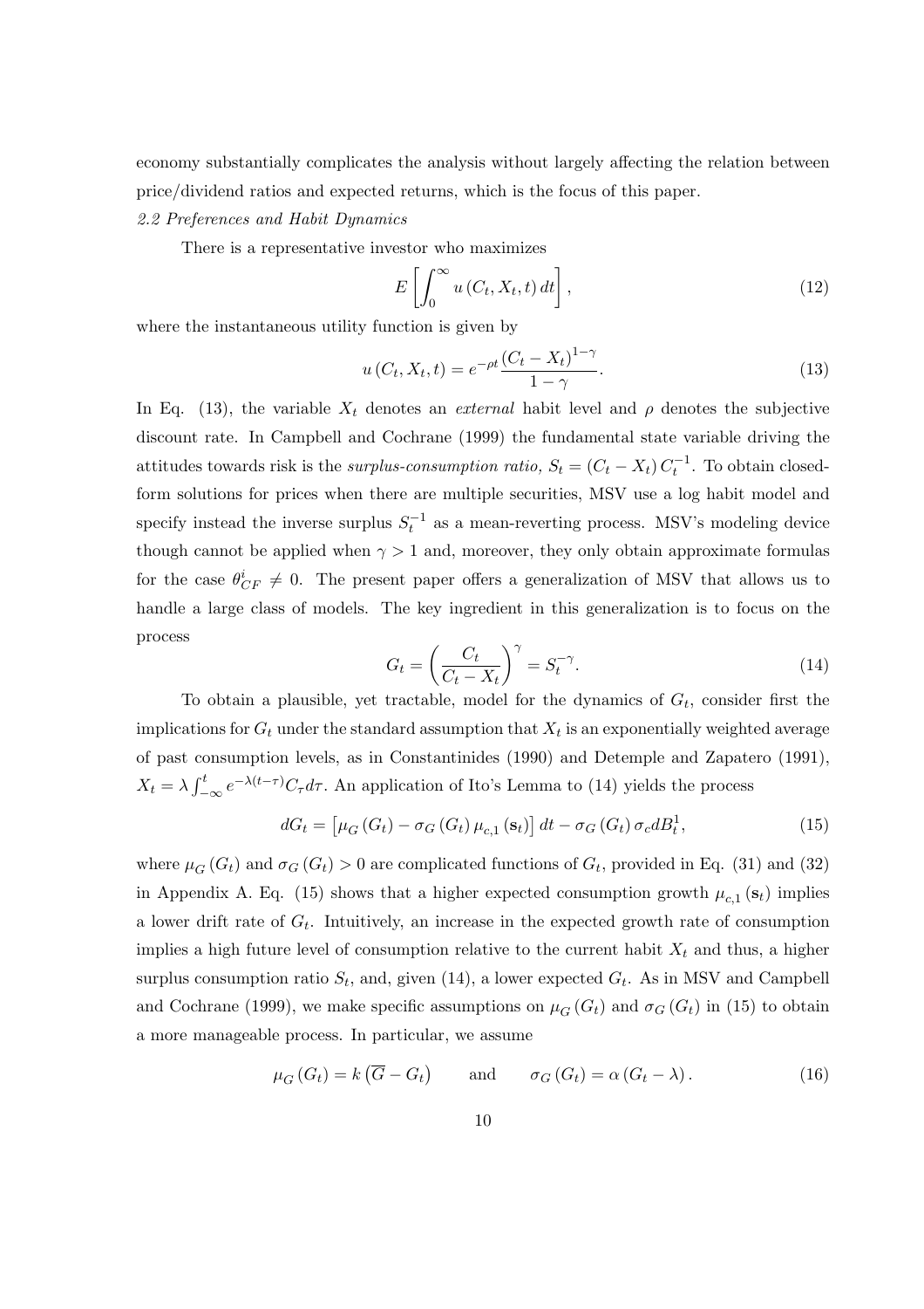economy substantially complicates the analysis without largely affecting the relation between price/dividend ratios and expected returns, which is the focus of this paper.

### *2.2 Preferences and Habit Dynamics*

There is a representative investor who maximizes

$$E\left[\int_0^\infty u\left(C_t, X_t, t\right) dt\right], \tag{12}$$

where the instantaneous utility function is given by

$$u\left(C_t, X_t, t\right) = e^{-\rho t} \frac{\left(C_t - X_t\right)^{1-\gamma}}{1-\gamma}. \tag{13}$$

In Eq. (13), the variable $X_t$ denotes an *external* habit level and $\rho$ denotes the subjective discount rate. In Campbell and Cochrane (1999) the fundamental state variable driving the attitudes towards risk is the *surplus-consumption ratio*, $S_t = \left(C_t - X_t\right) C_t^{-1}$. To obtain closed-form solutions for prices when there are multiple securities, MSV use a log habit model and specify instead the inverse surplus $S_t^{-1}$ as a mean-reverting process. MSV's modeling device though cannot be applied when $\gamma > 1$ and, moreover, they only obtain approximate formulas for the case $\theta_{CF}^i \neq 0$. The present paper offers a generalization of MSV that allows us to handle a large class of models. The key ingredient in this generalization is to focus on the process

$$G_t = \left(\frac{C_t}{C_t - X_t}\right)^\gamma = S_t^{-\gamma}. \tag{14}$$

To obtain a plausible, yet tractable, model for the dynamics of $G_t$, consider first the implications for $G_t$ under the standard assumption that $X_t$ is an exponentially weighted average of past consumption levels, as in Constantinides (1990) and Detemple and Zapatero (1991), $X_t = \lambda \int_{-\infty}^t e^{-\lambda(t-\tau)} C_\tau d\tau$. An application of Ito's Lemma to (14) yields the process

$$dG_t = \left[\mu_G\left(G_t\right) - \sigma_G\left(G_t\right) \mu_{c,1}\left(\mathbf{s}_t\right)\right] dt - \sigma_G\left(G_t\right) \sigma_c dB_t^1, \tag{15}$$

where $\mu_G\left(G_t\right)$ and $\sigma_G\left(G_t\right) > 0$ are complicated functions of $G_t$, provided in Eq. (31) and (32) in Appendix A. Eq. (15) shows that a higher expected consumption growth $\mu_{c,1}\left(\mathbf{s}_t\right)$ implies a lower drift rate of $G_t$. Intuitively, an increase in the expected growth rate of consumption implies a high future level of consumption relative to the current habit $X_t$ and thus, a higher surplus consumption ratio $S_t$, and, given (14), a lower expected $G_t$. As in MSV and Campbell and Cochrane (1999), we make specific assumptions on $\mu_G\left(G_t\right)$ and $\sigma_G\left(G_t\right)$ in (15) to obtain a more manageable process. In particular, we assume

$$\mu_G\left(G_t\right) = k\left(\overline{G} - G_t\right) \qquad \text{and} \qquad \sigma_G\left(G_t\right) = \alpha\left(G_t - \lambda\right). \tag{16}$$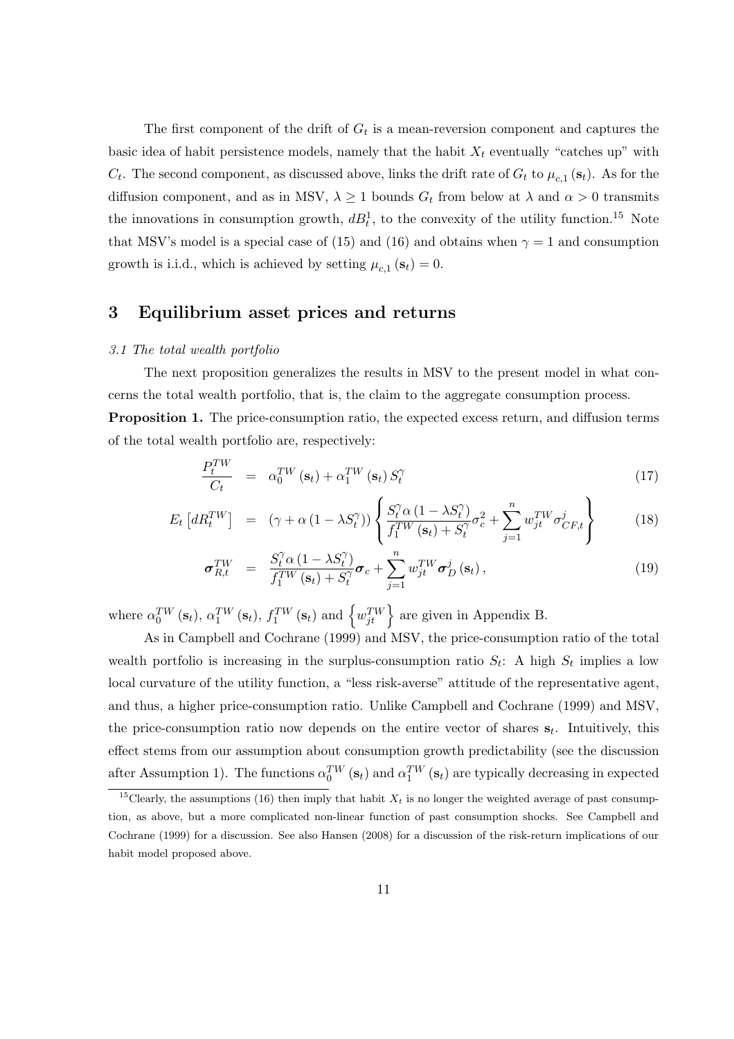The first component of the drift of $G_t$ is a mean-reversion component and captures the basic idea of habit persistence models, namely that the habit $X_t$ eventually "catches up" with $C_t$. The second component, as discussed above, links the drift rate of $G_t$ to $\mu_{c,1}(\mathbf{s}_t)$. As for the diffusion component, and as in MSV, $\lambda \geq 1$ bounds $G_t$ from below at $\lambda$ and $\alpha > 0$ transmits the innovations in consumption growth, $dB_t^1$, to the convexity of the utility function.[15] Note that MSV's model is a special case of (15) and (16) and obtains when $\gamma = 1$ and consumption growth is i.i.d., which is achieved by setting $\mu_{c,1}(\mathbf{s}_t) = 0$.

# 3 Equilibrium asset prices and returns

*3.1 The total wealth portfolio*

The next proposition generalizes the results in MSV to the present model in what concerns the total wealth portfolio, that is, the claim to the aggregate consumption process.

**Proposition 1.** The price-consumption ratio, the expected excess return, and diffusion terms of the total wealth portfolio are, respectively:

$$
\frac{P_t^{TW}}{C_t} = \alpha_0^{TW}(\mathbf{s}_t) + \alpha_1^{TW}(\mathbf{s}_t) S_t^{\gamma} \tag{17}
$$

$$
E_t\left[dR_t^{TW}\right] = \left(\gamma + \alpha\left(1 - \lambda S_t^{\gamma}\right)\right)\left\{\frac{S_t^{\gamma}\alpha\left(1-\lambda S_t^{\gamma}\right)}{f_1^{TW}(\mathbf{s}_t) + S_t^{\gamma}}\sigma_c^2 + \sum_{j=1}^{n} w_{jt}^{TW}\sigma_{CF,t}^{j}\right\} \tag{18}
$$

$$
\boldsymbol{\sigma}_{R,t}^{TW} = \frac{S_t^{\gamma}\alpha\left(1-\lambda S_t^{\gamma}\right)}{f_1^{TW}(\mathbf{s}_t) + S_t^{\gamma}}\boldsymbol{\sigma}_c + \sum_{j=1}^{n} w_{jt}^{TW}\boldsymbol{\sigma}_D^{j}(\mathbf{s}_t), \tag{19}
$$

where $\alpha_0^{TW}(\mathbf{s}_t)$, $\alpha_1^{TW}(\mathbf{s}_t)$, $f_1^{TW}(\mathbf{s}_t)$ and $\left\{w_{jt}^{TW}\right\}$ are given in Appendix B.

As in Campbell and Cochrane (1999) and MSV, the price-consumption ratio of the total wealth portfolio is increasing in the surplus-consumption ratio $S_t$: A high $S_t$ implies a low local curvature of the utility function, a "less risk-averse" attitude of the representative agent, and thus, a higher price-consumption ratio. Unlike Campbell and Cochrane (1999) and MSV, the price-consumption ratio now depends on the entire vector of shares $\mathbf{s}_t$. Intuitively, this effect stems from our assumption about consumption growth predictability (see the discussion after Assumption 1). The functions $\alpha_0^{TW}(\mathbf{s}_t)$ and $\alpha_1^{TW}(\mathbf{s}_t)$ are typically decreasing in expected

[15] Clearly, the assumptions (16) then imply that habit $X_t$ is no longer the weighted average of past consumption, as above, but a more complicated non-linear function of past consumption shocks. See Campbell and Cochrane (1999) for a discussion. See also Hansen (2008) for a discussion of the risk-return implications of our habit model proposed above.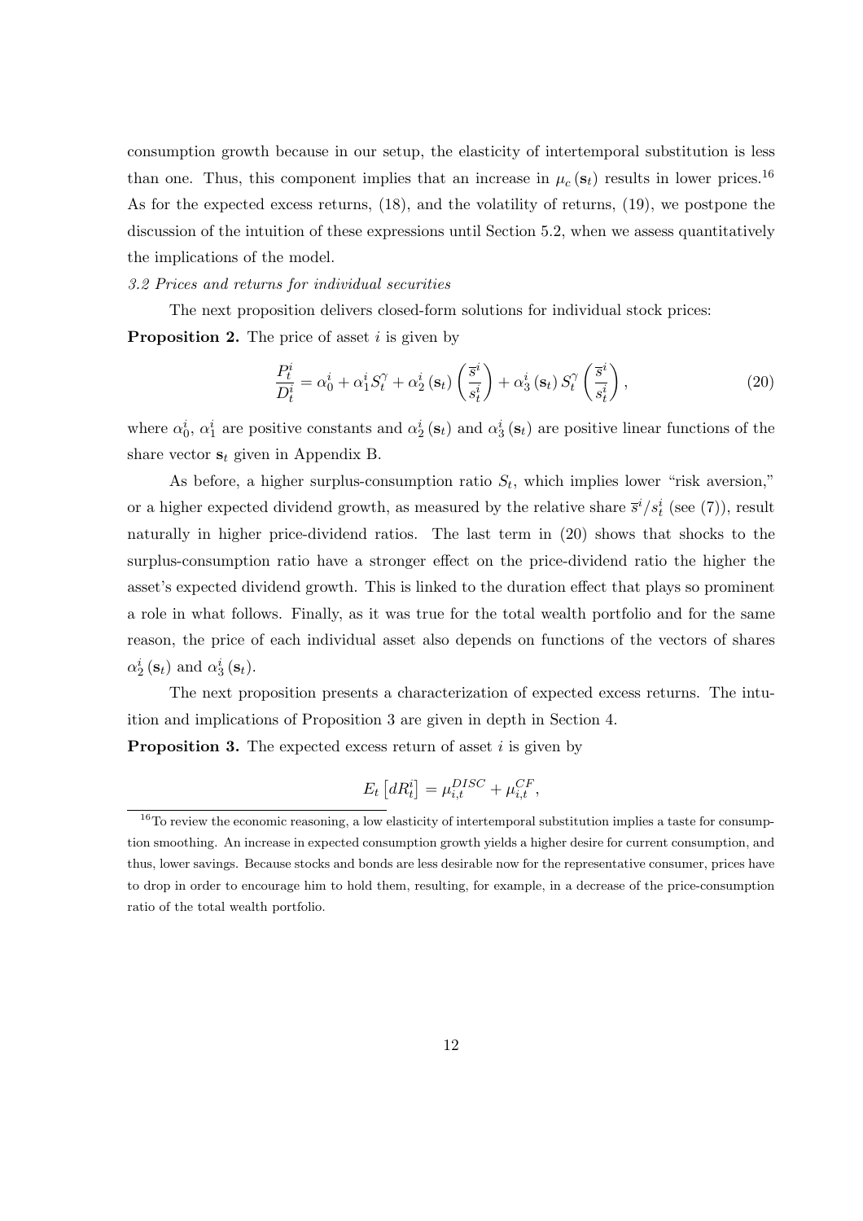consumption growth because in our setup, the elasticity of intertemporal substitution is less than one. Thus, this component implies that an increase in $\mu_c(\mathbf{s}_t)$ results in lower prices.[16] As for the expected excess returns, (18), and the volatility of returns, (19), we postpone the discussion of the intuition of these expressions until Section 5.2, when we assess quantitatively the implications of the model.

*3.2 Prices and returns for individual securities*

The next proposition delivers closed-form solutions for individual stock prices:

**Proposition 2.** The price of asset $i$ is given by

$$\frac{P_t^i}{D_t^i} = \alpha_0^i + \alpha_1^i S_t^\gamma + \alpha_2^i(\mathbf{s}_t)\left(\frac{\overline{s}^i}{s_t^i}\right) + \alpha_3^i(\mathbf{s}_t) S_t^\gamma \left(\frac{\overline{s}^i}{s_t^i}\right), \tag{20}$$

where $\alpha_0^i$, $\alpha_1^i$ are positive constants and $\alpha_2^i(\mathbf{s}_t)$ and $\alpha_3^i(\mathbf{s}_t)$ are positive linear functions of the share vector $\mathbf{s}_t$ given in Appendix B.

As before, a higher surplus-consumption ratio $S_t$, which implies lower "risk aversion," or a higher expected dividend growth, as measured by the relative share $\overline{s}^i/s_t^i$ (see (7)), result naturally in higher price-dividend ratios. The last term in (20) shows that shocks to the surplus-consumption ratio have a stronger effect on the price-dividend ratio the higher the asset's expected dividend growth. This is linked to the duration effect that plays so prominent a role in what follows. Finally, as it was true for the total wealth portfolio and for the same reason, the price of each individual asset also depends on functions of the vectors of shares $\alpha_2^i(\mathbf{s}_t)$ and $\alpha_3^i(\mathbf{s}_t)$.

The next proposition presents a characterization of expected excess returns. The intuition and implications of Proposition 3 are given in depth in Section 4.

**Proposition 3.** The expected excess return of asset $i$ is given by

$$E_t\left[dR_t^i\right] = \mu_{i,t}^{DISC} + \mu_{i,t}^{CF},$$

[16] To review the economic reasoning, a low elasticity of intertemporal substitution implies a taste for consumption smoothing. An increase in expected consumption growth yields a higher desire for current consumption, and thus, lower savings. Because stocks and bonds are less desirable now for the representative consumer, prices have to drop in order to encourage him to hold them, resulting, for example, in a decrease of the price-consumption ratio of the total wealth portfolio.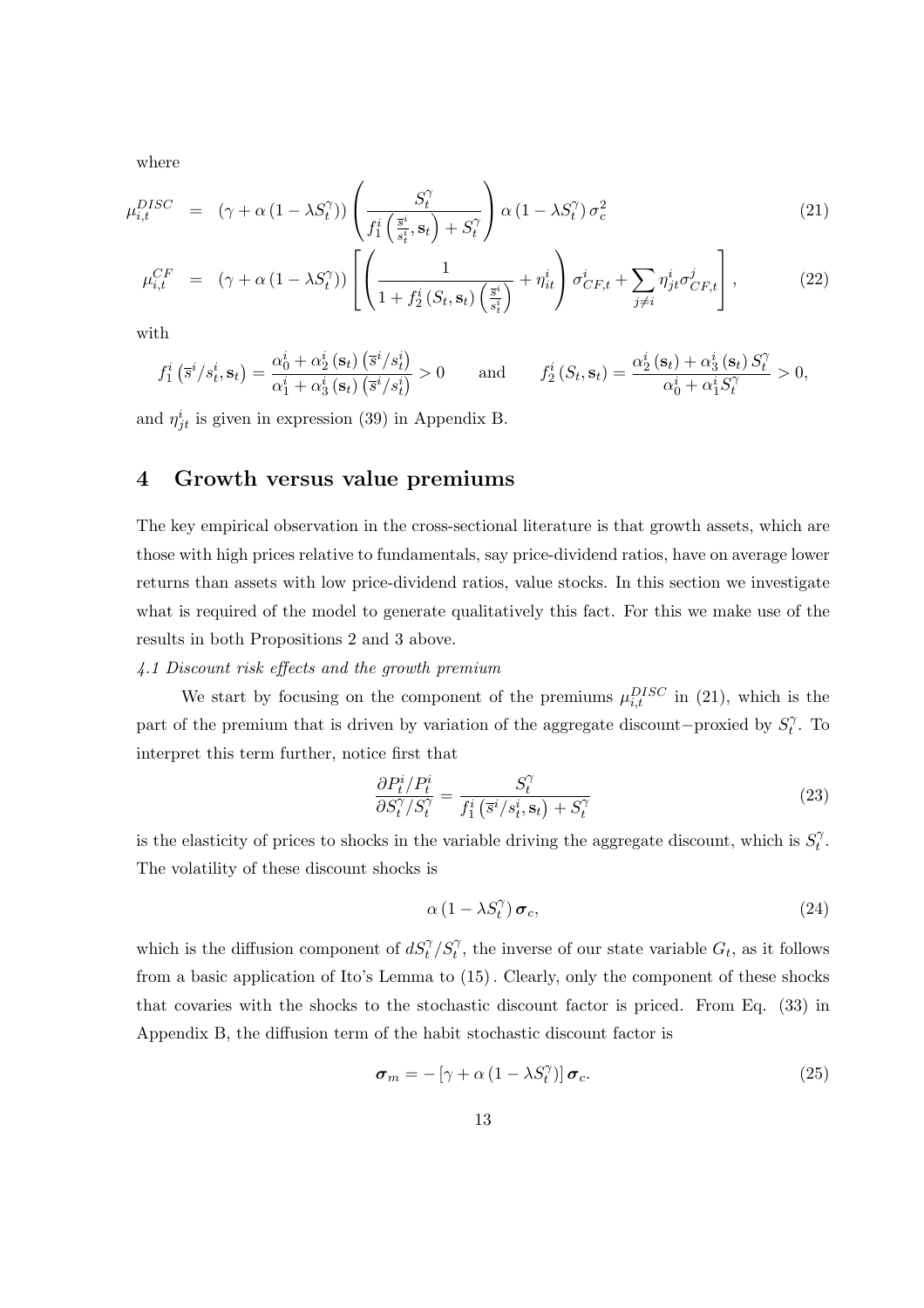where

$$\mu_{i,t}^{DISC} = \left(\gamma + \alpha\left(1 - \lambda S_t^{\gamma}\right)\right)\left(\frac{S_t^{\gamma}}{f_1^i\left(\frac{\overline{s}^i}{s_t^i}, \mathbf{s}_t\right) + S_t^{\gamma}}\right)\alpha\left(1 - \lambda S_t^{\gamma}\right)\sigma_c^2 \tag{21}$$

$$\mu_{i,t}^{CF} = \left(\gamma + \alpha\left(1 - \lambda S_t^{\gamma}\right)\right)\left[\left(\frac{1}{1 + f_2^i\left(S_t, \mathbf{s}_t\right)\left(\frac{\overline{s}^i}{s_t^i}\right)} + \eta_{it}^i\right)\sigma_{CF,t}^i + \sum_{j\neq i}\eta_{jt}^i\sigma_{CF,t}^j\right], \tag{22}$$

with

$$f_1^i\left(\overline{s}^i/s_t^i, \mathbf{s}_t\right) = \frac{\alpha_0^i + \alpha_2^i\left(\mathbf{s}_t\right)\left(\overline{s}^i/s_t^i\right)}{\alpha_1^i + \alpha_3^i\left(\mathbf{s}_t\right)\left(\overline{s}^i/s_t^i\right)} > 0 \qquad \text{and} \qquad f_2^i\left(S_t, \mathbf{s}_t\right) = \frac{\alpha_2^i\left(\mathbf{s}_t\right) + \alpha_3^i\left(\mathbf{s}_t\right)S_t^{\gamma}}{\alpha_0^i + \alpha_1^i S_t^{\gamma}} > 0,$$

and $\eta_{jt}^i$ is given in expression (39) in Appendix B.

## 4 Growth versus value premiums

The key empirical observation in the cross-sectional literature is that growth assets, which are those with high prices relative to fundamentals, say price-dividend ratios, have on average lower returns than assets with low price-dividend ratios, value stocks. In this section we investigate what is required of the model to generate qualitatively this fact. For this we make use of the results in both Propositions 2 and 3 above.

*4.1 Discount risk effects and the growth premium*

We start by focusing on the component of the premiums $\mu_{i,t}^{DISC}$ in (21), which is the part of the premium that is driven by variation of the aggregate discount−proxied by $S_t^{\gamma}$. To interpret this term further, notice first that

$$\frac{\partial P_t^i/P_t^i}{\partial S_t^{\gamma}/S_t^{\gamma}} = \frac{S_t^{\gamma}}{f_1^i\left(\overline{s}^i/s_t^i, \mathbf{s}_t\right) + S_t^{\gamma}} \tag{23}$$

is the elasticity of prices to shocks in the variable driving the aggregate discount, which is $S_t^{\gamma}$. The volatility of these discount shocks is

$$\alpha\left(1 - \lambda S_t^{\gamma}\right)\boldsymbol{\sigma}_c, \tag{24}$$

which is the diffusion component of $dS_t^{\gamma}/S_t^{\gamma}$, the inverse of our state variable $G_t$, as it follows from a basic application of Ito's Lemma to (15). Clearly, only the component of these shocks that covaries with the shocks to the stochastic discount factor is priced. From Eq. (33) in Appendix B, the diffusion term of the habit stochastic discount factor is

$$\boldsymbol{\sigma}_m = -\left[\gamma + \alpha\left(1 - \lambda S_t^{\gamma}\right)\right]\boldsymbol{\sigma}_c. \tag{25}$$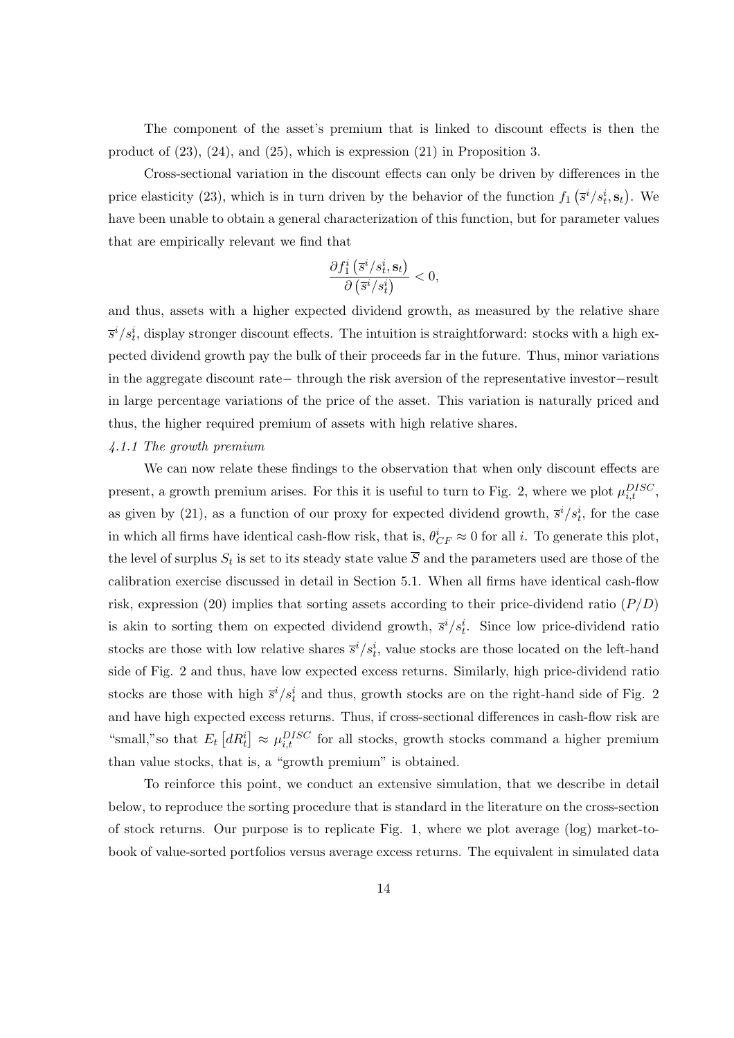The component of the asset's premium that is linked to discount effects is then the product of (23), (24), and (25), which is expression (21) in Proposition 3.

Cross-sectional variation in the discount effects can only be driven by differences in the price elasticity (23), which is in turn driven by the behavior of the function $f_1\left(\overline{s}^i/s_t^i, \mathbf{s}_t\right)$. We have been unable to obtain a general characterization of this function, but for parameter values that are empirically relevant we find that

$$\frac{\partial f_1^i\left(\overline{s}^i/s_t^i, \mathbf{s}_t\right)}{\partial\left(\overline{s}^i/s_t^i\right)} < 0,$$

and thus, assets with a higher expected dividend growth, as measured by the relative share $\overline{s}^i/s_t^i$, display stronger discount effects. The intuition is straightforward: stocks with a high expected dividend growth pay the bulk of their proceeds far in the future. Thus, minor variations in the aggregate discount rate− through the risk aversion of the representative investor−result in large percentage variations of the price of the asset. This variation is naturally priced and thus, the higher required premium of assets with high relative shares.

*4.1.1 The growth premium*

We can now relate these findings to the observation that when only discount effects are present, a growth premium arises. For this it is useful to turn to Fig. 2, where we plot $\mu_{i,t}^{DISC}$, as given by (21), as a function of our proxy for expected dividend growth, $\overline{s}^i/s_t^i$, for the case in which all firms have identical cash-flow risk, that is, $\theta_{CF}^i \approx 0$ for all $i$. To generate this plot, the level of surplus $S_t$ is set to its steady state value $\overline{S}$ and the parameters used are those of the calibration exercise discussed in detail in Section 5.1. When all firms have identical cash-flow risk, expression (20) implies that sorting assets according to their price-dividend ratio ($P/D$) is akin to sorting them on expected dividend growth, $\overline{s}^i/s_t^i$. Since low price-dividend ratio stocks are those with low relative shares $\overline{s}^i/s_t^i$, value stocks are those located on the left-hand side of Fig. 2 and thus, have low expected excess returns. Similarly, high price-dividend ratio stocks are those with high $\overline{s}^i/s_t^i$ and thus, growth stocks are on the right-hand side of Fig. 2 and have high expected excess returns. Thus, if cross-sectional differences in cash-flow risk are "small,"so that $E_t\left[dR_t^i\right] \approx \mu_{i,t}^{DISC}$ for all stocks, growth stocks command a higher premium than value stocks, that is, a "growth premium" is obtained.

To reinforce this point, we conduct an extensive simulation, that we describe in detail below, to reproduce the sorting procedure that is standard in the literature on the cross-section of stock returns. Our purpose is to replicate Fig. 1, where we plot average (log) market-to-book of value-sorted portfolios versus average excess returns. The equivalent in simulated data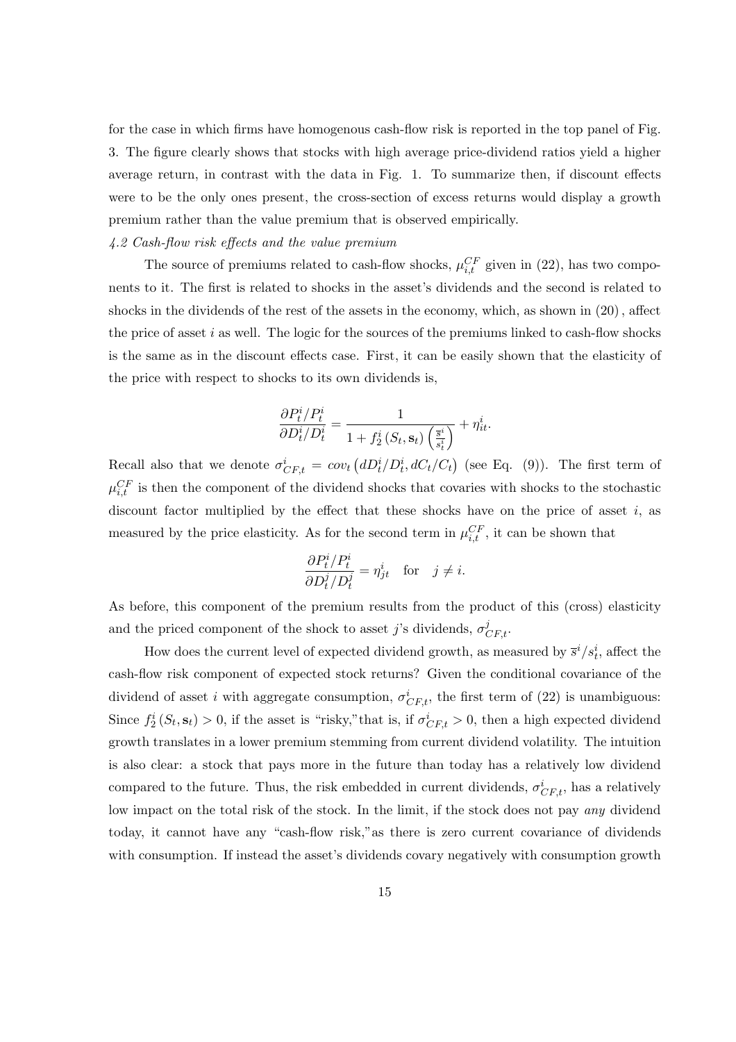for the case in which firms have homogenous cash-flow risk is reported in the top panel of Fig. 3. The figure clearly shows that stocks with high average price-dividend ratios yield a higher average return, in contrast with the data in Fig. 1. To summarize then, if discount effects were to be the only ones present, the cross-section of excess returns would display a growth premium rather than the value premium that is observed empirically.

*4.2 Cash-flow risk effects and the value premium*

The source of premiums related to cash-flow shocks, $\mu_{i,t}^{CF}$ given in (22), has two components to it. The first is related to shocks in the asset's dividends and the second is related to shocks in the dividends of the rest of the assets in the economy, which, as shown in (20), affect the price of asset $i$ as well. The logic for the sources of the premiums linked to cash-flow shocks is the same as in the discount effects case. First, it can be easily shown that the elasticity of the price with respect to shocks to its own dividends is,

$$\frac{\partial P_t^i/P_t^i}{\partial D_t^i/D_t^i} = \frac{1}{1 + f_2^i\left(S_t, \mathbf{s}_t\right)\left(\frac{\overline{s}^i}{s_t^i}\right)} + \eta_{it}^i.$$

Recall also that we denote $\sigma_{CF,t}^i = cov_t\left(dD_t^i/D_t^i, dC_t/C_t\right)$ (see Eq. (9)). The first term of $\mu_{i,t}^{CF}$ is then the component of the dividend shocks that covaries with shocks to the stochastic discount factor multiplied by the effect that these shocks have on the price of asset $i$, as measured by the price elasticity. As for the second term in $\mu_{i,t}^{CF}$, it can be shown that

$$\frac{\partial P_t^i/P_t^i}{\partial D_t^j/D_t^j} = \eta_{jt}^i \quad \text{for} \quad j \neq i.$$

As before, this component of the premium results from the product of this (cross) elasticity and the priced component of the shock to asset $j$'s dividends, $\sigma_{CF,t}^j$.

How does the current level of expected dividend growth, as measured by $\overline{s}^i/s_t^i$, affect the cash-flow risk component of expected stock returns? Given the conditional covariance of the dividend of asset $i$ with aggregate consumption, $\sigma_{CF,t}^i$, the first term of (22) is unambiguous: Since $f_2^i\left(S_t, \mathbf{s}_t\right) > 0$, if the asset is "risky,"that is, if $\sigma_{CF,t}^i > 0$, then a high expected dividend growth translates in a lower premium stemming from current dividend volatility. The intuition is also clear: a stock that pays more in the future than today has a relatively low dividend compared to the future. Thus, the risk embedded in current dividends, $\sigma_{CF,t}^i$, has a relatively low impact on the total risk of the stock. In the limit, if the stock does not pay *any* dividend today, it cannot have any "cash-flow risk,"as there is zero current covariance of dividends with consumption. If instead the asset's dividends covary negatively with consumption growth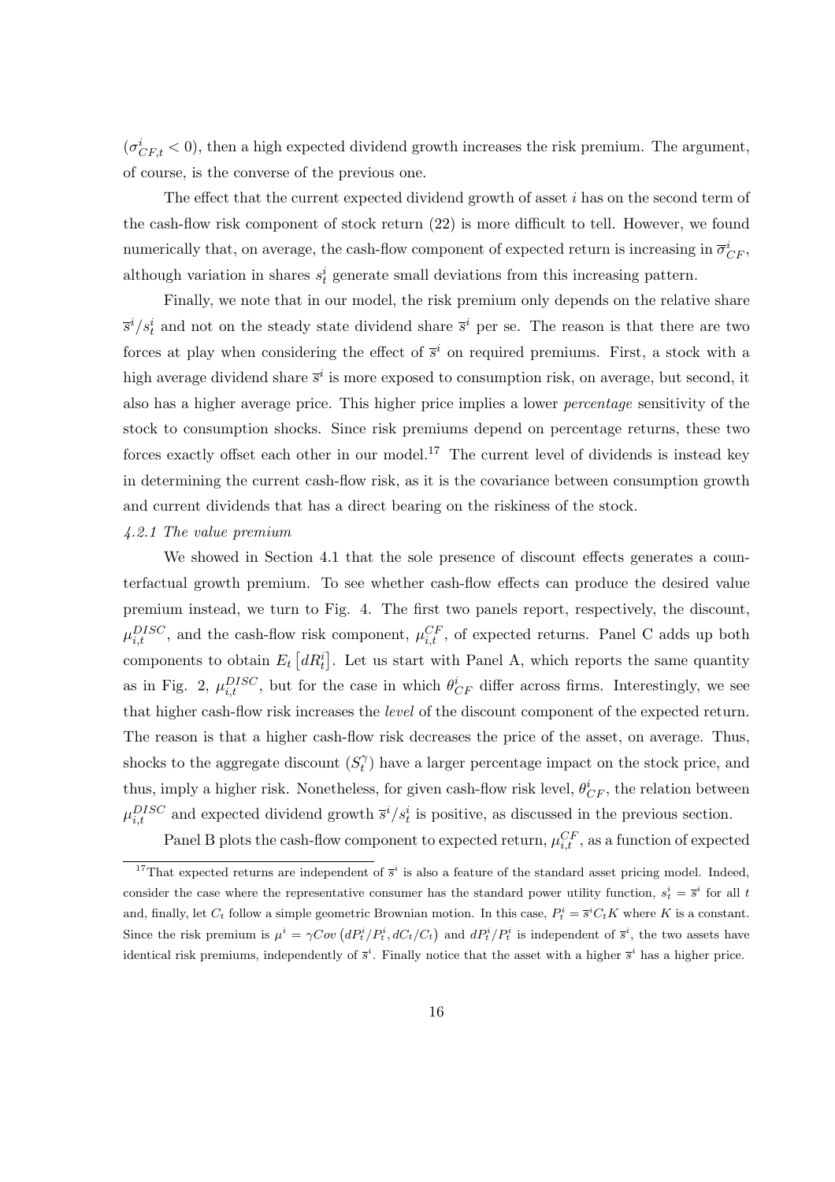($\sigma^i_{CF,t} < 0$), then a high expected dividend growth increases the risk premium. The argument, of course, is the converse of the previous one.

The effect that the current expected dividend growth of asset $i$ has on the second term of the cash-flow risk component of stock return (22) is more difficult to tell. However, we found numerically that, on average, the cash-flow component of expected return is increasing in $\overline{\sigma}^i_{CF}$, although variation in shares $s^i_t$ generate small deviations from this increasing pattern.

Finally, we note that in our model, the risk premium only depends on the relative share $\overline{s}^i/s^i_t$ and not on the steady state dividend share $\overline{s}^i$ per se. The reason is that there are two forces at play when considering the effect of $\overline{s}^i$ on required premiums. First, a stock with a high average dividend share $\overline{s}^i$ is more exposed to consumption risk, on average, but second, it also has a higher average price. This higher price implies a lower *percentage* sensitivity of the stock to consumption shocks. Since risk premiums depend on percentage returns, these two forces exactly offset each other in our model.[17] The current level of dividends is instead key in determining the current cash-flow risk, as it is the covariance between consumption growth and current dividends that has a direct bearing on the riskiness of the stock.

*4.2.1 The value premium*

We showed in Section 4.1 that the sole presence of discount effects generates a counterfactual growth premium. To see whether cash-flow effects can produce the desired value premium instead, we turn to Fig. 4. The first two panels report, respectively, the discount, $\mu^{DISC}_{i,t}$, and the cash-flow risk component, $\mu^{CF}_{i,t}$, of expected returns. Panel C adds up both components to obtain $E_t\left[dR^i_t\right]$. Let us start with Panel A, which reports the same quantity as in Fig. 2, $\mu^{DISC}_{i,t}$, but for the case in which $\theta^i_{CF}$ differ across firms. Interestingly, we see that higher cash-flow risk increases the *level* of the discount component of the expected return. The reason is that a higher cash-flow risk decreases the price of the asset, on average. Thus, shocks to the aggregate discount ($S^\gamma_t$) have a larger percentage impact on the stock price, and thus, imply a higher risk. Nonetheless, for given cash-flow risk level, $\theta^i_{CF}$, the relation between $\mu^{DISC}_{i,t}$ and expected dividend growth $\overline{s}^i/s^i_t$ is positive, as discussed in the previous section.

Panel B plots the cash-flow component to expected return, $\mu^{CF}_{i,t}$, as a function of expected

[17] That expected returns are independent of $\overline{s}^i$ is also a feature of the standard asset pricing model. Indeed, consider the case where the representative consumer has the standard power utility function, $s^i_t = \overline{s}^i$ for all $t$ and, finally, let $C_t$ follow a simple geometric Brownian motion. In this case, $P^i_t = \overline{s}^i C_t K$ where $K$ is a constant. Since the risk premium is $\mu^i = \gamma Cov\left(dP^i_t/P^i_t, dC_t/C_t\right)$ and $dP^i_t/P^i_t$ is independent of $\overline{s}^i$, the two assets have identical risk premiums, independently of $\overline{s}^i$. Finally notice that the asset with a higher $\overline{s}^i$ has a higher price.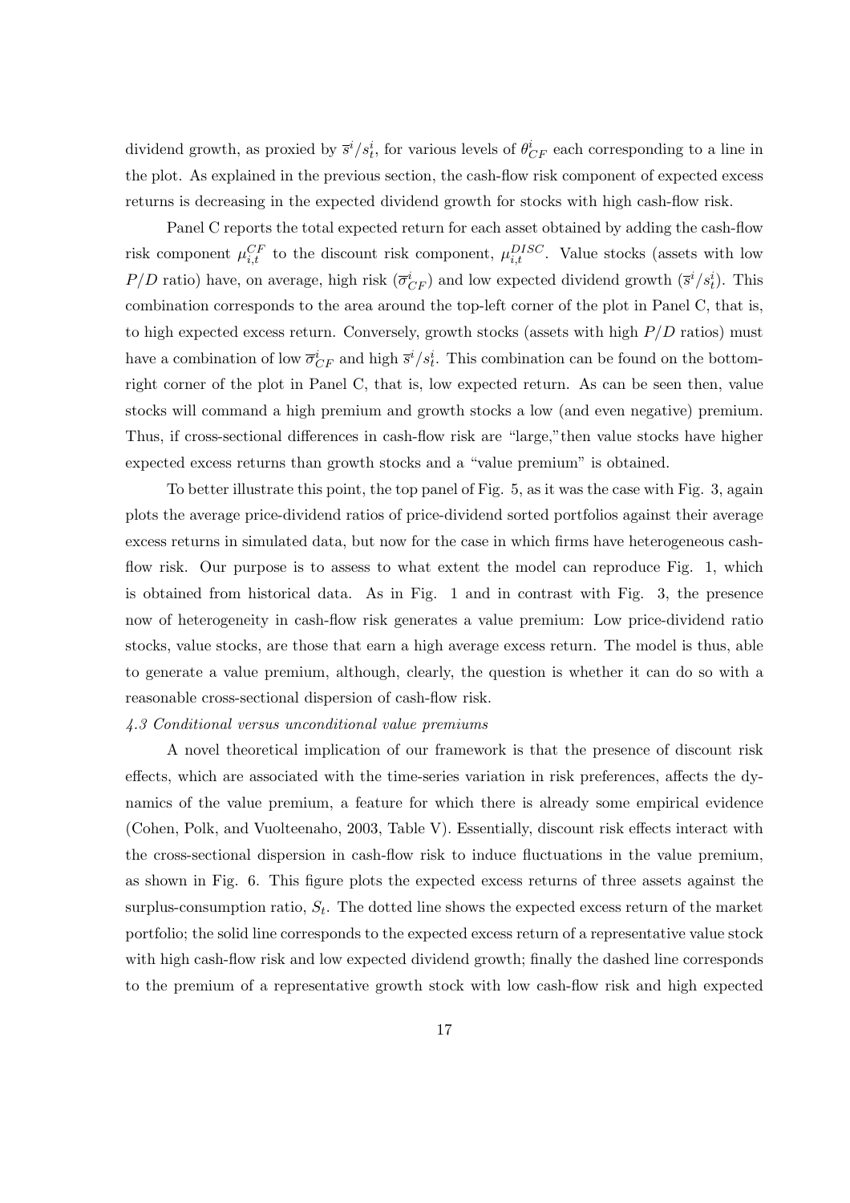dividend growth, as proxied by $\overline{s}^i/s_t^i$, for various levels of $\theta_{CF}^i$ each corresponding to a line in the plot. As explained in the previous section, the cash-flow risk component of expected excess returns is decreasing in the expected dividend growth for stocks with high cash-flow risk.

Panel C reports the total expected return for each asset obtained by adding the cash-flow risk component $\mu_{i,t}^{CF}$ to the discount risk component, $\mu_{i,t}^{DISC}$. Value stocks (assets with low $P/D$ ratio) have, on average, high risk ($\overline{\sigma}_{CF}^i$) and low expected dividend growth ($\overline{s}^i/s_t^i$). This combination corresponds to the area around the top-left corner of the plot in Panel C, that is, to high expected excess return. Conversely, growth stocks (assets with high $P/D$ ratios) must have a combination of low $\overline{\sigma}_{CF}^i$ and high $\overline{s}^i/s_t^i$. This combination can be found on the bottom-right corner of the plot in Panel C, that is, low expected return. As can be seen then, value stocks will command a high premium and growth stocks a low (and even negative) premium. Thus, if cross-sectional differences in cash-flow risk are "large,"then value stocks have higher expected excess returns than growth stocks and a "value premium" is obtained.

To better illustrate this point, the top panel of Fig. 5, as it was the case with Fig. 3, again plots the average price-dividend ratios of price-dividend sorted portfolios against their average excess returns in simulated data, but now for the case in which firms have heterogeneous cash-flow risk. Our purpose is to assess to what extent the model can reproduce Fig. 1, which is obtained from historical data. As in Fig. 1 and in contrast with Fig. 3, the presence now of heterogeneity in cash-flow risk generates a value premium: Low price-dividend ratio stocks, value stocks, are those that earn a high average excess return. The model is thus, able to generate a value premium, although, clearly, the question is whether it can do so with a reasonable cross-sectional dispersion of cash-flow risk.

*4.3 Conditional versus unconditional value premiums*

A novel theoretical implication of our framework is that the presence of discount risk effects, which are associated with the time-series variation in risk preferences, affects the dynamics of the value premium, a feature for which there is already some empirical evidence (Cohen, Polk, and Vuolteenaho, 2003, Table V). Essentially, discount risk effects interact with the cross-sectional dispersion in cash-flow risk to induce fluctuations in the value premium, as shown in Fig. 6. This figure plots the expected excess returns of three assets against the surplus-consumption ratio, $S_t$. The dotted line shows the expected excess return of the market portfolio; the solid line corresponds to the expected excess return of a representative value stock with high cash-flow risk and low expected dividend growth; finally the dashed line corresponds to the premium of a representative growth stock with low cash-flow risk and high expected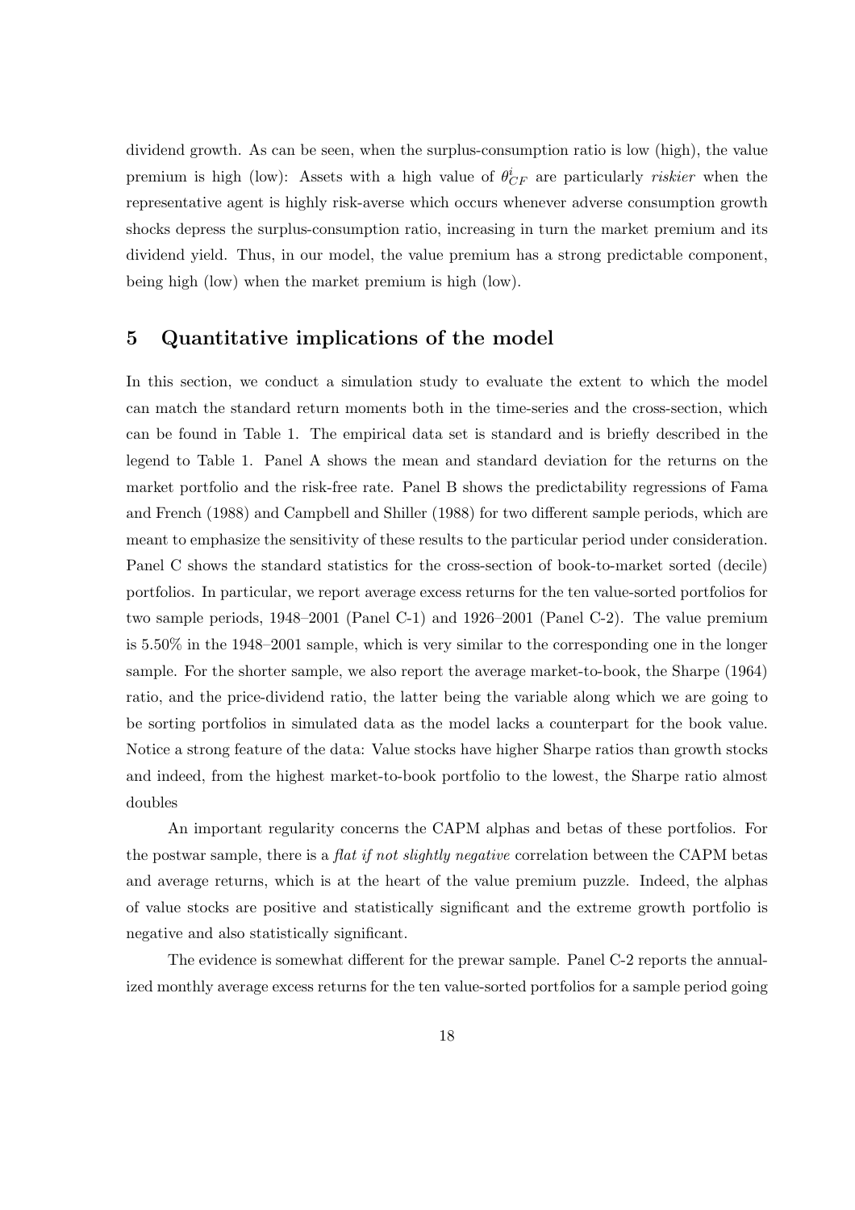dividend growth. As can be seen, when the surplus-consumption ratio is low (high), the value premium is high (low): Assets with a high value of $\theta^i_{CF}$ are particularly *riskier* when the representative agent is highly risk-averse which occurs whenever adverse consumption growth shocks depress the surplus-consumption ratio, increasing in turn the market premium and its dividend yield. Thus, in our model, the value premium has a strong predictable component, being high (low) when the market premium is high (low).

## 5 Quantitative implications of the model

In this section, we conduct a simulation study to evaluate the extent to which the model can match the standard return moments both in the time-series and the cross-section, which can be found in Table 1. The empirical data set is standard and is briefly described in the legend to Table 1. Panel A shows the mean and standard deviation for the returns on the market portfolio and the risk-free rate. Panel B shows the predictability regressions of Fama and French (1988) and Campbell and Shiller (1988) for two different sample periods, which are meant to emphasize the sensitivity of these results to the particular period under consideration. Panel C shows the standard statistics for the cross-section of book-to-market sorted (decile) portfolios. In particular, we report average excess returns for the ten value-sorted portfolios for two sample periods, 1948–2001 (Panel C-1) and 1926–2001 (Panel C-2). The value premium is 5.50% in the 1948–2001 sample, which is very similar to the corresponding one in the longer sample. For the shorter sample, we also report the average market-to-book, the Sharpe (1964) ratio, and the price-dividend ratio, the latter being the variable along which we are going to be sorting portfolios in simulated data as the model lacks a counterpart for the book value. Notice a strong feature of the data: Value stocks have higher Sharpe ratios than growth stocks and indeed, from the highest market-to-book portfolio to the lowest, the Sharpe ratio almost doubles

An important regularity concerns the CAPM alphas and betas of these portfolios. For the postwar sample, there is a *flat if not slightly negative* correlation between the CAPM betas and average returns, which is at the heart of the value premium puzzle. Indeed, the alphas of value stocks are positive and statistically significant and the extreme growth portfolio is negative and also statistically significant.

The evidence is somewhat different for the prewar sample. Panel C-2 reports the annualized monthly average excess returns for the ten value-sorted portfolios for a sample period going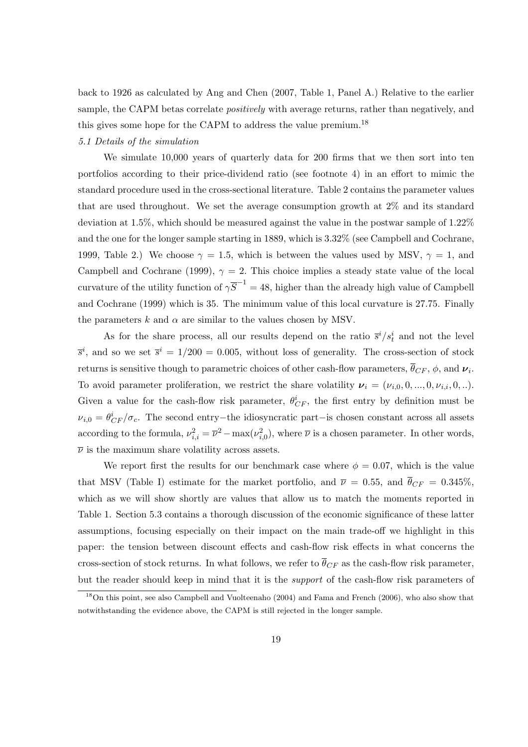back to 1926 as calculated by Ang and Chen (2007, Table 1, Panel A.) Relative to the earlier sample, the CAPM betas correlate *positively* with average returns, rather than negatively, and this gives some hope for the CAPM to address the value premium.[18]

*5.1 Details of the simulation*

We simulate 10,000 years of quarterly data for 200 firms that we then sort into ten portfolios according to their price-dividend ratio (see footnote 4) in an effort to mimic the standard procedure used in the cross-sectional literature. Table 2 contains the parameter values that are used throughout. We set the average consumption growth at 2% and its standard deviation at 1.5%, which should be measured against the value in the postwar sample of 1.22% and the one for the longer sample starting in 1889, which is 3.32% (see Campbell and Cochrane, 1999, Table 2.) We choose $\gamma = 1.5$, which is between the values used by MSV, $\gamma = 1$, and Campbell and Cochrane (1999), $\gamma = 2$. This choice implies a steady state value of the local curvature of the utility function of $\gamma \overline{S}^{-1} = 48$, higher than the already high value of Campbell and Cochrane (1999) which is 35. The minimum value of this local curvature is 27.75. Finally the parameters $k$ and $\alpha$ are similar to the values chosen by MSV.

As for the share process, all our results depend on the ratio $\overline{s}^i / s^i_t$ and not the level $\overline{s}^i$, and so we set $\overline{s}^i = 1/200 = 0.005$, without loss of generality. The cross-section of stock returns is sensitive though to parametric choices of other cash-flow parameters, $\overline{\theta}_{CF}$, $\phi$, and $\boldsymbol{\nu}_i$. To avoid parameter proliferation, we restrict the share volatility $\boldsymbol{\nu}_i = (\nu_{i,0}, 0, ..., 0, \nu_{i,i}, 0, ..)$. Given a value for the cash-flow risk parameter, $\theta^i_{CF}$, the first entry by definition must be $\nu_{i,0} = \theta^i_{CF}/\sigma_c$. The second entry−the idiosyncratic part−is chosen constant across all assets according to the formula, $\nu^2_{i,i} = \overline{\nu}^2 - \max(\nu^2_{i,0})$, where $\overline{\nu}$ is a chosen parameter. In other words, $\overline{\nu}$ is the maximum share volatility across assets.

We report first the results for our benchmark case where $\phi = 0.07$, which is the value that MSV (Table I) estimate for the market portfolio, and $\overline{\nu} = 0.55$, and $\overline{\theta}_{CF} = 0.345\%$, which as we will show shortly are values that allow us to match the moments reported in Table 1. Section 5.3 contains a thorough discussion of the economic significance of these latter assumptions, focusing especially on their impact on the main trade-off we highlight in this paper: the tension between discount effects and cash-flow risk effects in what concerns the cross-section of stock returns. In what follows, we refer to $\overline{\theta}_{CF}$ as the cash-flow risk parameter, but the reader should keep in mind that it is the *support* of the cash-flow risk parameters of

[18] On this point, see also Campbell and Vuolteenaho (2004) and Fama and French (2006), who also show that notwithstanding the evidence above, the CAPM is still rejected in the longer sample.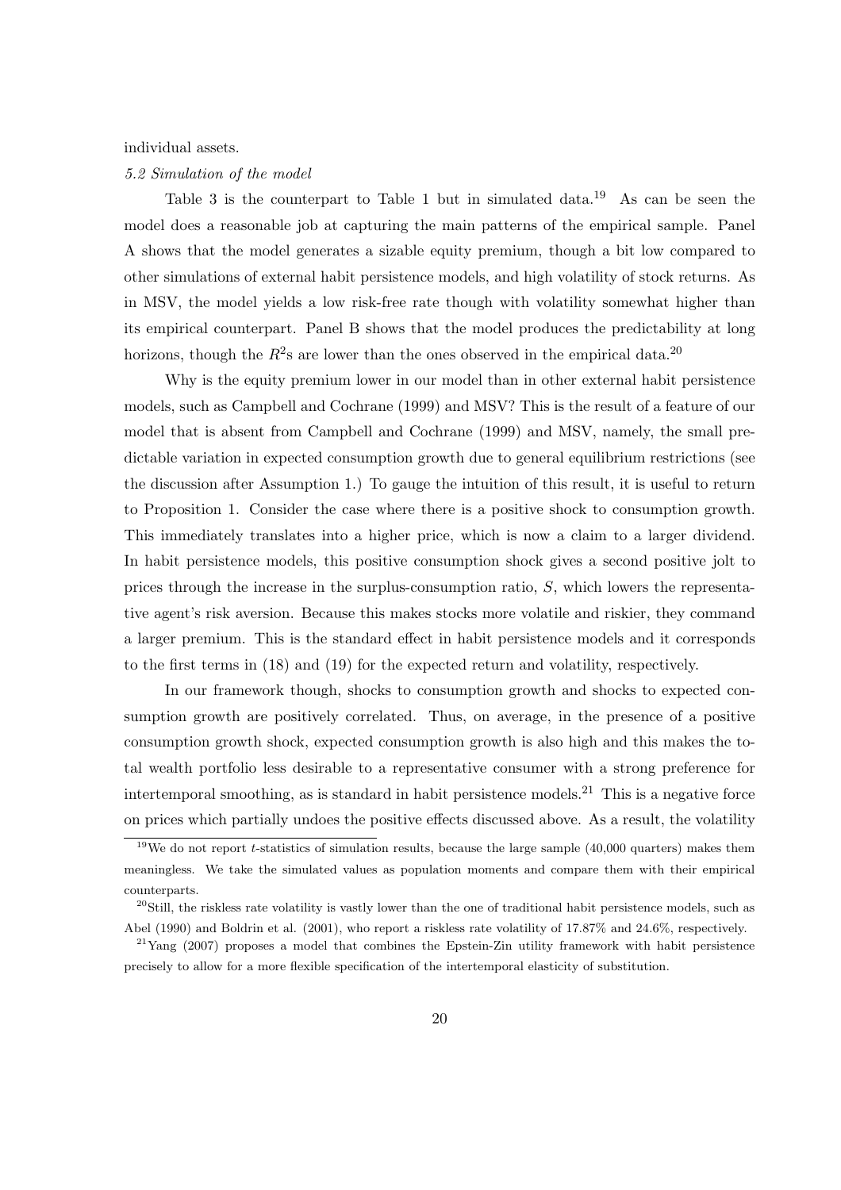individual assets.

*5.2 Simulation of the model*

Table 3 is the counterpart to Table 1 but in simulated data.[19] As can be seen the model does a reasonable job at capturing the main patterns of the empirical sample. Panel A shows that the model generates a sizable equity premium, though a bit low compared to other simulations of external habit persistence models, and high volatility of stock returns. As in MSV, the model yields a low risk-free rate though with volatility somewhat higher than its empirical counterpart. Panel B shows that the model produces the predictability at long horizons, though the $R^2$s are lower than the ones observed in the empirical data.[20]

Why is the equity premium lower in our model than in other external habit persistence models, such as Campbell and Cochrane (1999) and MSV? This is the result of a feature of our model that is absent from Campbell and Cochrane (1999) and MSV, namely, the small predictable variation in expected consumption growth due to general equilibrium restrictions (see the discussion after Assumption 1.) To gauge the intuition of this result, it is useful to return to Proposition 1. Consider the case where there is a positive shock to consumption growth. This immediately translates into a higher price, which is now a claim to a larger dividend. In habit persistence models, this positive consumption shock gives a second positive jolt to prices through the increase in the surplus-consumption ratio, $S$, which lowers the representative agent's risk aversion. Because this makes stocks more volatile and riskier, they command a larger premium. This is the standard effect in habit persistence models and it corresponds to the first terms in (18) and (19) for the expected return and volatility, respectively.

In our framework though, shocks to consumption growth and shocks to expected consumption growth are positively correlated. Thus, on average, in the presence of a positive consumption growth shock, expected consumption growth is also high and this makes the total wealth portfolio less desirable to a representative consumer with a strong preference for intertemporal smoothing, as is standard in habit persistence models.[21] This is a negative force on prices which partially undoes the positive effects discussed above. As a result, the volatility

[19] We do not report $t$-statistics of simulation results, because the large sample (40,000 quarters) makes them meaningless. We take the simulated values as population moments and compare them with their empirical counterparts.

[20] Still, the riskless rate volatility is vastly lower than the one of traditional habit persistence models, such as Abel (1990) and Boldrin et al. (2001), who report a riskless rate volatility of 17.87% and 24.6%, respectively.

[21] Yang (2007) proposes a model that combines the Epstein-Zin utility framework with habit persistence precisely to allow for a more flexible specification of the intertemporal elasticity of substitution.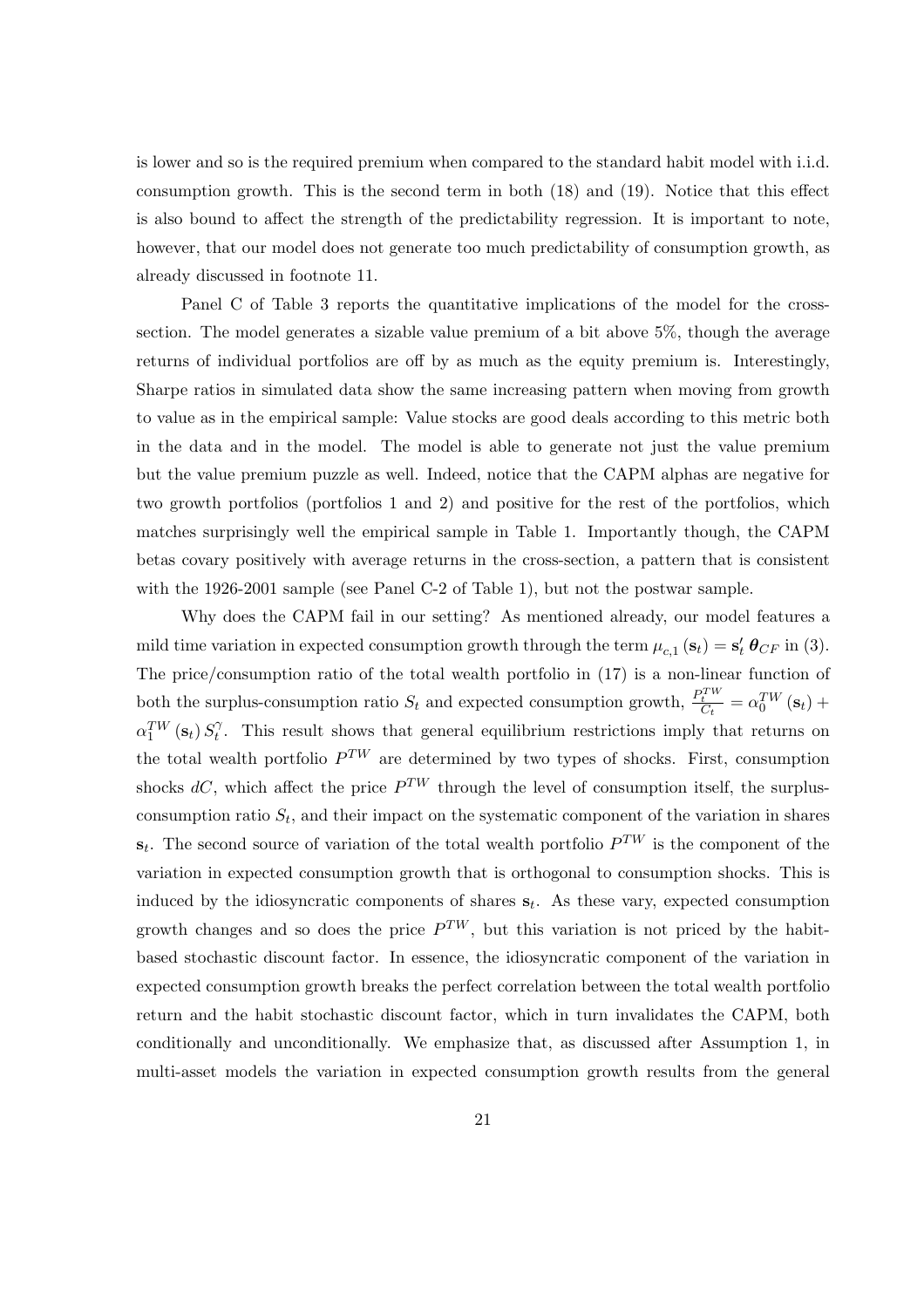is lower and so is the required premium when compared to the standard habit model with i.i.d. consumption growth. This is the second term in both (18) and (19). Notice that this effect is also bound to affect the strength of the predictability regression. It is important to note, however, that our model does not generate too much predictability of consumption growth, as already discussed in footnote 11.

Panel C of Table 3 reports the quantitative implications of the model for the cross-section. The model generates a sizable value premium of a bit above 5%, though the average returns of individual portfolios are off by as much as the equity premium is. Interestingly, Sharpe ratios in simulated data show the same increasing pattern when moving from growth to value as in the empirical sample: Value stocks are good deals according to this metric both in the data and in the model. The model is able to generate not just the value premium but the value premium puzzle as well. Indeed, notice that the CAPM alphas are negative for two growth portfolios (portfolios 1 and 2) and positive for the rest of the portfolios, which matches surprisingly well the empirical sample in Table 1. Importantly though, the CAPM betas covary positively with average returns in the cross-section, a pattern that is consistent with the 1926-2001 sample (see Panel C-2 of Table 1), but not the postwar sample.

Why does the CAPM fail in our setting? As mentioned already, our model features a mild time variation in expected consumption growth through the term $\mu_{c,1}(\mathbf{s}_t) = \mathbf{s}_t' \boldsymbol{\theta}_{CF}$ in (3). The price/consumption ratio of the total wealth portfolio in (17) is a non-linear function of both the surplus-consumption ratio $S_t$ and expected consumption growth, $\frac{P_t^{TW}}{C_t} = \alpha_0^{TW}(\mathbf{s}_t) + \alpha_1^{TW}(\mathbf{s}_t) S_t^{\gamma}$. This result shows that general equilibrium restrictions imply that returns on the total wealth portfolio $P^{TW}$ are determined by two types of shocks. First, consumption shocks $dC$, which affect the price $P^{TW}$ through the level of consumption itself, the surplus-consumption ratio $S_t$, and their impact on the systematic component of the variation in shares $\mathbf{s}_t$. The second source of variation of the total wealth portfolio $P^{TW}$ is the component of the variation in expected consumption growth that is orthogonal to consumption shocks. This is induced by the idiosyncratic components of shares $\mathbf{s}_t$. As these vary, expected consumption growth changes and so does the price $P^{TW}$, but this variation is not priced by the habit-based stochastic discount factor. In essence, the idiosyncratic component of the variation in expected consumption growth breaks the perfect correlation between the total wealth portfolio return and the habit stochastic discount factor, which in turn invalidates the CAPM, both conditionally and unconditionally. We emphasize that, as discussed after Assumption 1, in multi-asset models the variation in expected consumption growth results from the general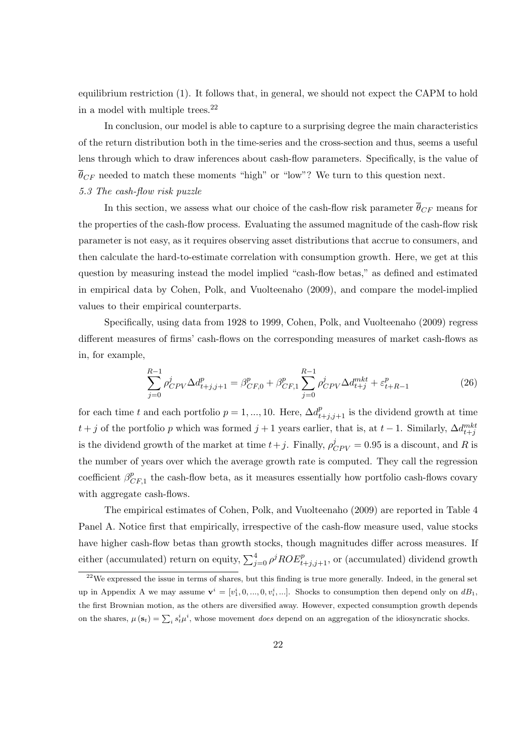equilibrium restriction (1). It follows that, in general, we should not expect the CAPM to hold in a model with multiple trees.[22]

In conclusion, our model is able to capture to a surprising degree the main characteristics of the return distribution both in the time-series and the cross-section and thus, seems a useful lens through which to draw inferences about cash-flow parameters. Specifically, is the value of $\overline{\theta}_{CF}$ needed to match these moments "high" or "low"? We turn to this question next.

*5.3 The cash-flow risk puzzle*

In this section, we assess what our choice of the cash-flow risk parameter $\overline{\theta}_{CF}$ means for the properties of the cash-flow process. Evaluating the assumed magnitude of the cash-flow risk parameter is not easy, as it requires observing asset distributions that accrue to consumers, and then calculate the hard-to-estimate correlation with consumption growth. Here, we get at this question by measuring instead the model implied "cash-flow betas," as defined and estimated in empirical data by Cohen, Polk, and Vuolteenaho (2009), and compare the model-implied values to their empirical counterparts.

Specifically, using data from 1928 to 1999, Cohen, Polk, and Vuolteenaho (2009) regress different measures of firms' cash-flows on the corresponding measures of market cash-flows as in, for example,

$$\sum_{j=0}^{R-1} \rho_{CPV}^{j} \Delta d_{t+j,j+1}^{p} = \beta_{CF,0}^{p} + \beta_{CF,1}^{p} \sum_{j=0}^{R-1} \rho_{CPV}^{j} \Delta d_{t+j}^{mkt} + \varepsilon_{t+R-1}^{p} \tag{26}$$

for each time $t$ and each portfolio $p = 1, ..., 10$. Here, $\Delta d_{t+j,j+1}^{p}$ is the dividend growth at time $t+j$ of the portfolio $p$ which was formed $j+1$ years earlier, that is, at $t-1$. Similarly, $\Delta d_{t+j}^{mkt}$ is the dividend growth of the market at time $t+j$. Finally, $\rho_{CPV}^{j} = 0.95$ is a discount, and $R$ is the number of years over which the average growth rate is computed. They call the regression coefficient $\beta_{CF,1}^{p}$ the cash-flow beta, as it measures essentially how portfolio cash-flows covary with aggregate cash-flows.

The empirical estimates of Cohen, Polk, and Vuolteenaho (2009) are reported in Table 4 Panel A. Notice first that empirically, irrespective of the cash-flow measure used, value stocks have higher cash-flow betas than growth stocks, though magnitudes differ across measures. If either (accumulated) return on equity, $\sum_{j=0}^{4} \rho^{j} ROE_{t+j,j+1}^{p}$, or (accumulated) dividend growth

[22] We expressed the issue in terms of shares, but this finding is true more generally. Indeed, in the general set up in Appendix A we may assume $\mathbf{v}^{i} = [v_{1}^{i}, 0, ..., 0, v_{i}^{i}, ...]$. Shocks to consumption then depend only on $dB_{1}$, the first Brownian motion, as the others are diversified away. However, expected consumption growth depends on the shares, $\mu(\mathbf{s}_{t}) = \sum_{i} s_{t}^{i} \mu^{i}$, whose movement *does* depend on an aggregation of the idiosyncratic shocks.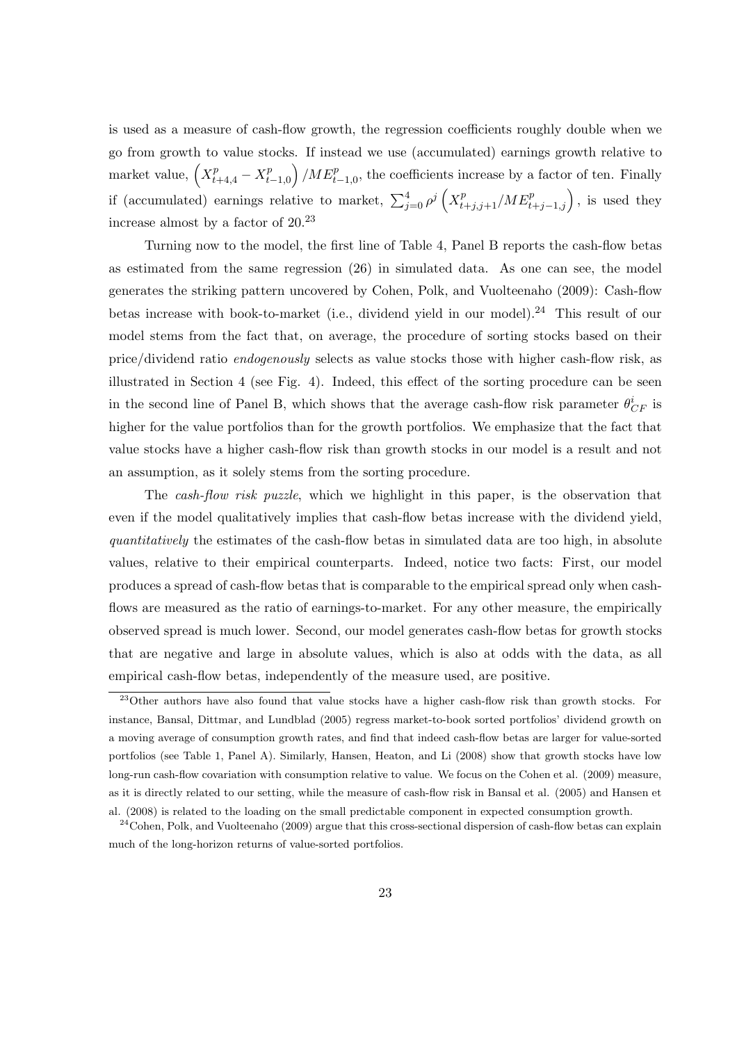is used as a measure of cash-flow growth, the regression coefficients roughly double when we go from growth to value stocks. If instead we use (accumulated) earnings growth relative to market value, $\left(X^p_{t+4,4} - X^p_{t-1,0}\right)/ME^p_{t-1,0}$, the coefficients increase by a factor of ten. Finally if (accumulated) earnings relative to market, $\sum_{j=0}^{4} \rho^j \left(X^p_{t+j,j+1}/ME^p_{t+j-1,j}\right)$, is used they increase almost by a factor of 20.[23]

Turning now to the model, the first line of Table 4, Panel B reports the cash-flow betas as estimated from the same regression (26) in simulated data. As one can see, the model generates the striking pattern uncovered by Cohen, Polk, and Vuolteenaho (2009): Cash-flow betas increase with book-to-market (i.e., dividend yield in our model).[24] This result of our model stems from the fact that, on average, the procedure of sorting stocks based on their price/dividend ratio *endogenously* selects as value stocks those with higher cash-flow risk, as illustrated in Section 4 (see Fig. 4). Indeed, this effect of the sorting procedure can be seen in the second line of Panel B, which shows that the average cash-flow risk parameter $\theta^i_{CF}$ is higher for the value portfolios than for the growth portfolios. We emphasize that the fact that value stocks have a higher cash-flow risk than growth stocks in our model is a result and not an assumption, as it solely stems from the sorting procedure.

The *cash-flow risk puzzle*, which we highlight in this paper, is the observation that even if the model qualitatively implies that cash-flow betas increase with the dividend yield, *quantitatively* the estimates of the cash-flow betas in simulated data are too high, in absolute values, relative to their empirical counterparts. Indeed, notice two facts: First, our model produces a spread of cash-flow betas that is comparable to the empirical spread only when cash-flows are measured as the ratio of earnings-to-market. For any other measure, the empirically observed spread is much lower. Second, our model generates cash-flow betas for growth stocks that are negative and large in absolute values, which is also at odds with the data, as all empirical cash-flow betas, independently of the measure used, are positive.

[23] Other authors have also found that value stocks have a higher cash-flow risk than growth stocks. For instance, Bansal, Dittmar, and Lundblad (2005) regress market-to-book sorted portfolios' dividend growth on a moving average of consumption growth rates, and find that indeed cash-flow betas are larger for value-sorted portfolios (see Table 1, Panel A). Similarly, Hansen, Heaton, and Li (2008) show that growth stocks have low long-run cash-flow covariation with consumption relative to value. We focus on the Cohen et al. (2009) measure, as it is directly related to our setting, while the measure of cash-flow risk in Bansal et al. (2005) and Hansen et al. (2008) is related to the loading on the small predictable component in expected consumption growth.

[24] Cohen, Polk, and Vuolteenaho (2009) argue that this cross-sectional dispersion of cash-flow betas can explain much of the long-horizon returns of value-sorted portfolios.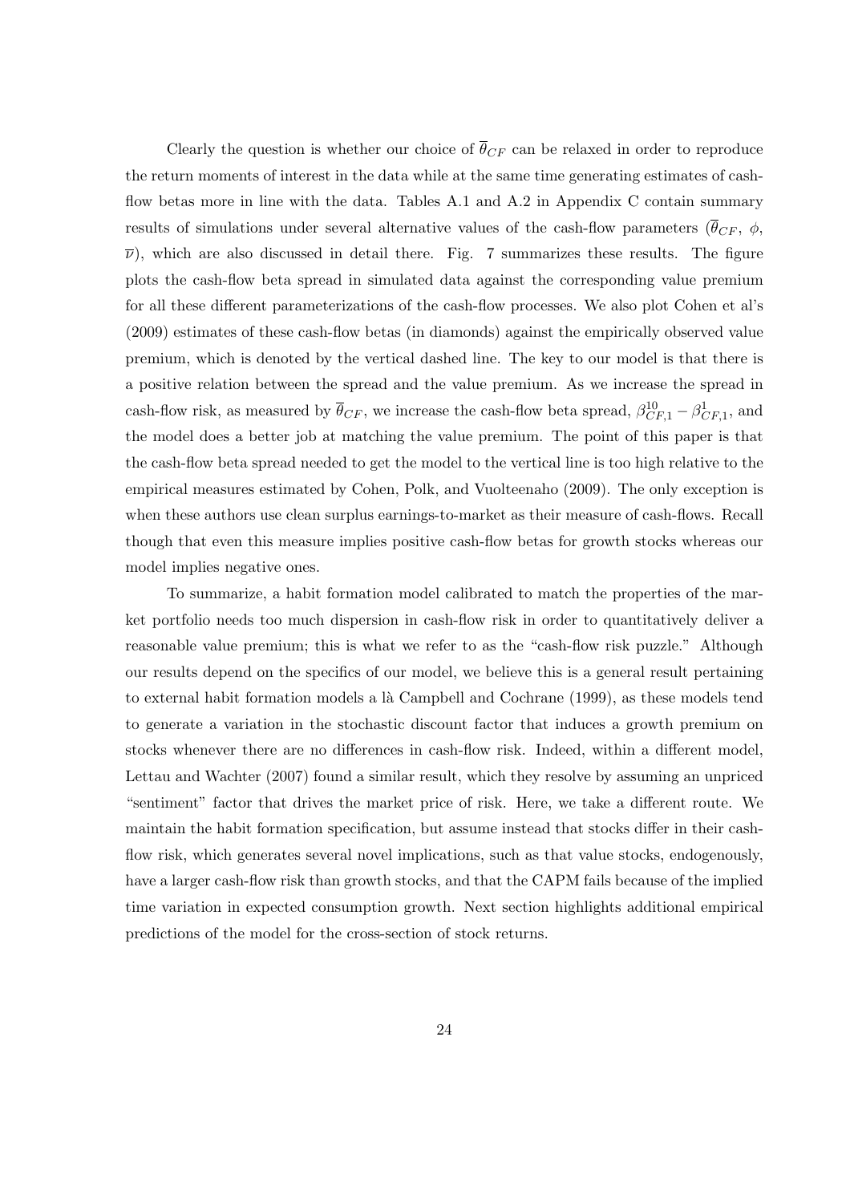Clearly the question is whether our choice of $\overline{\theta}_{CF}$ can be relaxed in order to reproduce the return moments of interest in the data while at the same time generating estimates of cash-flow betas more in line with the data. Tables A.1 and A.2 in Appendix C contain summary results of simulations under several alternative values of the cash-flow parameters ($\overline{\theta}_{CF}$, $\phi$, $\overline{\nu}$), which are also discussed in detail there. Fig. 7 summarizes these results. The figure plots the cash-flow beta spread in simulated data against the corresponding value premium for all these different parameterizations of the cash-flow processes. We also plot Cohen et al's (2009) estimates of these cash-flow betas (in diamonds) against the empirically observed value premium, which is denoted by the vertical dashed line. The key to our model is that there is a positive relation between the spread and the value premium. As we increase the spread in cash-flow risk, as measured by $\overline{\theta}_{CF}$, we increase the cash-flow beta spread, $\beta^{10}_{CF,1} - \beta^{1}_{CF,1}$, and the model does a better job at matching the value premium. The point of this paper is that the cash-flow beta spread needed to get the model to the vertical line is too high relative to the empirical measures estimated by Cohen, Polk, and Vuolteenaho (2009). The only exception is when these authors use clean surplus earnings-to-market as their measure of cash-flows. Recall though that even this measure implies positive cash-flow betas for growth stocks whereas our model implies negative ones.

To summarize, a habit formation model calibrated to match the properties of the market portfolio needs too much dispersion in cash-flow risk in order to quantitatively deliver a reasonable value premium; this is what we refer to as the "cash-flow risk puzzle." Although our results depend on the specifics of our model, we believe this is a general result pertaining to external habit formation models a là Campbell and Cochrane (1999), as these models tend to generate a variation in the stochastic discount factor that induces a growth premium on stocks whenever there are no differences in cash-flow risk. Indeed, within a different model, Lettau and Wachter (2007) found a similar result, which they resolve by assuming an unpriced "sentiment" factor that drives the market price of risk. Here, we take a different route. We maintain the habit formation specification, but assume instead that stocks differ in their cash-flow risk, which generates several novel implications, such as that value stocks, endogenously, have a larger cash-flow risk than growth stocks, and that the CAPM fails because of the implied time variation in expected consumption growth. Next section highlights additional empirical predictions of the model for the cross-section of stock returns.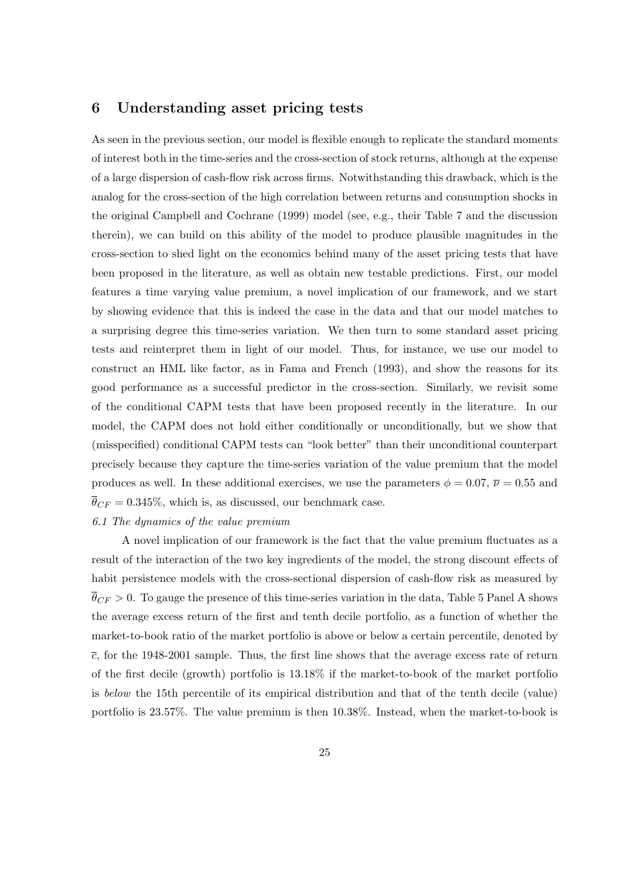## 6 Understanding asset pricing tests

As seen in the previous section, our model is flexible enough to replicate the standard moments of interest both in the time-series and the cross-section of stock returns, although at the expense of a large dispersion of cash-flow risk across firms. Notwithstanding this drawback, which is the analog for the cross-section of the high correlation between returns and consumption shocks in the original Campbell and Cochrane (1999) model (see, e.g., their Table 7 and the discussion therein), we can build on this ability of the model to produce plausible magnitudes in the cross-section to shed light on the economics behind many of the asset pricing tests that have been proposed in the literature, as well as obtain new testable predictions. First, our model features a time varying value premium, a novel implication of our framework, and we start by showing evidence that this is indeed the case in the data and that our model matches to a surprising degree this time-series variation. We then turn to some standard asset pricing tests and reinterpret them in light of our model. Thus, for instance, we use our model to construct an HML like factor, as in Fama and French (1993), and show the reasons for its good performance as a successful predictor in the cross-section. Similarly, we revisit some of the conditional CAPM tests that have been proposed recently in the literature. In our model, the CAPM does not hold either conditionally or unconditionally, but we show that (misspecified) conditional CAPM tests can "look better" than their unconditional counterpart precisely because they capture the time-series variation of the value premium that the model produces as well. In these additional exercises, we use the parameters $\phi = 0.07$, $\overline{\nu} = 0.55$ and $\overline{\theta}_{CF} = 0.345\%$, which is, as discussed, our benchmark case.

*6.1 The dynamics of the value premium*

A novel implication of our framework is the fact that the value premium fluctuates as a result of the interaction of the two key ingredients of the model, the strong discount effects of habit persistence models with the cross-sectional dispersion of cash-flow risk as measured by $\overline{\theta}_{CF} > 0$. To gauge the presence of this time-series variation in the data, Table 5 Panel A shows the average excess return of the first and tenth decile portfolio, as a function of whether the market-to-book ratio of the market portfolio is above or below a certain percentile, denoted by $\overline{c}$, for the 1948-2001 sample. Thus, the first line shows that the average excess rate of return of the first decile (growth) portfolio is 13.18% if the market-to-book of the market portfolio is *below* the 15th percentile of its empirical distribution and that of the tenth decile (value) portfolio is 23.57%. The value premium is then 10.38%. Instead, when the market-to-book is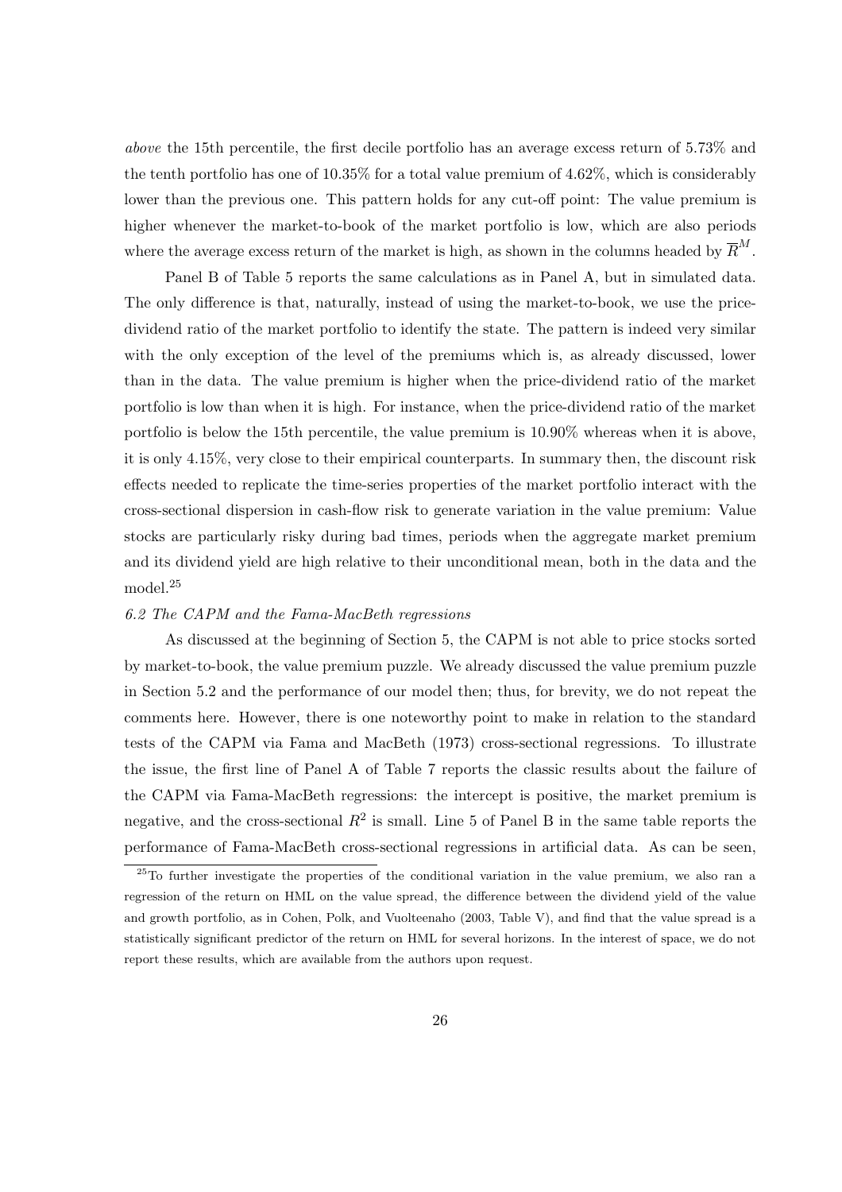*above* the 15th percentile, the first decile portfolio has an average excess return of 5.73% and the tenth portfolio has one of 10.35% for a total value premium of 4.62%, which is considerably lower than the previous one. This pattern holds for any cut-off point: The value premium is higher whenever the market-to-book of the market portfolio is low, which are also periods where the average excess return of the market is high, as shown in the columns headed by $\overline{R}^M$.

Panel B of Table 5 reports the same calculations as in Panel A, but in simulated data. The only difference is that, naturally, instead of using the market-to-book, we use the price-dividend ratio of the market portfolio to identify the state. The pattern is indeed very similar with the only exception of the level of the premiums which is, as already discussed, lower than in the data. The value premium is higher when the price-dividend ratio of the market portfolio is low than when it is high. For instance, when the price-dividend ratio of the market portfolio is below the 15th percentile, the value premium is 10.90% whereas when it is above, it is only 4.15%, very close to their empirical counterparts. In summary then, the discount risk effects needed to replicate the time-series properties of the market portfolio interact with the cross-sectional dispersion in cash-flow risk to generate variation in the value premium: Value stocks are particularly risky during bad times, periods when the aggregate market premium and its dividend yield are high relative to their unconditional mean, both in the data and the model.[25]

*6.2 The CAPM and the Fama-MacBeth regressions*

As discussed at the beginning of Section 5, the CAPM is not able to price stocks sorted by market-to-book, the value premium puzzle. We already discussed the value premium puzzle in Section 5.2 and the performance of our model then; thus, for brevity, we do not repeat the comments here. However, there is one noteworthy point to make in relation to the standard tests of the CAPM via Fama and MacBeth (1973) cross-sectional regressions. To illustrate the issue, the first line of Panel A of Table 7 reports the classic results about the failure of the CAPM via Fama-MacBeth regressions: the intercept is positive, the market premium is negative, and the cross-sectional $R^2$ is small. Line 5 of Panel B in the same table reports the performance of Fama-MacBeth cross-sectional regressions in artificial data. As can be seen,

[25] To further investigate the properties of the conditional variation in the value premium, we also ran a regression of the return on HML on the value spread, the difference between the dividend yield of the value and growth portfolio, as in Cohen, Polk, and Vuolteenaho (2003, Table V), and find that the value spread is a statistically significant predictor of the return on HML for several horizons. In the interest of space, we do not report these results, which are available from the authors upon request.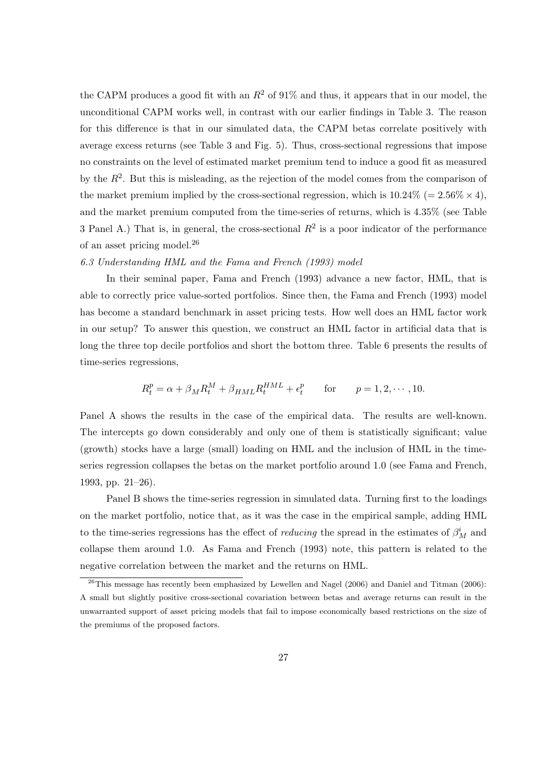the CAPM produces a good fit with an $R^2$ of 91% and thus, it appears that in our model, the unconditional CAPM works well, in contrast with our earlier findings in Table 3. The reason for this difference is that in our simulated data, the CAPM betas correlate positively with average excess returns (see Table 3 and Fig. 5). Thus, cross-sectional regressions that impose no constraints on the level of estimated market premium tend to induce a good fit as measured by the $R^2$. But this is misleading, as the rejection of the model comes from the comparison of the market premium implied by the cross-sectional regression, which is 10.24% (= 2.56% × 4), and the market premium computed from the time-series of returns, which is 4.35% (see Table 3 Panel A.) That is, in general, the cross-sectional $R^2$ is a poor indicator of the performance of an asset pricing model.[26]

*6.3 Understanding HML and the Fama and French (1993) model*

In their seminal paper, Fama and French (1993) advance a new factor, HML, that is able to correctly price value-sorted portfolios. Since then, the Fama and French (1993) model has become a standard benchmark in asset pricing tests. How well does an HML factor work in our setup? To answer this question, we construct an HML factor in artificial data that is long the three top decile portfolios and short the bottom three. Table 6 presents the results of time-series regressions,

$$R_t^p = \alpha + \beta_M R_t^M + \beta_{HML} R_t^{HML} + \epsilon_t^p \qquad \text{for} \qquad p = 1, 2, \cdots, 10.$$

Panel A shows the results in the case of the empirical data. The results are well-known. The intercepts go down considerably and only one of them is statistically significant; value (growth) stocks have a large (small) loading on HML and the inclusion of HML in the time-series regression collapses the betas on the market portfolio around 1.0 (see Fama and French, 1993, pp. 21–26).

Panel B shows the time-series regression in simulated data. Turning first to the loadings on the market portfolio, notice that, as it was the case in the empirical sample, adding HML to the time-series regressions has the effect of *reducing* the spread in the estimates of $\beta_M^i$ and collapse them around 1.0. As Fama and French (1993) note, this pattern is related to the negative correlation between the market and the returns on HML.

[26] This message has recently been emphasized by Lewellen and Nagel (2006) and Daniel and Titman (2006): A small but slightly positive cross-sectional covariation between betas and average returns can result in the unwarranted support of asset pricing models that fail to impose economically based restrictions on the size of the premiums of the proposed factors.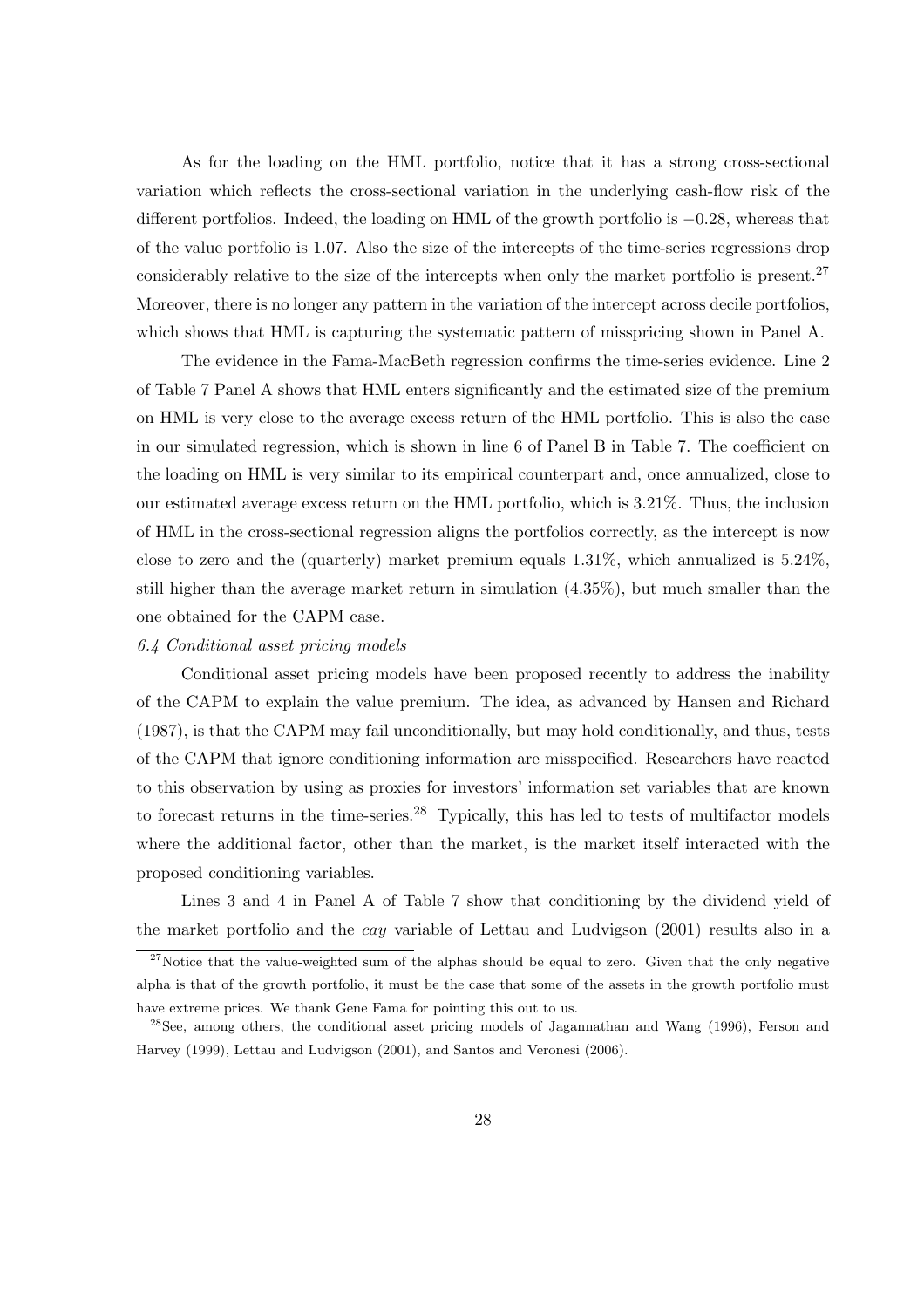As for the loading on the HML portfolio, notice that it has a strong cross-sectional variation which reflects the cross-sectional variation in the underlying cash-flow risk of the different portfolios. Indeed, the loading on HML of the growth portfolio is $-0.28$, whereas that of the value portfolio is 1.07. Also the size of the intercepts of the time-series regressions drop considerably relative to the size of the intercepts when only the market portfolio is present.[27] Moreover, there is no longer any pattern in the variation of the intercept across decile portfolios, which shows that HML is capturing the systematic pattern of misspricing shown in Panel A.

The evidence in the Fama-MacBeth regression confirms the time-series evidence. Line 2 of Table 7 Panel A shows that HML enters significantly and the estimated size of the premium on HML is very close to the average excess return of the HML portfolio. This is also the case in our simulated regression, which is shown in line 6 of Panel B in Table 7. The coefficient on the loading on HML is very similar to its empirical counterpart and, once annualized, close to our estimated average excess return on the HML portfolio, which is 3.21%. Thus, the inclusion of HML in the cross-sectional regression aligns the portfolios correctly, as the intercept is now close to zero and the (quarterly) market premium equals 1.31%, which annualized is 5.24%, still higher than the average market return in simulation (4.35%), but much smaller than the one obtained for the CAPM case.

*6.4 Conditional asset pricing models*

Conditional asset pricing models have been proposed recently to address the inability of the CAPM to explain the value premium. The idea, as advanced by Hansen and Richard (1987), is that the CAPM may fail unconditionally, but may hold conditionally, and thus, tests of the CAPM that ignore conditioning information are misspecified. Researchers have reacted to this observation by using as proxies for investors' information set variables that are known to forecast returns in the time-series.[28] Typically, this has led to tests of multifactor models where the additional factor, other than the market, is the market itself interacted with the proposed conditioning variables.

Lines 3 and 4 in Panel A of Table 7 show that conditioning by the dividend yield of the market portfolio and the *cay* variable of Lettau and Ludvigson (2001) results also in a

---

[27] Notice that the value-weighted sum of the alphas should be equal to zero. Given that the only negative alpha is that of the growth portfolio, it must be the case that some of the assets in the growth portfolio must have extreme prices. We thank Gene Fama for pointing this out to us.

[28] See, among others, the conditional asset pricing models of Jagannathan and Wang (1996), Ferson and Harvey (1999), Lettau and Ludvigson (2001), and Santos and Veronesi (2006).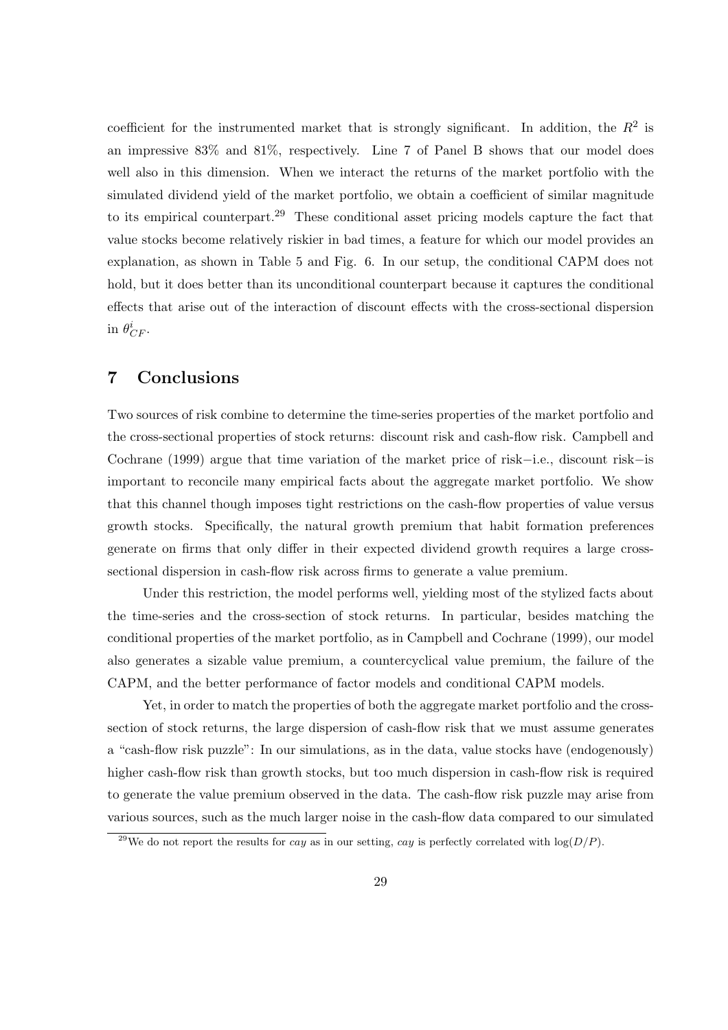coefficient for the instrumented market that is strongly significant. In addition, the $R^2$ is an impressive 83% and 81%, respectively. Line 7 of Panel B shows that our model does well also in this dimension. When we interact the returns of the market portfolio with the simulated dividend yield of the market portfolio, we obtain a coefficient of similar magnitude to its empirical counterpart.[29] These conditional asset pricing models capture the fact that value stocks become relatively riskier in bad times, a feature for which our model provides an explanation, as shown in Table 5 and Fig. 6. In our setup, the conditional CAPM does not hold, but it does better than its unconditional counterpart because it captures the conditional effects that arise out of the interaction of discount effects with the cross-sectional dispersion in $\theta^i_{CF}$.

# 7 Conclusions

Two sources of risk combine to determine the time-series properties of the market portfolio and the cross-sectional properties of stock returns: discount risk and cash-flow risk. Campbell and Cochrane (1999) argue that time variation of the market price of risk−i.e., discount risk−is important to reconcile many empirical facts about the aggregate market portfolio. We show that this channel though imposes tight restrictions on the cash-flow properties of value versus growth stocks. Specifically, the natural growth premium that habit formation preferences generate on firms that only differ in their expected dividend growth requires a large cross-sectional dispersion in cash-flow risk across firms to generate a value premium.

Under this restriction, the model performs well, yielding most of the stylized facts about the time-series and the cross-section of stock returns. In particular, besides matching the conditional properties of the market portfolio, as in Campbell and Cochrane (1999), our model also generates a sizable value premium, a countercyclical value premium, the failure of the CAPM, and the better performance of factor models and conditional CAPM models.

Yet, in order to match the properties of both the aggregate market portfolio and the cross-section of stock returns, the large dispersion of cash-flow risk that we must assume generates a "cash-flow risk puzzle": In our simulations, as in the data, value stocks have (endogenously) higher cash-flow risk than growth stocks, but too much dispersion in cash-flow risk is required to generate the value premium observed in the data. The cash-flow risk puzzle may arise from various sources, such as the much larger noise in the cash-flow data compared to our simulated

[29] We do not report the results for *cay* as in our setting, *cay* is perfectly correlated with $\log(D/P)$.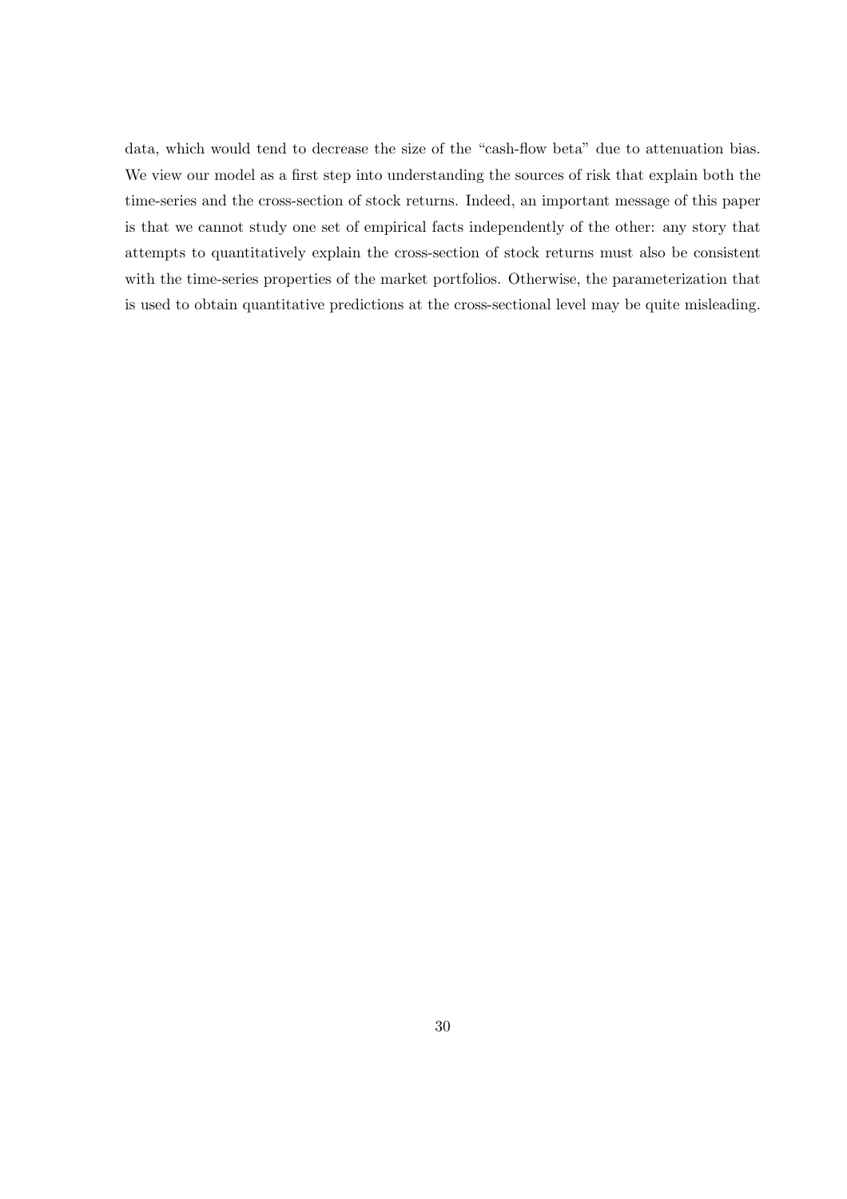data, which would tend to decrease the size of the "cash-flow beta" due to attenuation bias. We view our model as a first step into understanding the sources of risk that explain both the time-series and the cross-section of stock returns. Indeed, an important message of this paper is that we cannot study one set of empirical facts independently of the other: any story that attempts to quantitatively explain the cross-section of stock returns must also be consistent with the time-series properties of the market portfolios. Otherwise, the parameterization that is used to obtain quantitative predictions at the cross-sectional level may be quite misleading.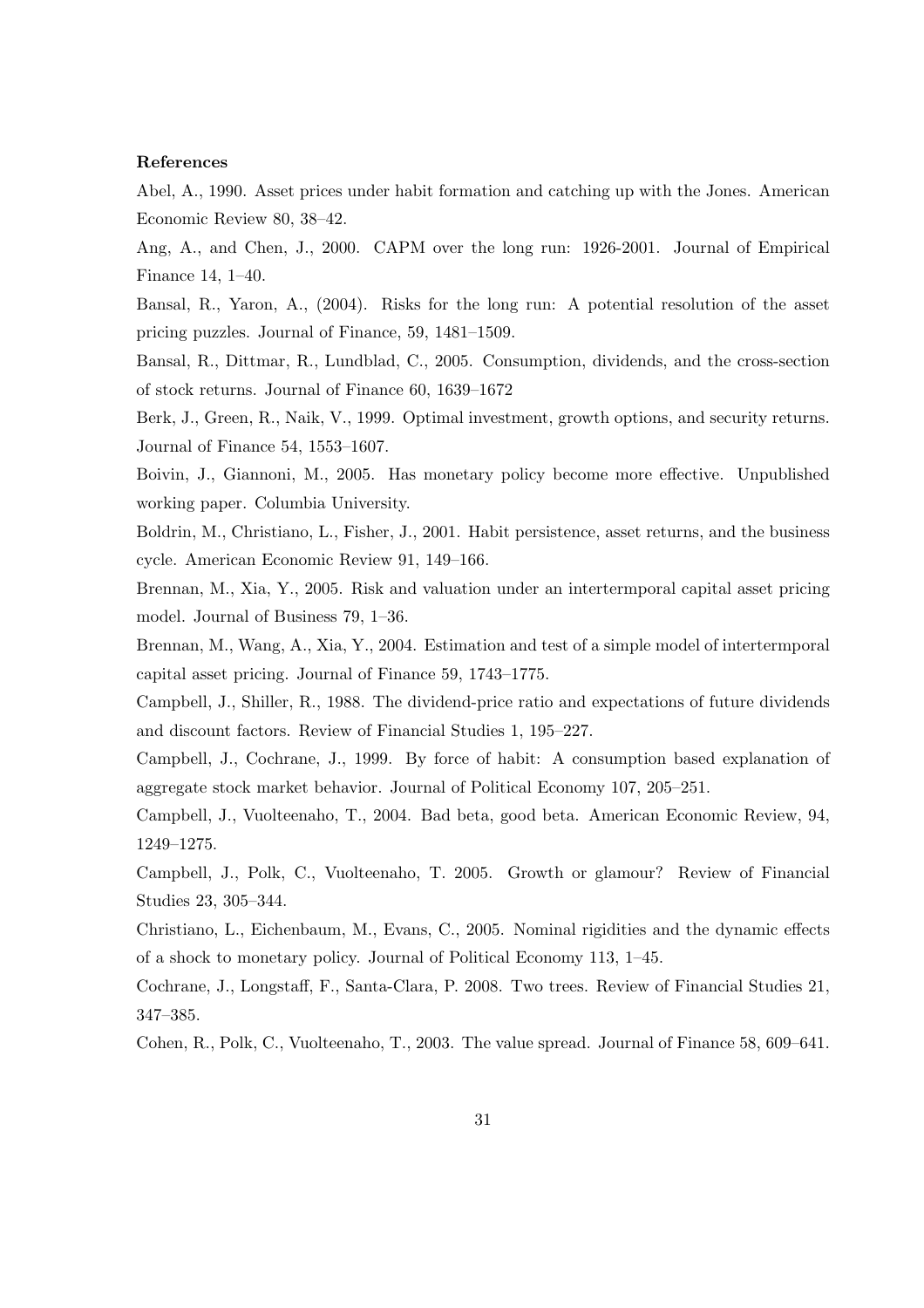**References**

Abel, A., 1990. Asset prices under habit formation and catching up with the Jones. American Economic Review 80, 38–42.

Ang, A., and Chen, J., 2000. CAPM over the long run: 1926-2001. Journal of Empirical Finance 14, 1–40.

Bansal, R., Yaron, A., (2004). Risks for the long run: A potential resolution of the asset pricing puzzles. Journal of Finance, 59, 1481–1509.

Bansal, R., Dittmar, R., Lundblad, C., 2005. Consumption, dividends, and the cross-section of stock returns. Journal of Finance 60, 1639–1672

Berk, J., Green, R., Naik, V., 1999. Optimal investment, growth options, and security returns. Journal of Finance 54, 1553–1607.

Boivin, J., Giannoni, M., 2005. Has monetary policy become more effective. Unpublished working paper. Columbia University.

Boldrin, M., Christiano, L., Fisher, J., 2001. Habit persistence, asset returns, and the business cycle. American Economic Review 91, 149–166.

Brennan, M., Xia, Y., 2005. Risk and valuation under an intertermporal capital asset pricing model. Journal of Business 79, 1–36.

Brennan, M., Wang, A., Xia, Y., 2004. Estimation and test of a simple model of intertermporal capital asset pricing. Journal of Finance 59, 1743–1775.

Campbell, J., Shiller, R., 1988. The dividend-price ratio and expectations of future dividends and discount factors. Review of Financial Studies 1, 195–227.

Campbell, J., Cochrane, J., 1999. By force of habit: A consumption based explanation of aggregate stock market behavior. Journal of Political Economy 107, 205–251.

Campbell, J., Vuolteenaho, T., 2004. Bad beta, good beta. American Economic Review, 94, 1249–1275.

Campbell, J., Polk, C., Vuolteenaho, T. 2005. Growth or glamour? Review of Financial Studies 23, 305–344.

Christiano, L., Eichenbaum, M., Evans, C., 2005. Nominal rigidities and the dynamic effects of a shock to monetary policy. Journal of Political Economy 113, 1–45.

Cochrane, J., Longstaff, F., Santa-Clara, P. 2008. Two trees. Review of Financial Studies 21, 347–385.

Cohen, R., Polk, C., Vuolteenaho, T., 2003. The value spread. Journal of Finance 58, 609–641.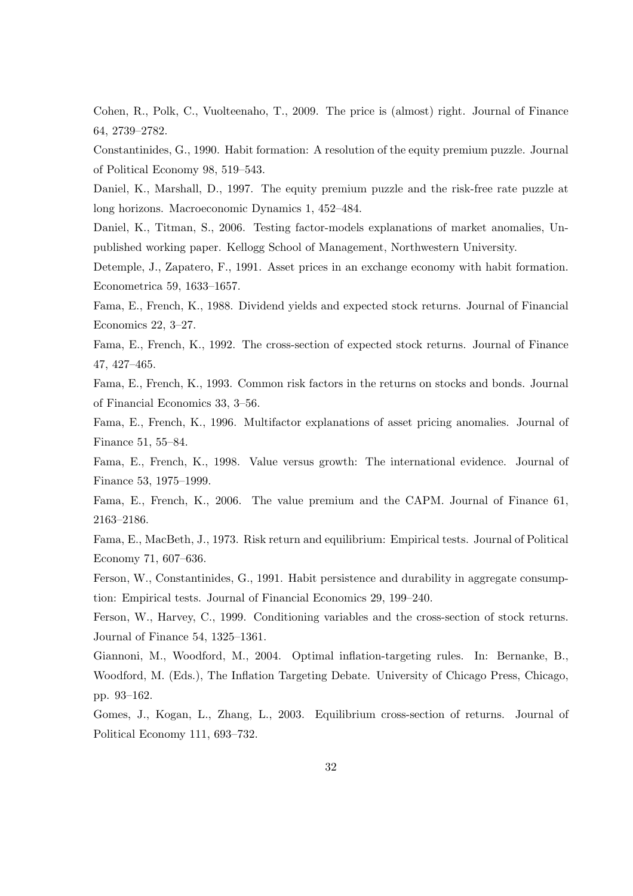Cohen, R., Polk, C., Vuolteenaho, T., 2009. The price is (almost) right. Journal of Finance 64, 2739–2782.

Constantinides, G., 1990. Habit formation: A resolution of the equity premium puzzle. Journal of Political Economy 98, 519–543.

Daniel, K., Marshall, D., 1997. The equity premium puzzle and the risk-free rate puzzle at long horizons. Macroeconomic Dynamics 1, 452–484.

Daniel, K., Titman, S., 2006. Testing factor-models explanations of market anomalies, Unpublished working paper. Kellogg School of Management, Northwestern University.

Detemple, J., Zapatero, F., 1991. Asset prices in an exchange economy with habit formation. Econometrica 59, 1633–1657.

Fama, E., French, K., 1988. Dividend yields and expected stock returns. Journal of Financial Economics 22, 3–27.

Fama, E., French, K., 1992. The cross-section of expected stock returns. Journal of Finance 47, 427–465.

Fama, E., French, K., 1993. Common risk factors in the returns on stocks and bonds. Journal of Financial Economics 33, 3–56.

Fama, E., French, K., 1996. Multifactor explanations of asset pricing anomalies. Journal of Finance 51, 55–84.

Fama, E., French, K., 1998. Value versus growth: The international evidence. Journal of Finance 53, 1975–1999.

Fama, E., French, K., 2006. The value premium and the CAPM. Journal of Finance 61, 2163–2186.

Fama, E., MacBeth, J., 1973. Risk return and equilibrium: Empirical tests. Journal of Political Economy 71, 607–636.

Ferson, W., Constantinides, G., 1991. Habit persistence and durability in aggregate consumption: Empirical tests. Journal of Financial Economics 29, 199–240.

Ferson, W., Harvey, C., 1999. Conditioning variables and the cross-section of stock returns. Journal of Finance 54, 1325–1361.

Giannoni, M., Woodford, M., 2004. Optimal inflation-targeting rules. In: Bernanke, B., Woodford, M. (Eds.), The Inflation Targeting Debate. University of Chicago Press, Chicago, pp. 93–162.

Gomes, J., Kogan, L., Zhang, L., 2003. Equilibrium cross-section of returns. Journal of Political Economy 111, 693–732.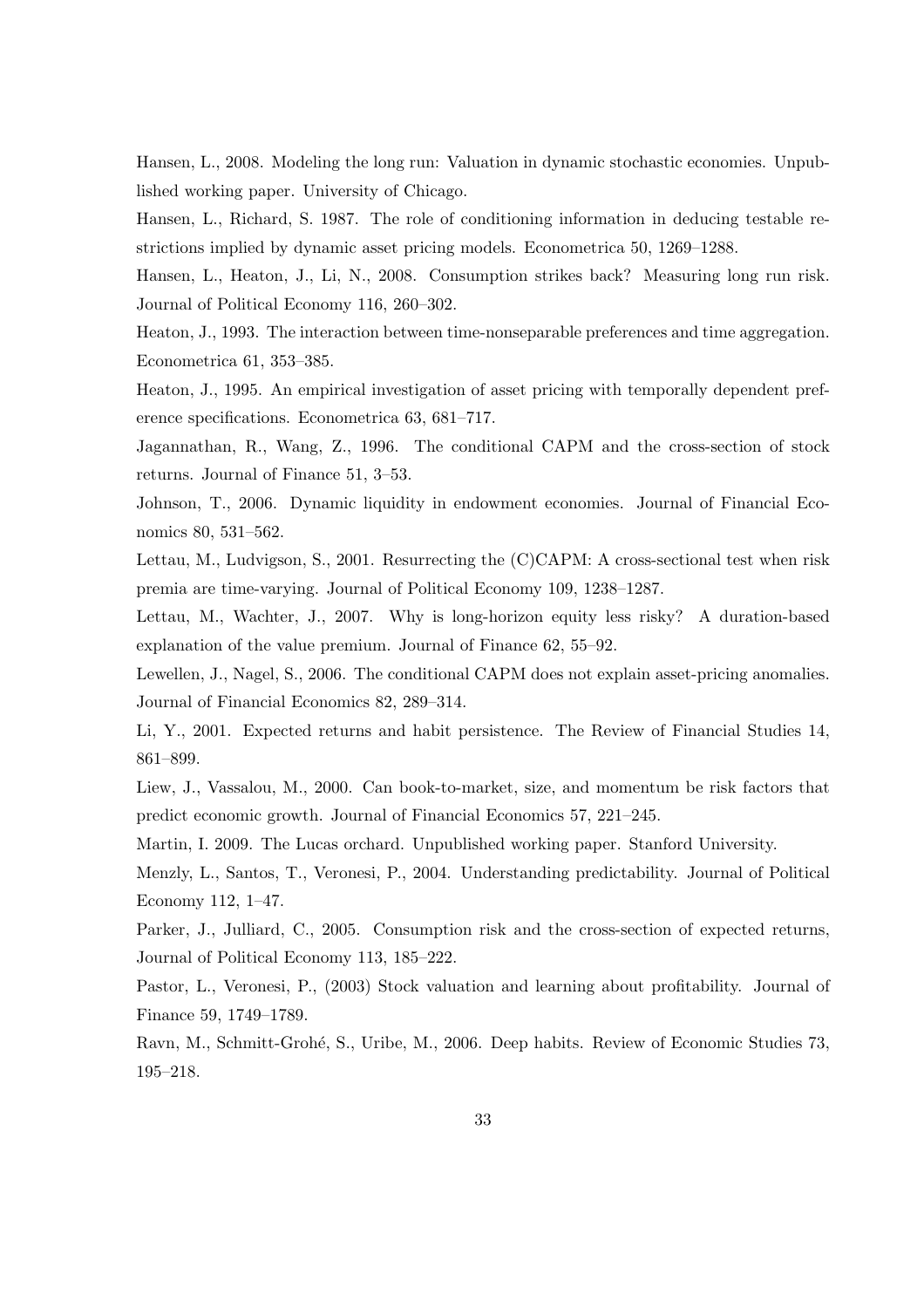Hansen, L., 2008. Modeling the long run: Valuation in dynamic stochastic economies. Unpublished working paper. University of Chicago.

Hansen, L., Richard, S. 1987. The role of conditioning information in deducing testable restrictions implied by dynamic asset pricing models. Econometrica 50, 1269–1288.

Hansen, L., Heaton, J., Li, N., 2008. Consumption strikes back? Measuring long run risk. Journal of Political Economy 116, 260–302.

Heaton, J., 1993. The interaction between time-nonseparable preferences and time aggregation. Econometrica 61, 353–385.

Heaton, J., 1995. An empirical investigation of asset pricing with temporally dependent preference specifications. Econometrica 63, 681–717.

Jagannathan, R., Wang, Z., 1996. The conditional CAPM and the cross-section of stock returns. Journal of Finance 51, 3–53.

Johnson, T., 2006. Dynamic liquidity in endowment economies. Journal of Financial Economics 80, 531–562.

Lettau, M., Ludvigson, S., 2001. Resurrecting the (C)CAPM: A cross-sectional test when risk premia are time-varying. Journal of Political Economy 109, 1238–1287.

Lettau, M., Wachter, J., 2007. Why is long-horizon equity less risky? A duration-based explanation of the value premium. Journal of Finance 62, 55–92.

Lewellen, J., Nagel, S., 2006. The conditional CAPM does not explain asset-pricing anomalies. Journal of Financial Economics 82, 289–314.

Li, Y., 2001. Expected returns and habit persistence. The Review of Financial Studies 14, 861–899.

Liew, J., Vassalou, M., 2000. Can book-to-market, size, and momentum be risk factors that predict economic growth. Journal of Financial Economics 57, 221–245.

Martin, I. 2009. The Lucas orchard. Unpublished working paper. Stanford University.

Menzly, L., Santos, T., Veronesi, P., 2004. Understanding predictability. Journal of Political Economy 112, 1–47.

Parker, J., Julliard, C., 2005. Consumption risk and the cross-section of expected returns, Journal of Political Economy 113, 185–222.

Pastor, L., Veronesi, P., (2003) Stock valuation and learning about profitability. Journal of Finance 59, 1749–1789.

Ravn, M., Schmitt-Grohé, S., Uribe, M., 2006. Deep habits. Review of Economic Studies 73, 195–218.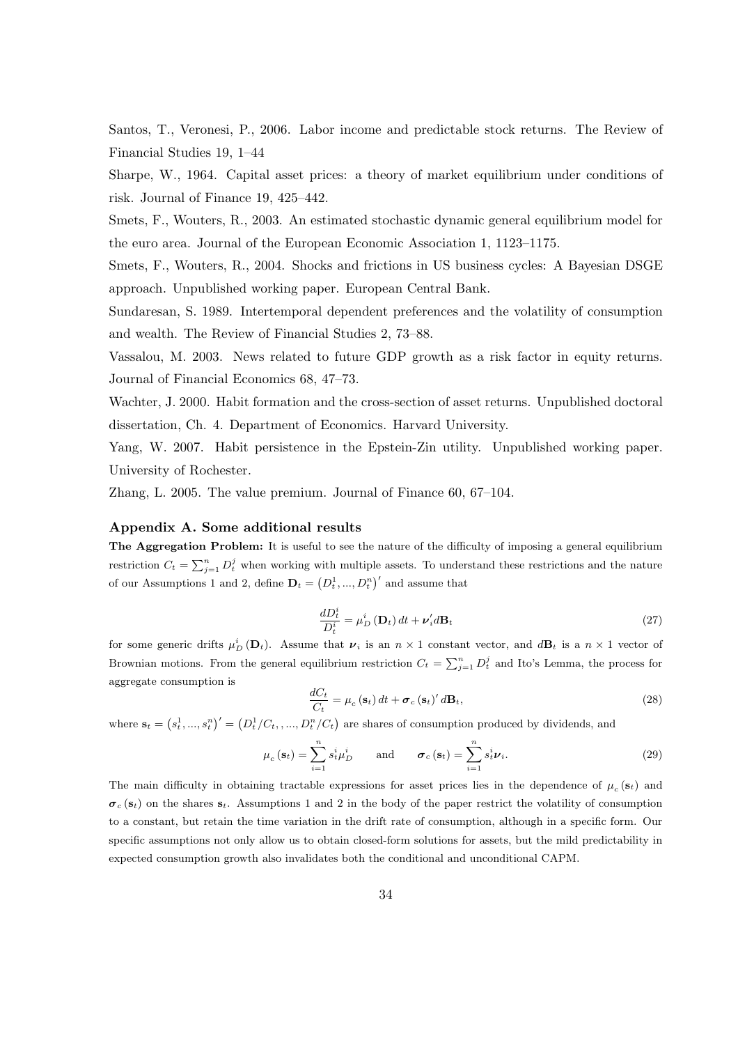Santos, T., Veronesi, P., 2006. Labor income and predictable stock returns. The Review of Financial Studies 19, 1–44

Sharpe, W., 1964. Capital asset prices: a theory of market equilibrium under conditions of risk. Journal of Finance 19, 425–442.

Smets, F., Wouters, R., 2003. An estimated stochastic dynamic general equilibrium model for the euro area. Journal of the European Economic Association 1, 1123–1175.

Smets, F., Wouters, R., 2004. Shocks and frictions in US business cycles: A Bayesian DSGE approach. Unpublished working paper. European Central Bank.

Sundaresan, S. 1989. Intertemporal dependent preferences and the volatility of consumption and wealth. The Review of Financial Studies 2, 73–88.

Vassalou, M. 2003. News related to future GDP growth as a risk factor in equity returns. Journal of Financial Economics 68, 47–73.

Wachter, J. 2000. Habit formation and the cross-section of asset returns. Unpublished doctoral dissertation, Ch. 4. Department of Economics. Harvard University.

Yang, W. 2007. Habit persistence in the Epstein-Zin utility. Unpublished working paper. University of Rochester.

Zhang, L. 2005. The value premium. Journal of Finance 60, 67–104.

## Appendix A. Some additional results

**The Aggregation Problem:** It is useful to see the nature of the difficulty of imposing a general equilibrium restriction $C_t = \sum_{j=1}^{n} D_t^j$ when working with multiple assets. To understand these restrictions and the nature of our Assumptions 1 and 2, define $\mathbf{D}_t = \left(D_t^1, ..., D_t^n\right)'$ and assume that

$$\frac{dD_t^i}{D_t^i} = \mu_D^i\left(\mathbf{D}_t\right)dt + \boldsymbol{\nu}_i' d\mathbf{B}_t \tag{27}$$

for some generic drifts $\mu_D^i\left(\mathbf{D}_t\right)$. Assume that $\boldsymbol{\nu}_i$ is an $n \times 1$ constant vector, and $d\mathbf{B}_t$ is a $n \times 1$ vector of Brownian motions. From the general equilibrium restriction $C_t = \sum_{j=1}^{n} D_t^j$ and Ito's Lemma, the process for aggregate consumption is

$$\frac{dC_t}{C_t} = \mu_c\left(\mathbf{s}_t\right)dt + \boldsymbol{\sigma}_c\left(\mathbf{s}_t\right)' d\mathbf{B}_t, \tag{28}$$

where $\mathbf{s}_t = \left(s_t^1, ..., s_t^n\right)' = \left(D_t^1/C_t, , ..., D_t^n/C_t\right)$ are shares of consumption produced by dividends, and

$$\mu_c\left(\mathbf{s}_t\right) = \sum_{i=1}^{n} s_t^i \mu_D^i \qquad \text{and} \qquad \boldsymbol{\sigma}_c\left(\mathbf{s}_t\right) = \sum_{i=1}^{n} s_t^i \boldsymbol{\nu}_i. \tag{29}$$

The main difficulty in obtaining tractable expressions for asset prices lies in the dependence of $\mu_c\left(\mathbf{s}_t\right)$ and $\boldsymbol{\sigma}_c\left(\mathbf{s}_t\right)$ on the shares $\mathbf{s}_t$. Assumptions 1 and 2 in the body of the paper restrict the volatility of consumption to a constant, but retain the time variation in the drift rate of consumption, although in a specific form. Our specific assumptions not only allow us to obtain closed-form solutions for assets, but the mild predictability in expected consumption growth also invalidates both the conditional and unconditional CAPM.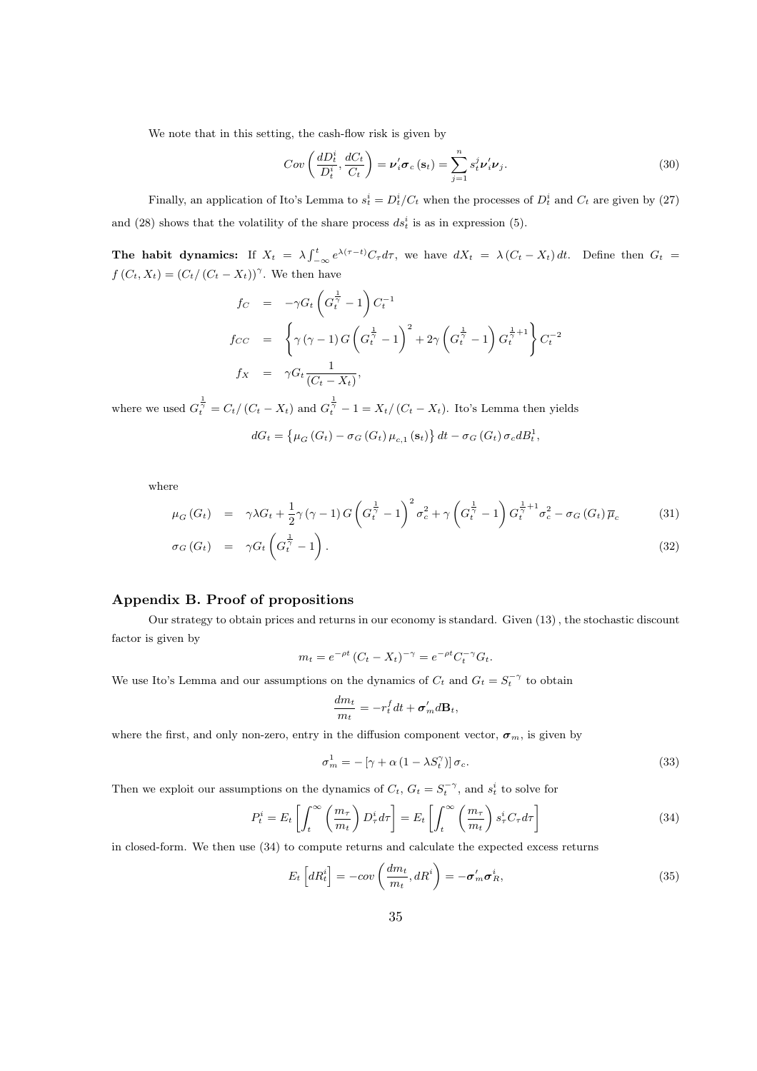We note that in this setting, the cash-flow risk is given by

$$Cov\left(\frac{dD_t^i}{D_t^i}, \frac{dC_t}{C_t}\right) = \boldsymbol{\nu}_i' \boldsymbol{\sigma}_c(\mathbf{s}_t) = \sum_{j=1}^n s_t^j \boldsymbol{\nu}_i' \boldsymbol{\nu}_j. \tag{30}$$

Finally, an application of Ito's Lemma to $s_t^i = D_t^i / C_t$ when the processes of $D_t^i$ and $C_t$ are given by (27) and (28) shows that the volatility of the share process $ds_t^i$ is as in expression (5).

**The habit dynamics:** If $X_t = \lambda \int_{-\infty}^t e^{\lambda(\tau - t)} C_\tau d\tau$, we have $dX_t = \lambda(C_t - X_t)\, dt$. Define then $G_t = f(C_t, X_t) = (C_t / (C_t - X_t))^\gamma$. We then have

$$\begin{aligned}
f_C &= -\gamma G_t \left(G_t^{\frac{1}{\gamma}} - 1\right) C_t^{-1} \\
f_{CC} &= \left\{\gamma(\gamma - 1) G \left(G_t^{\frac{1}{\gamma}} - 1\right)^2 + 2\gamma \left(G_t^{\frac{1}{\gamma}} - 1\right) G_t^{\frac{1}{\gamma}+1}\right\} C_t^{-2} \\
f_X &= \gamma G_t \frac{1}{(C_t - X_t)},
\end{aligned}$$

where we used $G_t^{\frac{1}{\gamma}} = C_t / (C_t - X_t)$ and $G_t^{\frac{1}{\gamma}} - 1 = X_t / (C_t - X_t)$. Ito's Lemma then yields

$$dG_t = \left\{\mu_G(G_t) - \sigma_G(G_t)\, \mu_{c,1}(\mathbf{s}_t)\right\} dt - \sigma_G(G_t)\, \sigma_c dB_t^1,$$

where

$$\begin{aligned}
\mu_G(G_t) &= \gamma \lambda G_t + \frac{1}{2}\gamma(\gamma - 1) G \left(G_t^{\frac{1}{\gamma}} - 1\right)^2 \sigma_c^2 + \gamma \left(G_t^{\frac{1}{\gamma}} - 1\right) G_t^{\frac{1}{\gamma}+1} \sigma_c^2 - \sigma_G(G_t)\, \overline{\mu}_c & (31) \\
\sigma_G(G_t) &= \gamma G_t \left(G_t^{\frac{1}{\gamma}} - 1\right). & (32)
\end{aligned}$$

## Appendix B. Proof of propositions

Our strategy to obtain prices and returns in our economy is standard. Given (13), the stochastic discount factor is given by

$$m_t = e^{-\rho t} (C_t - X_t)^{-\gamma} = e^{-\rho t} C_t^{-\gamma} G_t.$$

We use Ito's Lemma and our assumptions on the dynamics of $C_t$ and $G_t = S_t^{-\gamma}$ to obtain

$$\frac{dm_t}{m_t} = -r_t^f dt + \boldsymbol{\sigma}_m' d\mathbf{B}_t,$$

where the first, and only non-zero, entry in the diffusion component vector, $\boldsymbol{\sigma}_m$, is given by

$$\sigma_m^1 = -\left[\gamma + \alpha\left(1 - \lambda S_t^\gamma\right)\right] \sigma_c. \tag{33}$$

Then we exploit our assumptions on the dynamics of $C_t$, $G_t = S_t^{-\gamma}$, and $s_t^i$ to solve for

$$P_t^i = E_t\left[\int_t^\infty \left(\frac{m_\tau}{m_t}\right) D_\tau^i d\tau\right] = E_t\left[\int_t^\infty \left(\frac{m_\tau}{m_t}\right) s_\tau^i C_\tau d\tau\right] \tag{34}$$

in closed-form. We then use (34) to compute returns and calculate the expected excess returns

$$E_t\left[dR_t^i\right] = -cov\left(\frac{dm_t}{m_t}, dR^i\right) = -\boldsymbol{\sigma}_m' \boldsymbol{\sigma}_R^i, \tag{35}$$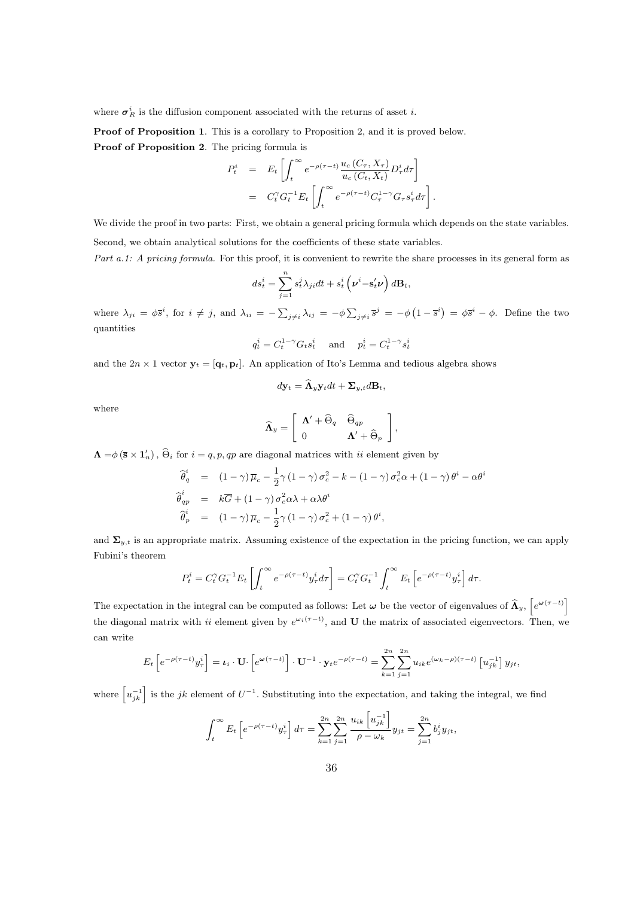where $\boldsymbol{\sigma}_R^i$ is the diffusion component associated with the returns of asset $i$.

**Proof of Proposition 1**. This is a corollary to Proposition 2, and it is proved below.

**Proof of Proposition 2**. The pricing formula is

$$
\begin{aligned}
P_t^i &= E_t\left[\int_t^\infty e^{-\rho(\tau-t)}\frac{u_c(C_\tau,X_\tau)}{u_c(C_t,X_t)}D_\tau^i d\tau\right] \\
&= C_t^\gamma G_t^{-1}E_t\left[\int_t^\infty e^{-\rho(\tau-t)}C_\tau^{1-\gamma}G_\tau s_\tau^i d\tau\right].
\end{aligned}
$$

We divide the proof in two parts: First, we obtain a general pricing formula which depends on the state variables. Second, we obtain analytical solutions for the coefficients of these state variables.

*Part a.1: A pricing formula.* For this proof, it is convenient to rewrite the share processes in its general form as

$$
ds_t^i = \sum_{j=1}^n s_t^j\lambda_{ji}dt + s_t^i\left(\boldsymbol{\nu}^i - \mathbf{s}_t'\boldsymbol{\nu}\right)d\mathbf{B}_t,
$$

where $\lambda_{ji} = \phi\overline{s}^i$, for $i \neq j$, and $\lambda_{ii} = -\sum_{j\neq i}\lambda_{ij} = -\phi\sum_{j\neq i}\overline{s}^j = -\phi\left(1-\overline{s}^i\right) = \phi\overline{s}^i - \phi$. Define the two quantities

$$
q_t^i = C_t^{1-\gamma}G_t s_t^i \quad \text{and} \quad p_t^i = C_t^{1-\gamma}s_t^i
$$

and the $2n\times 1$ vector $\mathbf{y}_t = [\mathbf{q}_t, \mathbf{p}_t]$. An application of Ito's Lemma and tedious algebra shows

$$
d\mathbf{y}_t = \widehat{\boldsymbol{\Lambda}}_y\mathbf{y}_t dt + \boldsymbol{\Sigma}_{y,t}d\mathbf{B}_t,
$$

where

$$
\widehat{\boldsymbol{\Lambda}}_y = \begin{bmatrix} \boldsymbol{\Lambda}' + \widehat{\Theta}_q & \widehat{\Theta}_{qp} \\ 0 & \boldsymbol{\Lambda}' + \widehat{\Theta}_p \end{bmatrix},
$$

$\boldsymbol{\Lambda} = \phi\left(\overline{\mathbf{s}}\times\mathbf{1}_n'\right)$, $\widehat{\Theta}_i$ for $i = q, p, qp$ are diagonal matrices with $ii$ element given by

$$
\begin{aligned}
\widehat{\theta}_q^i &= (1-\gamma)\overline{\mu}_c - \frac{1}{2}\gamma(1-\gamma)\sigma_c^2 - k - (1-\gamma)\sigma_c^2\alpha + (1-\gamma)\theta^i - \alpha\theta^i \\
\widehat{\theta}_{qp}^i &= k\overline{G} + (1-\gamma)\sigma_c^2\alpha\lambda + \alpha\lambda\theta^i \\
\widehat{\theta}_p^i &= (1-\gamma)\overline{\mu}_c - \frac{1}{2}\gamma(1-\gamma)\sigma_c^2 + (1-\gamma)\theta^i,
\end{aligned}
$$

and $\boldsymbol{\Sigma}_{y,t}$ is an appropriate matrix. Assuming existence of the expectation in the pricing function, we can apply Fubini's theorem

$$
P_t^i = C_t^\gamma G_t^{-1}E_t\left[\int_t^\infty e^{-\rho(\tau-t)}y_\tau^i d\tau\right] = C_t^\gamma G_t^{-1}\int_t^\infty E_t\left[e^{-\rho(\tau-t)}y_\tau^i\right]d\tau.
$$

The expectation in the integral can be computed as follows: Let $\boldsymbol{\omega}$ be the vector of eigenvalues of $\widehat{\boldsymbol{\Lambda}}_y$, $\left[e^{\boldsymbol{\omega}(\tau-t)}\right]$ the diagonal matrix with $ii$ element given by $e^{\omega_i(\tau-t)}$, and $\mathbf{U}$ the matrix of associated eigenvectors. Then, we can write

$$
E_t\left[e^{-\rho(\tau-t)}y_\tau^i\right] = \boldsymbol{\iota}_i\cdot\mathbf{U}\cdot\left[e^{\boldsymbol{\omega}(\tau-t)}\right]\cdot\mathbf{U}^{-1}\cdot\mathbf{y}_t e^{-\rho(\tau-t)} = \sum_{k=1}^{2n}\sum_{j=1}^{2n}u_{ik}e^{(\omega_k-\rho)(\tau-t)}\left[u_{jk}^{-1}\right]y_{jt},
$$

where $\left[u_{jk}^{-1}\right]$ is the $jk$ element of $U^{-1}$. Substituting into the expectation, and taking the integral, we find

$$
\int_t^\infty E_t\left[e^{-\rho(\tau-t)}y_\tau^i\right]d\tau = \sum_{k=1}^{2n}\sum_{j=1}^{2n}\frac{u_{ik}\left[u_{jk}^{-1}\right]}{\rho-\omega_k}y_{jt} = \sum_{j=1}^{2n}b_j^i y_{jt},
$$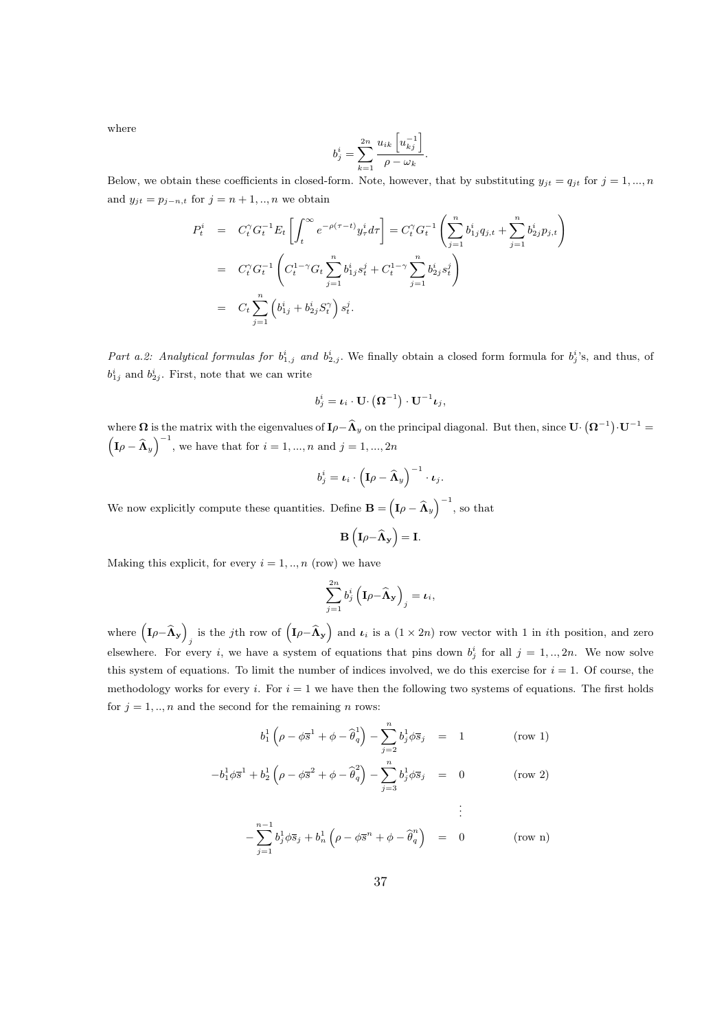where

$$b_j^i = \sum_{k=1}^{2n} \frac{u_{ik}\left[u_{kj}^{-1}\right]}{\rho - \omega_k}.$$

Below, we obtain these coefficients in closed-form. Note, however, that by substituting $y_{jt} = q_{jt}$ for $j = 1, ..., n$ and $y_{jt} = p_{j-n,t}$ for $j = n+1, .., n$ we obtain

$$\begin{aligned}
P_t^i &= C_t^\gamma G_t^{-1} E_t \left[\int_t^\infty e^{-\rho(\tau - t)} y_\tau^i d\tau\right] = C_t^\gamma G_t^{-1} \left(\sum_{j=1}^n b_{1j}^i q_{j,t} + \sum_{j=1}^n b_{2j}^i p_{j,t}\right) \\
&= C_t^\gamma G_t^{-1} \left(C_t^{1-\gamma} G_t \sum_{j=1}^n b_{1j}^i s_t^j + C_t^{1-\gamma} \sum_{j=1}^n b_{2j}^i s_t^j\right) \\
&= C_t \sum_{j=1}^n \left(b_{1j}^i + b_{2j}^i S_t^\gamma\right) s_t^j.
\end{aligned}$$

*Part a.2: Analytical formulas for $b_{1,j}^i$ and $b_{2,j}^i$.* We finally obtain a closed form formula for $b_j^i$'s, and thus, of $b_{1j}^i$ and $b_{2j}^i$. First, note that we can write

$$b_j^i = \boldsymbol{\iota}_i \cdot \mathbf{U} \cdot \left(\boldsymbol{\Omega}^{-1}\right) \cdot \mathbf{U}^{-1} \boldsymbol{\iota}_j,$$

where $\boldsymbol{\Omega}$ is the matrix with the eigenvalues of $\mathbf{I}\rho - \widehat{\boldsymbol{\Lambda}}_y$ on the principal diagonal. But then, since $\mathbf{U} \cdot \left(\boldsymbol{\Omega}^{-1}\right) \cdot \mathbf{U}^{-1} = \left(\mathbf{I}\rho - \widehat{\boldsymbol{\Lambda}}_y\right)^{-1}$, we have that for $i = 1, ..., n$ and $j = 1, ..., 2n$

$$b_j^i = \boldsymbol{\iota}_i \cdot \left(\mathbf{I}\rho - \widehat{\boldsymbol{\Lambda}}_y\right)^{-1} \cdot \boldsymbol{\iota}_j.$$

We now explicitly compute these quantities. Define $\mathbf{B} = \left(\mathbf{I}\rho - \widehat{\boldsymbol{\Lambda}}_y\right)^{-1}$, so that

$$\mathbf{B}\left(\mathbf{I}\rho - \widehat{\boldsymbol{\Lambda}}_{\mathbf{y}}\right) = \mathbf{I}.$$

Making this explicit, for every $i = 1, .., n$ (row) we have

$$\sum_{j=1}^{2n} b_j^i \left(\mathbf{I}\rho - \widehat{\boldsymbol{\Lambda}}_{\mathbf{y}}\right)_j = \boldsymbol{\iota}_i,$$

where $\left(\mathbf{I}\rho - \widehat{\boldsymbol{\Lambda}}_{\mathbf{y}}\right)_j$ is the $j$th row of $\left(\mathbf{I}\rho - \widehat{\boldsymbol{\Lambda}}_{\mathbf{y}}\right)$ and $\boldsymbol{\iota}_i$ is a $(1 \times 2n)$ row vector with 1 in $i$th position, and zero elsewhere. For every $i$, we have a system of equations that pins down $b_j^i$ for all $j = 1, .., 2n$. We now solve this system of equations. To limit the number of indices involved, we do this exercise for $i = 1$. Of course, the methodology works for every $i$. For $i = 1$ we have then the following two systems of equations. The first holds for $j = 1, .., n$ and the second for the remaining $n$ rows:

$$\begin{aligned}
b_1^1\left(\rho - \phi\overline{s}^1 + \phi - \widehat{\theta}_q^1\right) - \sum_{j=2}^n b_j^1 \phi \overline{s}_j &= 1 \qquad \text{(row 1)} \\
-b_1^1 \phi \overline{s}^1 + b_2^1\left(\rho - \phi\overline{s}^2 + \phi - \widehat{\theta}_q^2\right) - \sum_{j=3}^n b_j^1 \phi \overline{s}_j &= 0 \qquad \text{(row 2)} \\
&\vdots \\
-\sum_{j=1}^{n-1} b_j^1 \phi \overline{s}_j + b_n^1\left(\rho - \phi\overline{s}^n + \phi - \widehat{\theta}_q^n\right) &= 0 \qquad \text{(row n)}
\end{aligned}$$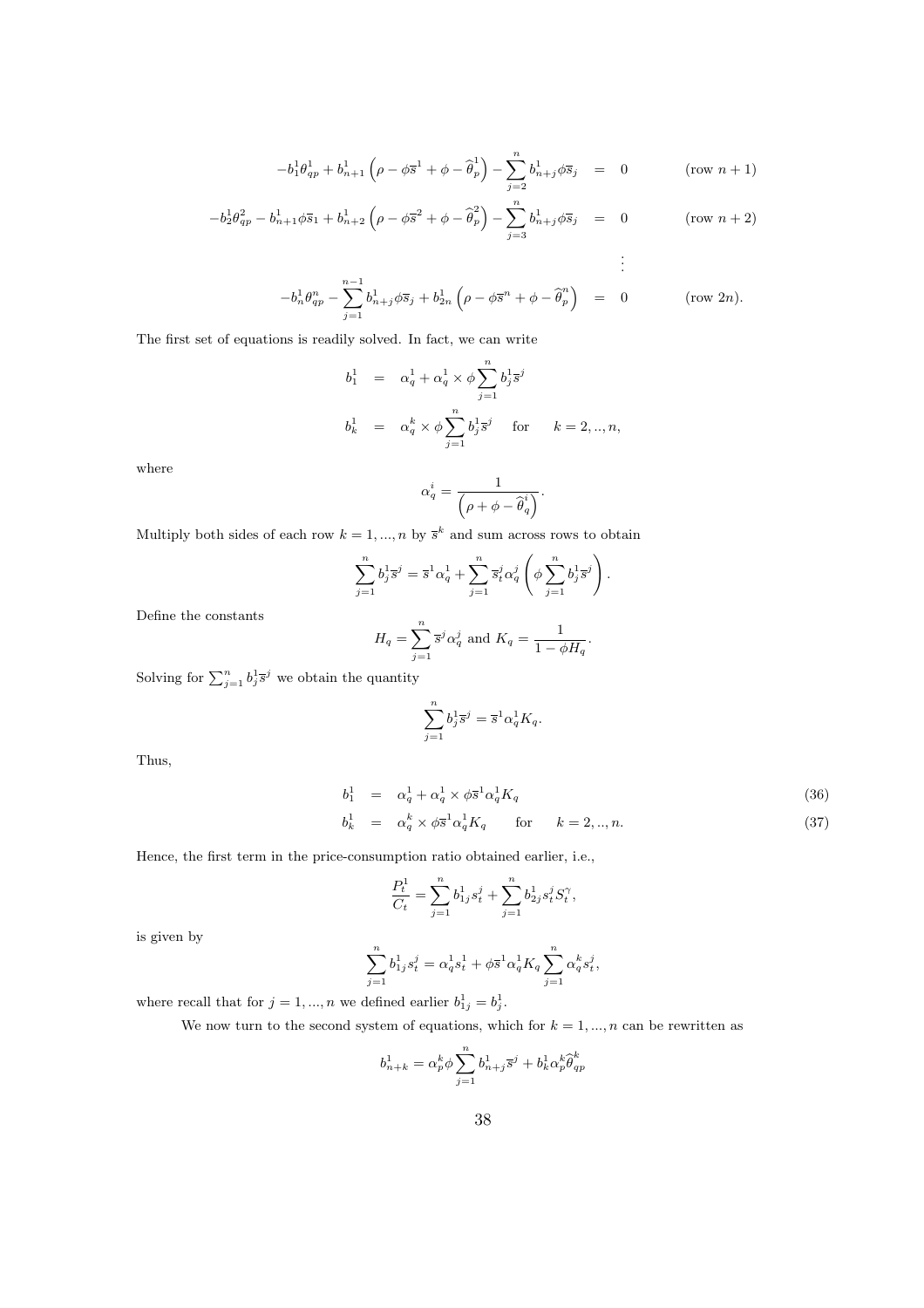$$
\begin{aligned}
-b_1^1\theta_{qp}^1 + b_{n+1}^1\left(\rho - \phi\overline{s}^1 + \phi - \widehat{\theta}_p^1\right) - \sum_{j=2}^{n} b_{n+j}^1\phi\overline{s}_j &= 0 \qquad \text{(row } n+1\text{)} \\
-b_2^1\theta_{qp}^2 - b_{n+1}^1\phi\overline{s}_1 + b_{n+2}^1\left(\rho - \phi\overline{s}^2 + \phi - \widehat{\theta}_p^2\right) - \sum_{j=3}^{n} b_{n+j}^1\phi\overline{s}_j &= 0 \qquad \text{(row } n+2\text{)} \\
&\vdots \\
-b_n^1\theta_{qp}^n - \sum_{j=1}^{n-1} b_{n+j}^1\phi\overline{s}_j + b_{2n}^1\left(\rho - \phi\overline{s}^n + \phi - \widehat{\theta}_p^n\right) &= 0 \qquad \text{(row } 2n\text{)}.
\end{aligned}
$$

The first set of equations is readily solved. In fact, we can write

$$
\begin{aligned}
b_1^1 &= \alpha_q^1 + \alpha_q^1 \times \phi\sum_{j=1}^{n} b_j^1\overline{s}^j \\
b_k^1 &= \alpha_q^k \times \phi\sum_{j=1}^{n} b_j^1\overline{s}^j \quad \text{for} \quad k = 2,..,n,
\end{aligned}
$$

where

$$
\alpha_q^i = \frac{1}{\left(\rho + \phi - \widehat{\theta}_q^i\right)}.
$$

Multiply both sides of each row $k = 1,...,n$ by $\overline{s}^k$ and sum across rows to obtain

$$
\sum_{j=1}^{n} b_j^1\overline{s}^j = \overline{s}^1\alpha_q^1 + \sum_{j=1}^{n}\overline{s}_t^j\alpha_q^j\left(\phi\sum_{j=1}^{n} b_j^1\overline{s}^j\right).
$$

Define the constants

$$
H_q = \sum_{j=1}^{n}\overline{s}^j\alpha_q^j \text{ and } K_q = \frac{1}{1 - \phi H_q}.
$$

Solving for $\sum_{j=1}^{n} b_j^1\overline{s}^j$ we obtain the quantity

$$
\sum_{j=1}^{n} b_j^1\overline{s}^j = \overline{s}^1\alpha_q^1 K_q.
$$

Thus,

$$
\begin{aligned}
b_1^1 &= \alpha_q^1 + \alpha_q^1 \times \phi\overline{s}^1\alpha_q^1 K_q && (36) \\
b_k^1 &= \alpha_q^k \times \phi\overline{s}^1\alpha_q^1 K_q \quad \text{for} \quad k = 2,..,n. && (37)
\end{aligned}
$$

Hence, the first term in the price-consumption ratio obtained earlier, i.e.,

$$
\frac{P_t^1}{C_t} = \sum_{j=1}^{n} b_{1j}^1 s_t^j + \sum_{j=1}^{n} b_{2j}^1 s_t^j S_t^{\gamma},
$$

is given by

$$
\sum_{j=1}^{n} b_{1j}^1 s_t^j = \alpha_q^1 s_t^1 + \phi\overline{s}^1\alpha_q^1 K_q\sum_{j=1}^{n}\alpha_q^k s_t^j,
$$

where recall that for $j = 1,...,n$ we defined earlier $b_{1j}^1 = b_j^1$.

We now turn to the second system of equations, which for $k = 1,...,n$ can be rewritten as

$$
b_{n+k}^1 = \alpha_p^k\phi\sum_{j=1}^{n} b_{n+j}^1\overline{s}^j + b_k^1\alpha_p^k\widehat{\theta}_{qp}^k
$$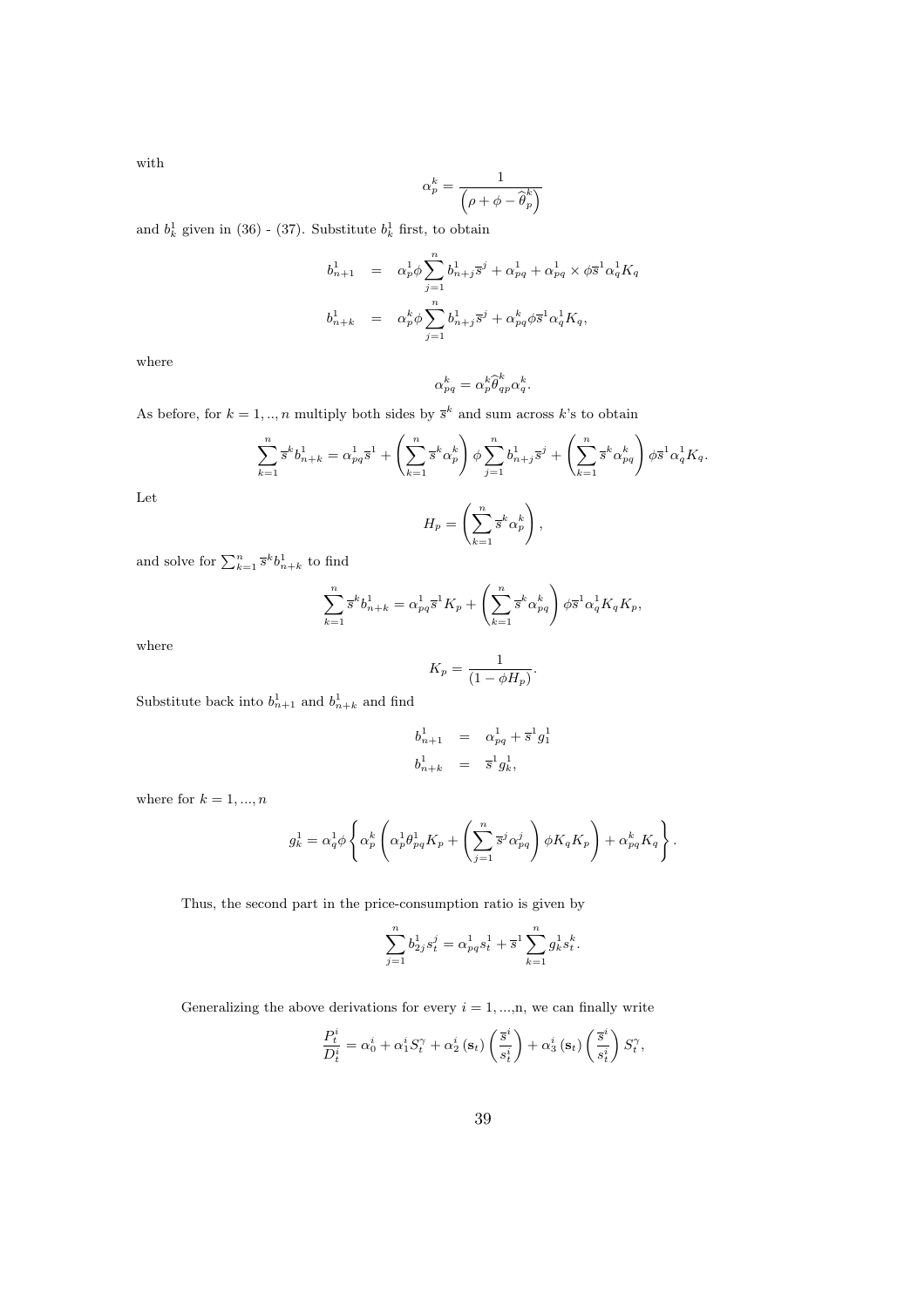with

$$\alpha_p^k = \frac{1}{\left(\rho + \phi - \widehat{\theta}_p^k\right)}$$

and $b_k^1$ given in (36) - (37). Substitute $b_k^1$ first, to obtain

$$\begin{aligned}
b_{n+1}^1 &= \alpha_p^1 \phi \sum_{j=1}^n b_{n+j}^1 \overline{s}^j + \alpha_{pq}^1 + \alpha_{pq}^1 \times \phi \overline{s}^1 \alpha_q^1 K_q \\
b_{n+k}^1 &= \alpha_p^k \phi \sum_{j=1}^n b_{n+j}^1 \overline{s}^j + \alpha_{pq}^k \phi \overline{s}^1 \alpha_q^1 K_q,
\end{aligned}$$

where

$$\alpha_{pq}^k = \alpha_p^k \widehat{\theta}_{qp}^k \alpha_q^k.$$

As before, for $k = 1, .., n$ multiply both sides by $\overline{s}^k$ and sum across $k$'s to obtain

$$\sum_{k=1}^n \overline{s}^k b_{n+k}^1 = \alpha_{pq}^1 \overline{s}^1 + \left(\sum_{k=1}^n \overline{s}^k \alpha_p^k\right) \phi \sum_{j=1}^n b_{n+j}^1 \overline{s}^j + \left(\sum_{k=1}^n \overline{s}^k \alpha_{pq}^k\right) \phi \overline{s}^1 \alpha_q^1 K_q.$$

Let

$$H_p = \left(\sum_{k=1}^n \overline{s}^k \alpha_p^k\right),$$

and solve for $\sum_{k=1}^n \overline{s}^k b_{n+k}^1$ to find

$$\sum_{k=1}^n \overline{s}^k b_{n+k}^1 = \alpha_{pq}^1 \overline{s}^1 K_p + \left(\sum_{k=1}^n \overline{s}^k \alpha_{pq}^k\right) \phi \overline{s}^1 \alpha_q^1 K_q K_p,$$

where

$$K_p = \frac{1}{(1 - \phi H_p)}.$$

Substitute back into $b_{n+1}^1$ and $b_{n+k}^1$ and find

$$\begin{aligned}
b_{n+1}^1 &= \alpha_{pq}^1 + \overline{s}^1 g_1^1 \\
b_{n+k}^1 &= \overline{s}^1 g_k^1,
\end{aligned}$$

where for $k = 1, ..., n$

$$g_k^1 = \alpha_q^1 \phi \left\{ \alpha_p^k \left( \alpha_p^1 \theta_{pq}^1 K_p + \left(\sum_{j=1}^n \overline{s}^j \alpha_{pq}^j\right) \phi K_q K_p \right) + \alpha_{pq}^k K_q \right\}.$$

Thus, the second part in the price-consumption ratio is given by

$$\sum_{j=1}^n b_{2j}^1 s_t^j = \alpha_{pq}^1 s_t^1 + \overline{s}^1 \sum_{k=1}^n g_k^1 s_t^k.$$

Generalizing the above derivations for every $i = 1, ...,$n, we can finally write

$$\frac{P_t^i}{D_t^i} = \alpha_0^i + \alpha_1^i S_t^\gamma + \alpha_2^i (\mathbf{s}_t) \left(\frac{\overline{s}^i}{s_t^i}\right) + \alpha_3^i (\mathbf{s}_t) \left(\frac{\overline{s}^i}{s_t^i}\right) S_t^\gamma,$$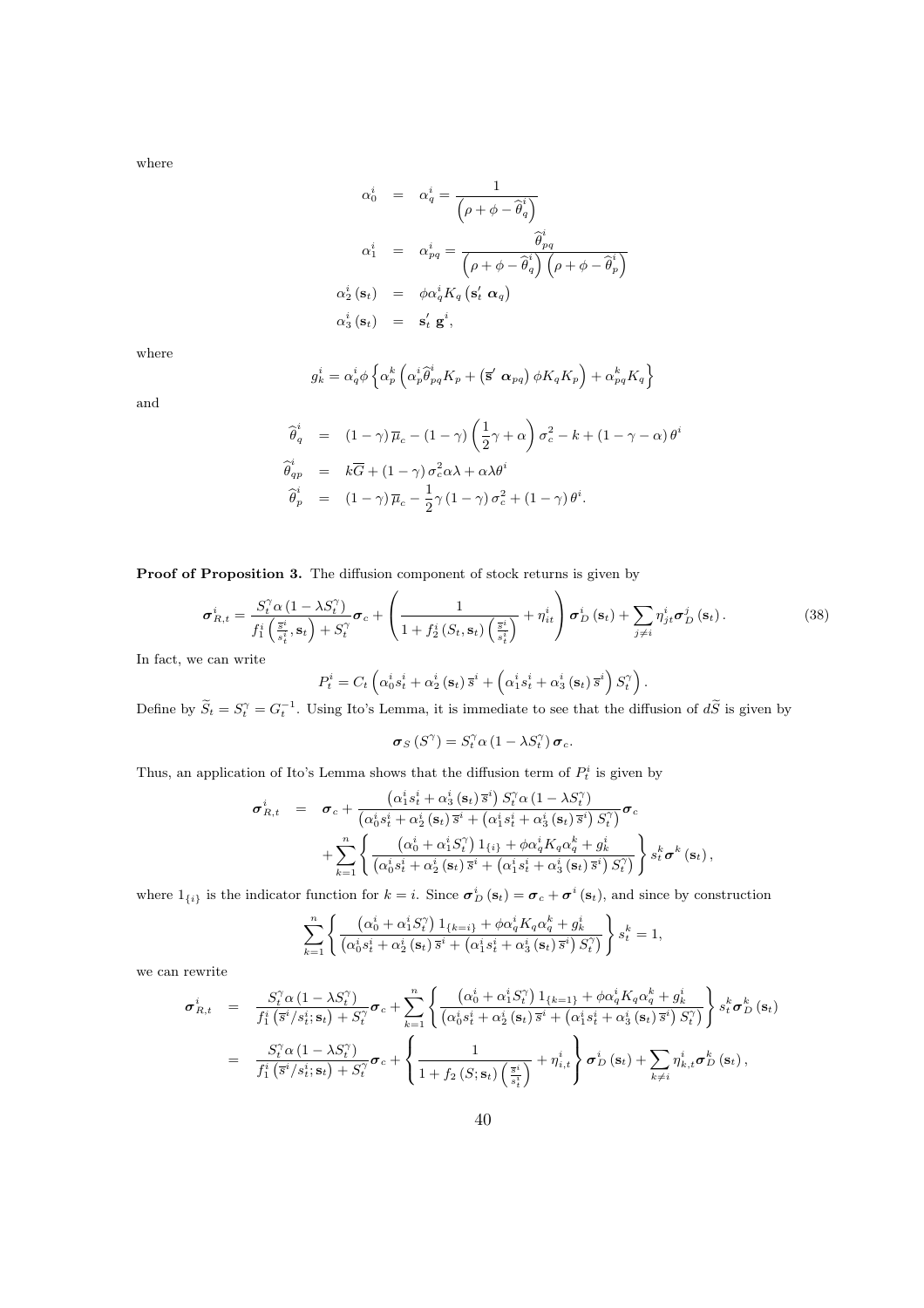where

$$
\begin{aligned}
\alpha_0^i &= \alpha_q^i = \frac{1}{\left(\rho + \phi - \widehat{\theta}_q^i\right)} \\
\alpha_1^i &= \alpha_{pq}^i = \frac{\widehat{\theta}_{pq}^i}{\left(\rho + \phi - \widehat{\theta}_q^i\right)\left(\rho + \phi - \widehat{\theta}_p^i\right)} \\
\alpha_2^i(\mathbf{s}_t) &= \phi \alpha_q^i K_q \left(\mathbf{s}_t' \, \boldsymbol{\alpha}_q\right) \\
\alpha_3^i(\mathbf{s}_t) &= \mathbf{s}_t' \, \mathbf{g}^i,
\end{aligned}
$$

where

$$
g_k^i = \alpha_q^i \phi \left\{ \alpha_p^k \left( \alpha_p^i \widehat{\theta}_{pq}^i K_p + \left(\overline{\mathbf{s}}' \, \boldsymbol{\alpha}_{pq}\right) \phi K_q K_p \right) + \alpha_{pq}^k K_q \right\}
$$

and

$$
\begin{aligned}
\widehat{\theta}_q^i &= (1-\gamma)\overline{\mu}_c - (1-\gamma)\left(\frac{1}{2}\gamma + \alpha\right)\sigma_c^2 - k + (1-\gamma-\alpha)\theta^i \\
\widehat{\theta}_{qp}^i &= k\overline{G} + (1-\gamma)\sigma_c^2 \alpha \lambda + \alpha \lambda \theta^i \\
\widehat{\theta}_p^i &= (1-\gamma)\overline{\mu}_c - \frac{1}{2}\gamma(1-\gamma)\sigma_c^2 + (1-\gamma)\theta^i.
\end{aligned}
$$

**Proof of Proposition 3.** The diffusion component of stock returns is given by

$$
\boldsymbol{\sigma}_{R,t}^i = \frac{S_t^\gamma \alpha \left(1 - \lambda S_t^\gamma\right)}{f_1^i\left(\frac{\overline{s}^i}{s_t^i}, \mathbf{s}_t\right) + S_t^\gamma} \boldsymbol{\sigma}_c + \left( \frac{1}{1 + f_2^i\left(S_t, \mathbf{s}_t\right)\left(\frac{\overline{s}^i}{s_t^i}\right)} + \eta_{it}^i \right) \boldsymbol{\sigma}_D^i(\mathbf{s}_t) + \sum_{j \neq i} \eta_{jt}^i \boldsymbol{\sigma}_D^j(\mathbf{s}_t). \tag{38}
$$

In fact, we can write

$$
P_t^i = C_t \left( \alpha_0^i s_t^i + \alpha_2^i(\mathbf{s}_t)\,\overline{s}^i + \left(\alpha_1^i s_t^i + \alpha_3^i(\mathbf{s}_t)\,\overline{s}^i\right) S_t^\gamma \right).
$$

Define by $\widetilde{S}_t = S_t^\gamma = G_t^{-1}$. Using Ito's Lemma, it is immediate to see that the diffusion of $d\widetilde{S}$ is given by

$$
\boldsymbol{\sigma}_S\left(S^\gamma\right) = S_t^\gamma \alpha \left(1 - \lambda S_t^\gamma\right) \boldsymbol{\sigma}_c.
$$

Thus, an application of Ito's Lemma shows that the diffusion term of $P_t^i$ is given by

$$
\begin{aligned}
\boldsymbol{\sigma}_{R,t}^i &= \boldsymbol{\sigma}_c + \frac{\left(\alpha_1^i s_t^i + \alpha_3^i(\mathbf{s}_t)\,\overline{s}^i\right) S_t^\gamma \alpha \left(1 - \lambda S_t^\gamma\right)}{\left(\alpha_0^i s_t^i + \alpha_2^i(\mathbf{s}_t)\,\overline{s}^i + \left(\alpha_1^i s_t^i + \alpha_3^i(\mathbf{s}_t)\,\overline{s}^i\right) S_t^\gamma\right)} \boldsymbol{\sigma}_c \\
&\quad + \sum_{k=1}^n \left\{ \frac{\left(\alpha_0^i + \alpha_1^i S_t^\gamma\right) 1_{\{i\}} + \phi \alpha_q^i K_q \alpha_q^k + g_k^i}{\left(\alpha_0^i s_t^i + \alpha_2^i(\mathbf{s}_t)\,\overline{s}^i + \left(\alpha_1^i s_t^i + \alpha_3^i(\mathbf{s}_t)\,\overline{s}^i\right) S_t^\gamma\right)} \right\} s_t^k \boldsymbol{\sigma}^k(\mathbf{s}_t),
\end{aligned}
$$

where $1_{\{i\}}$ is the indicator function for $k = i$. Since $\boldsymbol{\sigma}_D^i(\mathbf{s}_t) = \boldsymbol{\sigma}_c + \boldsymbol{\sigma}^i(\mathbf{s}_t)$, and since by construction

$$
\sum_{k=1}^n \left\{ \frac{\left(\alpha_0^i + \alpha_1^i S_t^\gamma\right) 1_{\{k=i\}} + \phi \alpha_q^i K_q \alpha_q^k + g_k^i}{\left(\alpha_0^i s_t^i + \alpha_2^i(\mathbf{s}_t)\,\overline{s}^i + \left(\alpha_1^i s_t^i + \alpha_3^i(\mathbf{s}_t)\,\overline{s}^i\right) S_t^\gamma\right)} \right\} s_t^k = 1,
$$

we can rewrite

$$
\begin{aligned}
\boldsymbol{\sigma}_{R,t}^i &= \frac{S_t^\gamma \alpha \left(1 - \lambda S_t^\gamma\right)}{f_1^i\left(\overline{s}^i / s_t^i; \mathbf{s}_t\right) + S_t^\gamma} \boldsymbol{\sigma}_c + \sum_{k=1}^n \left\{ \frac{\left(\alpha_0^i + \alpha_1^i S_t^\gamma\right) 1_{\{k=1\}} + \phi \alpha_q^i K_q \alpha_q^k + g_k^i}{\left(\alpha_0^i s_t^i + \alpha_2^i(\mathbf{s}_t)\,\overline{s}^i + \left(\alpha_1^i s_t^i + \alpha_3^i(\mathbf{s}_t)\,\overline{s}^i\right) S_t^\gamma\right)} \right\} s_t^k \boldsymbol{\sigma}_D^k(\mathbf{s}_t) \\
&= \frac{S_t^\gamma \alpha \left(1 - \lambda S_t^\gamma\right)}{f_1^i\left(\overline{s}^i / s_t^i; \mathbf{s}_t\right) + S_t^\gamma} \boldsymbol{\sigma}_c + \left\{ \frac{1}{1 + f_2\left(S; \mathbf{s}_t\right)\left(\frac{\overline{s}^i}{s_t^i}\right)} + \eta_{i,t}^i \right\} \boldsymbol{\sigma}_D^i(\mathbf{s}_t) + \sum_{k \neq i} \eta_{k,t}^i \boldsymbol{\sigma}_D^k(\mathbf{s}_t),
\end{aligned}
$$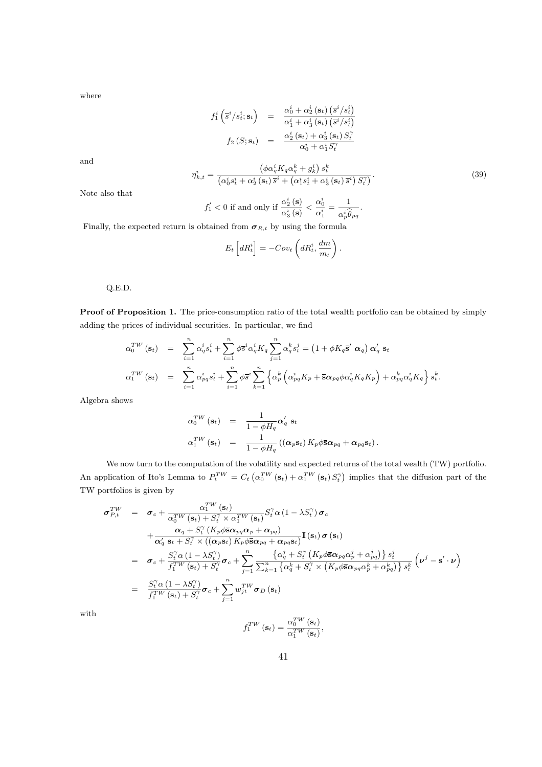where

$$
\begin{aligned}
f_1^i\left(\overline{s}^i/s_t^i;\mathbf{s}_t\right) &= \frac{\alpha_0^i+\alpha_2^i\left(\mathbf{s}_t\right)\left(\overline{s}^i/s_t^i\right)}{\alpha_1^i+\alpha_3^i\left(\mathbf{s}_t\right)\left(\overline{s}^i/s_t^i\right)} \\
f_2\left(S;\mathbf{s}_t\right) &= \frac{\alpha_2^i\left(\mathbf{s}_t\right)+\alpha_3^i\left(\mathbf{s}_t\right)S_t^\gamma}{\alpha_0^i+\alpha_1^iS_t^\gamma}
\end{aligned}
$$

and

$$
\eta_{k,t}^i=\frac{\left(\phi\alpha_q^iK_q\alpha_q^k+g_k^i\right)s_t^k}{\left(\alpha_0^is_t^i+\alpha_2^i\left(\mathbf{s}_t\right)\overline{s}^i+\left(\alpha_1^is_t^i+\alpha_3^i\left(\mathbf{s}_t\right)\overline{s}^i\right)S_t^\gamma\right)}. \tag{39}
$$

Note also that

$$
f_1'<0\text{ if and only if }\frac{\alpha_2^i\left(\mathbf{s}\right)}{\alpha_3^i\left(\mathbf{s}\right)}<\frac{\alpha_0^i}{\alpha_1^i}=\frac{1}{\alpha_p^i\widehat{\theta}_{pq}}.
$$

Finally, the expected return is obtained from $\boldsymbol{\sigma}_{R,t}$ by using the formula

$$
E_t\left[dR_t^i\right]=-Cov_t\left(dR_t^i,\frac{dm}{m_t}\right).
$$

Q.E.D.

**Proof of Proposition 1.** The price-consumption ratio of the total wealth portfolio can be obtained by simply adding the prices of individual securities. In particular, we find

$$
\begin{aligned}
\alpha_0^{TW}\left(\mathbf{s}_t\right) &= \sum_{i=1}^n\alpha_q^is_t^i+\sum_{i=1}^n\phi\overline{s}^i\alpha_q^iK_q\sum_{j=1}^n\alpha_q^ks_t^j=\left(1+\phi K_q\overline{\mathbf{s}}'\,\boldsymbol{\alpha}_q\right)\boldsymbol{\alpha}_q'\,\mathbf{s}_t \\
\alpha_1^{TW}\left(\mathbf{s}_t\right) &= \sum_{i=1}^n\alpha_{pq}^is_t^i+\sum_{i=1}^n\phi\overline{s}^i\sum_{k=1}^n\left\{\alpha_p^k\left(\alpha_{pq}^iK_p+\overline{\mathbf{s}}\boldsymbol{\alpha}_{pq}\phi\alpha_q^iK_qK_p\right)+\alpha_{pq}^k\alpha_q^iK_q\right\}s_t^k.
\end{aligned}
$$

Algebra shows

$$
\begin{aligned}
\alpha_0^{TW}\left(\mathbf{s}_t\right) &= \frac{1}{1-\phi H_q}\boldsymbol{\alpha}_q'\;\mathbf{s}_t \\
\alpha_1^{TW}\left(\mathbf{s}_t\right) &= \frac{1}{1-\phi H_q}\left(\left(\boldsymbol{\alpha}_p\mathbf{s}_t\right)K_p\phi\overline{\mathbf{s}}\boldsymbol{\alpha}_{pq}+\boldsymbol{\alpha}_{pq}\mathbf{s}_t\right).
\end{aligned}
$$

We now turn to the computation of the volatility and expected returns of the total wealth (TW) portfolio. An application of Ito's Lemma to $P_t^{TW}=C_t\left(\alpha_0^{TW}\left(\mathbf{s}_t\right)+\alpha_1^{TW}\left(\mathbf{s}_t\right)S_t^\gamma\right)$ implies that the diffusion part of the TW portfolios is given by

$$
\begin{aligned}
\boldsymbol{\sigma}_{P,t}^{TW} &= \boldsymbol{\sigma}_c+\frac{\alpha_1^{TW}\left(\mathbf{s}_t\right)}{\alpha_0^{TW}\left(\mathbf{s}_t\right)+S_t^\gamma\times\alpha_1^{TW}\left(\mathbf{s}_t\right)}S_t^\gamma\alpha\left(1-\lambda S_t^\gamma\right)\boldsymbol{\sigma}_c \\
&\quad+\frac{\boldsymbol{\alpha}_q+S_t^\gamma\left(K_p\phi\overline{\mathbf{s}}\boldsymbol{\alpha}_{pq}\boldsymbol{\alpha}_p+\boldsymbol{\alpha}_{pq}\right)}{\boldsymbol{\alpha}_q'\;\mathbf{s}_t+S_t^\gamma\times\left(\left(\boldsymbol{\alpha}_p\mathbf{s}_t\right)K_p\phi\overline{\mathbf{s}}\boldsymbol{\alpha}_{pq}+\boldsymbol{\alpha}_{pq}\mathbf{s}_t\right)}\mathbf{I}\left(\mathbf{s}_t\right)\boldsymbol{\sigma}\left(\mathbf{s}_t\right) \\
&= \boldsymbol{\sigma}_c+\frac{S_t^\gamma\alpha\left(1-\lambda S_t^\gamma\right)}{f_1^{TW}\left(\mathbf{s}_t\right)+S_t^\gamma}\boldsymbol{\sigma}_c+\sum_{j=1}^n\frac{\left\{\alpha_q^j+S_t^\gamma\left(K_p\phi\overline{\mathbf{s}}\boldsymbol{\alpha}_{pq}\alpha_p^j+\alpha_{pq}^j\right)\right\}s_t^j}{\sum_{k=1}^n\left\{\alpha_q^k+S_t^\gamma\times\left(K_p\phi\overline{\mathbf{s}}\boldsymbol{\alpha}_{pq}\alpha_p^k+\alpha_{pq}^k\right)\right\}s_t^k}\left(\boldsymbol{\nu}^j-\mathbf{s}'\cdot\boldsymbol{\nu}\right) \\
&= \frac{S_t^\gamma\alpha\left(1-\lambda S_t^\gamma\right)}{f_1^{TW}\left(\mathbf{s}_t\right)+S_t^\gamma}\boldsymbol{\sigma}_c+\sum_{j=1}^nw_{jt}^{TW}\boldsymbol{\sigma}_D\left(\mathbf{s}_t\right)
\end{aligned}
$$

with

$$
f_1^{TW}\left(\mathbf{s}_t\right)=\frac{\alpha_0^{TW}\left(\mathbf{s}_t\right)}{\alpha_1^{TW}\left(\mathbf{s}_t\right)},
$$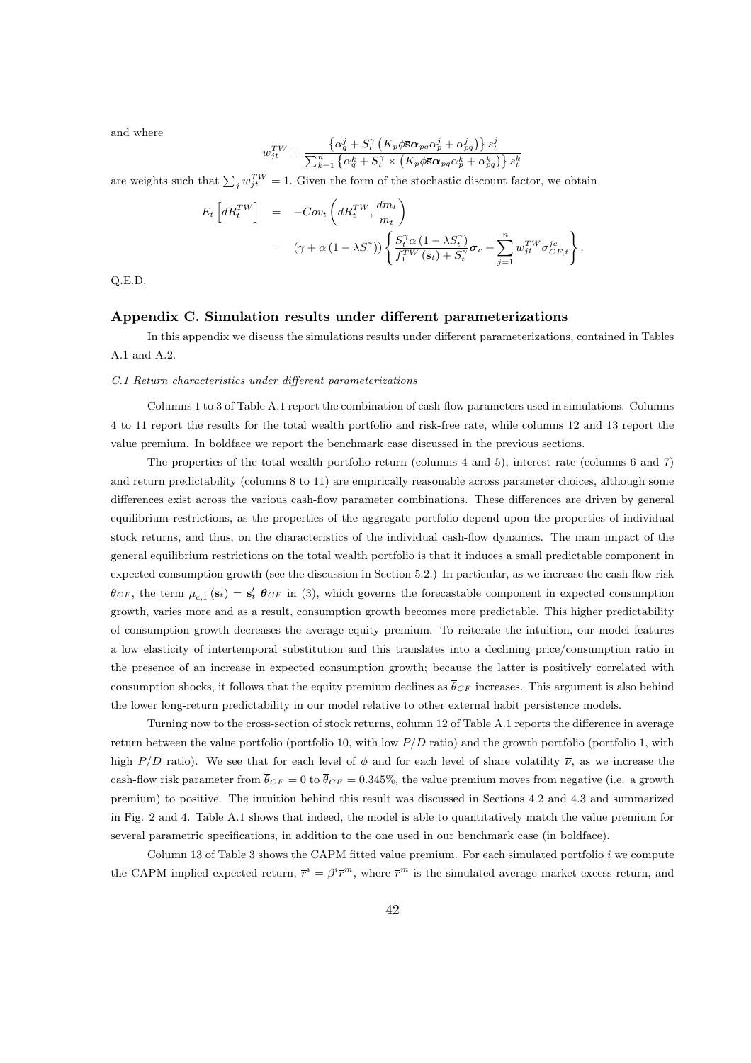and where

$$w_{jt}^{TW} = \frac{\left\{\alpha_q^j + S_t^\gamma \left(K_p \phi \overline{\mathbf{s}} \boldsymbol{\alpha}_{pq} \alpha_p^j + \alpha_{pq}^j\right)\right\} s_t^j}{\sum_{k=1}^n \left\{\alpha_q^k + S_t^\gamma \times \left(K_p \phi \overline{\mathbf{s}} \boldsymbol{\alpha}_{pq} \alpha_p^k + \alpha_{pq}^k\right)\right\} s_t^k}$$

are weights such that $\sum_j w_{jt}^{TW} = 1$. Given the form of the stochastic discount factor, we obtain

$$\begin{aligned} E_t\left[dR_t^{TW}\right] &= -Cov_t\left(dR_t^{TW}, \frac{dm_t}{m_t}\right) \\ &= \left(\gamma + \alpha\left(1 - \lambda S^\gamma\right)\right)\left\{\frac{S_t^\gamma \alpha\left(1 - \lambda S_t^\gamma\right)}{f_1^{TW}(\mathbf{s}_t) + S_t^\gamma}\boldsymbol{\sigma}_c + \sum_{j=1}^n w_{jt}^{TW} \sigma_{CF,t}^{jc}\right\}. \end{aligned}$$

Q.E.D.

## Appendix C. Simulation results under different parameterizations

In this appendix we discuss the simulations results under different parameterizations, contained in Tables A.1 and A.2.

*C.1 Return characteristics under different parameterizations*

Columns 1 to 3 of Table A.1 report the combination of cash-flow parameters used in simulations. Columns 4 to 11 report the results for the total wealth portfolio and risk-free rate, while columns 12 and 13 report the value premium. In boldface we report the benchmark case discussed in the previous sections.

The properties of the total wealth portfolio return (columns 4 and 5), interest rate (columns 6 and 7) and return predictability (columns 8 to 11) are empirically reasonable across parameter choices, although some differences exist across the various cash-flow parameter combinations. These differences are driven by general equilibrium restrictions, as the properties of the aggregate portfolio depend upon the properties of individual stock returns, and thus, on the characteristics of the individual cash-flow dynamics. The main impact of the general equilibrium restrictions on the total wealth portfolio is that it induces a small predictable component in expected consumption growth (see the discussion in Section 5.2.) In particular, as we increase the cash-flow risk $\overline{\theta}_{CF}$, the term $\mu_{c,1}(\mathbf{s}_t) = \mathbf{s}_t' \boldsymbol{\theta}_{CF}$ in (3), which governs the forecastable component in expected consumption growth, varies more and as a result, consumption growth becomes more predictable. This higher predictability of consumption growth decreases the average equity premium. To reiterate the intuition, our model features a low elasticity of intertemporal substitution and this translates into a declining price/consumption ratio in the presence of an increase in expected consumption growth; because the latter is positively correlated with consumption shocks, it follows that the equity premium declines as $\overline{\theta}_{CF}$ increases. This argument is also behind the lower long-return predictability in our model relative to other external habit persistence models.

Turning now to the cross-section of stock returns, column 12 of Table A.1 reports the difference in average return between the value portfolio (portfolio 10, with low $P/D$ ratio) and the growth portfolio (portfolio 1, with high $P/D$ ratio). We see that for each level of $\phi$ and for each level of share volatility $\overline{\nu}$, as we increase the cash-flow risk parameter from $\overline{\theta}_{CF} = 0$ to $\overline{\theta}_{CF} = 0.345\%$, the value premium moves from negative (i.e. a growth premium) to positive. The intuition behind this result was discussed in Sections 4.2 and 4.3 and summarized in Fig. 2 and 4. Table A.1 shows that indeed, the model is able to quantitatively match the value premium for several parametric specifications, in addition to the one used in our benchmark case (in boldface).

Column 13 of Table 3 shows the CAPM fitted value premium. For each simulated portfolio $i$ we compute the CAPM implied expected return, $\overline{r}^i = \beta^i \overline{r}^m$, where $\overline{r}^m$ is the simulated average market excess return, and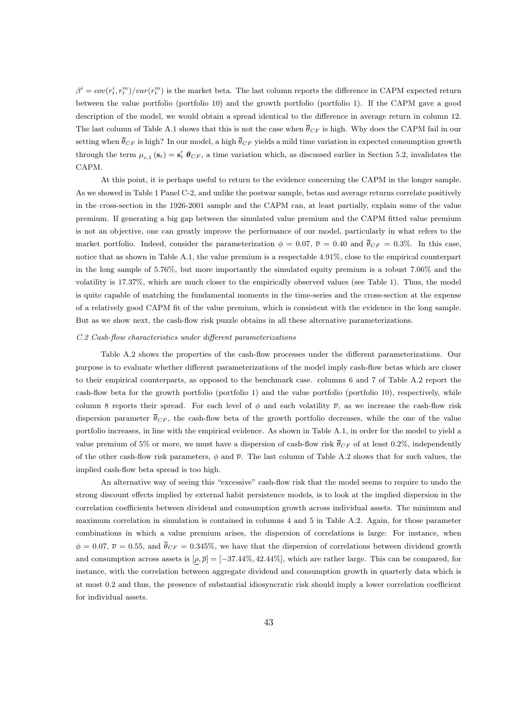$\beta^i = cov(r_t^i, r_t^m)/var(r_t^m)$ is the market beta. The last column reports the difference in CAPM expected return between the value portfolio (portfolio 10) and the growth portfolio (portfolio 1). If the CAPM gave a good description of the model, we would obtain a spread identical to the difference in average return in column 12. The last column of Table A.1 shows that this is not the case when $\overline{\theta}_{CF}$ is high. Why does the CAPM fail in our setting when $\overline{\theta}_{CF}$ is high? In our model, a high $\overline{\theta}_{CF}$ yields a mild time variation in expected consumption growth through the term $\mu_{c,1}(\mathbf{s}_t) = \mathbf{s}_t' \, \boldsymbol{\theta}_{CF}$, a time variation which, as discussed earlier in Section 5.2, invalidates the CAPM.

At this point, it is perhaps useful to return to the evidence concerning the CAPM in the longer sample. As we showed in Table 1 Panel C-2, and unlike the postwar sample, betas and average returns correlate positively in the cross-section in the 1926-2001 sample and the CAPM can, at least partially, explain some of the value premium. If generating a big gap between the simulated value premium and the CAPM fitted value premium is not an objective, one can greatly improve the performance of our model, particularly in what refers to the market portfolio. Indeed, consider the parameterization $\phi = 0.07$, $\overline{\nu} = 0.40$ and $\overline{\theta}_{CF} = 0.3\%$. In this case, notice that as shown in Table A.1, the value premium is a respectable 4.91%, close to the empirical counterpart in the long sample of 5.76%, but more importantly the simulated equity premium is a robust 7.06% and the volatility is 17.37%, which are much closer to the empirically observed values (see Table 1). Thus, the model is quite capable of matching the fundamental moments in the time-series and the cross-section at the expense of a relatively good CAPM fit of the value premium, which is consistent with the evidence in the long sample. But as we show next, the cash-flow risk puzzle obtains in all these alternative parameterizations.

*C.2 Cash-flow characteristics under different parameterizations*

Table A.2 shows the properties of the cash-flow processes under the different parameterizations. Our purpose is to evaluate whether different parameterizations of the model imply cash-flow betas which are closer to their empirical counterparts, as opposed to the benchmark case. columns 6 and 7 of Table A.2 report the cash-flow beta for the growth portfolio (portfolio 1) and the value portfolio (portfolio 10), respectively, while column 8 reports their spread. For each level of $\phi$ and each volatility $\overline{\nu}$, as we increase the cash-flow risk dispersion parameter $\overline{\theta}_{CF}$, the cash-flow beta of the growth portfolio decreases, while the one of the value portfolio increases, in line with the empirical evidence. As shown in Table A.1, in order for the model to yield a value premium of 5% or more, we must have a dispersion of cash-flow risk $\overline{\theta}_{CF}$ of at least 0.2%, independently of the other cash-flow risk parameters, $\phi$ and $\overline{\nu}$. The last column of Table A.2 shows that for such values, the implied cash-flow beta spread is too high.

An alternative way of seeing this "excessive" cash-flow risk that the model seems to require to undo the strong discount effects implied by external habit persistence models, is to look at the implied dispersion in the correlation coefficients between dividend and consumption growth across individual assets. The minimum and maximum correlation in simulation is contained in columns 4 and 5 in Table A.2. Again, for those parameter combinations in which a value premium arises, the dispersion of correlations is large: For instance, when $\phi = 0.07$, $\overline{\nu} = 0.55$, and $\overline{\theta}_{CF} = 0.345\%$, we have that the dispersion of correlations between dividend growth and consumption across assets is $[\underline{\rho}, \overline{\rho}] = [-37.44\%, 42.44\%]$, which are rather large. This can be compared, for instance, with the correlation between aggregate dividend and consumption growth in quarterly data which is at most 0.2 and thus, the presence of substantial idiosyncratic risk should imply a lower correlation coefficient for individual assets.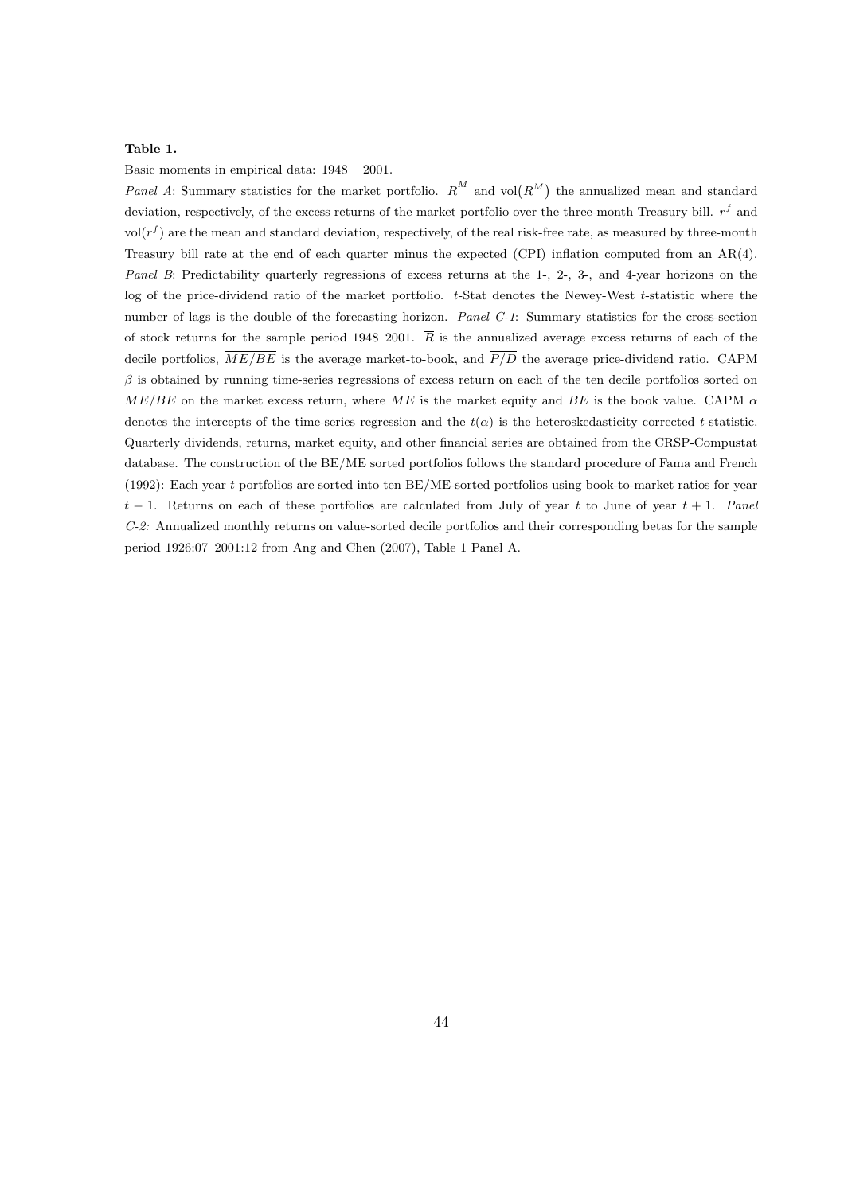**Table 1.**

Basic moments in empirical data: 1948 – 2001.

*Panel A*: Summary statistics for the market portfolio. $\overline{R}^M$ and $\text{vol}(R^M)$ the annualized mean and standard deviation, respectively, of the excess returns of the market portfolio over the three-month Treasury bill. $\overline{r}^f$ and $\text{vol}(r^f)$ are the mean and standard deviation, respectively, of the real risk-free rate, as measured by three-month Treasury bill rate at the end of each quarter minus the expected (CPI) inflation computed from an AR(4). *Panel B*: Predictability quarterly regressions of excess returns at the 1-, 2-, 3-, and 4-year horizons on the log of the price-dividend ratio of the market portfolio. $t$-Stat denotes the Newey-West $t$-statistic where the number of lags is the double of the forecasting horizon. *Panel C-1*: Summary statistics for the cross-section of stock returns for the sample period 1948–2001. $\overline{R}$ is the annualized average excess returns of each of the decile portfolios, $\overline{ME/BE}$ is the average market-to-book, and $\overline{P/D}$ the average price-dividend ratio. CAPM $\beta$ is obtained by running time-series regressions of excess return on each of the ten decile portfolios sorted on $ME/BE$ on the market excess return, where $ME$ is the market equity and $BE$ is the book value. CAPM $\alpha$ denotes the intercepts of the time-series regression and the $t(\alpha)$ is the heteroskedasticity corrected $t$-statistic. Quarterly dividends, returns, market equity, and other financial series are obtained from the CRSP-Compustat database. The construction of the BE/ME sorted portfolios follows the standard procedure of Fama and French (1992): Each year $t$ portfolios are sorted into ten BE/ME-sorted portfolios using book-to-market ratios for year $t-1$. Returns on each of these portfolios are calculated from July of year $t$ to June of year $t+1$. *Panel C-2:* Annualized monthly returns on value-sorted decile portfolios and their corresponding betas for the sample period 1926:07–2001:12 from Ang and Chen (2007), Table 1 Panel A.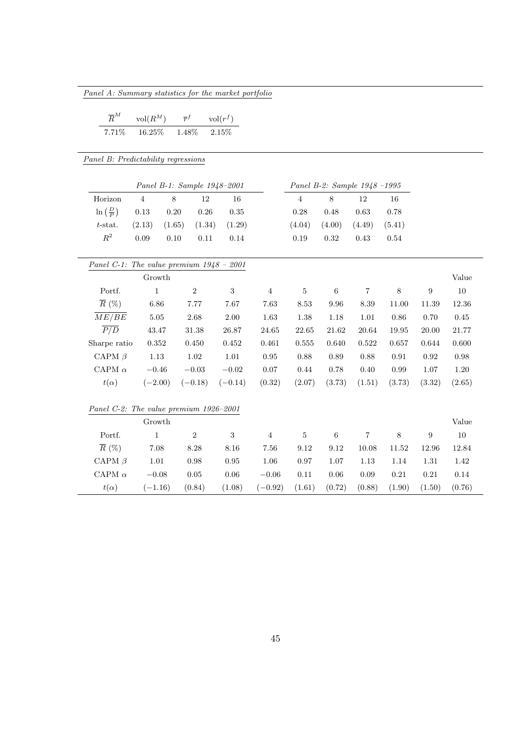*Panel A: Summary statistics for the market portfolio*

| $\overline{R}^M$ | $\text{vol}(R^M)$ | $\overline{r}^f$ | $\text{vol}(r^f)$ |
|---|---|---|---|
| 7.71% | 16.25% | 1.48% | 2.15% |

*Panel B: Predictability regressions*

| | *Panel B-1: Sample 1948–2001* | | | | *Panel B-2: Sample 1948 –1995* | | | |
|---|---|---|---|---|---|---|---|---|
| Horizon | 4 | 8 | 12 | 16 | 4 | 8 | 12 | 16 |
| $\ln\left(\frac{D}{P}\right)$ | 0.13 | 0.20 | 0.26 | 0.35 | 0.28 | 0.48 | 0.63 | 0.78 |
| $t$-stat. | (2.13) | (1.65) | (1.34) | (1.29) | (4.04) | (4.00) | (4.49) | (5.41) |
| $R^2$ | 0.09 | 0.10 | 0.11 | 0.14 | 0.19 | 0.32 | 0.43 | 0.54 |

*Panel C-1: The value premium 1948 – 2001*

| | Growth | | | | | | | | | Value |
|---|---|---|---|---|---|---|---|---|---|---|
| Portf. | 1 | 2 | 3 | 4 | 5 | 6 | 7 | 8 | 9 | 10 |
| $\overline{R}$ (%) | 6.86 | 7.77 | 7.67 | 7.63 | 8.53 | 9.96 | 8.39 | 11.00 | 11.39 | 12.36 |
| $\overline{ME/BE}$ | 5.05 | 2.68 | 2.00 | 1.63 | 1.38 | 1.18 | 1.01 | 0.86 | 0.70 | 0.45 |
| $\overline{P/D}$ | 43.47 | 31.38 | 26.87 | 24.65 | 22.65 | 21.62 | 20.64 | 19.95 | 20.00 | 21.77 |
| Sharpe ratio | 0.352 | 0.450 | 0.452 | 0.461 | 0.555 | 0.640 | 0.522 | 0.657 | 0.644 | 0.600 |
| CAPM $\beta$ | 1.13 | 1.02 | 1.01 | 0.95 | 0.88 | 0.89 | 0.88 | 0.91 | 0.92 | 0.98 |
| CAPM $\alpha$ | $-0.46$ | $-0.03$ | $-0.02$ | 0.07 | 0.44 | 0.78 | 0.40 | 0.99 | 1.07 | 1.20 |
| $t(\alpha)$ | $(-2.00)$ | $(-0.18)$ | $(-0.14)$ | (0.32) | (2.07) | (3.73) | (1.51) | (3.73) | (3.32) | (2.65) |

*Panel C-2: The value premium 1926–2001*

| | Growth | | | | | | | | | Value |
|---|---|---|---|---|---|---|---|---|---|---|
| Portf. | 1 | 2 | 3 | 4 | 5 | 6 | 7 | 8 | 9 | 10 |
| $\overline{R}$ (%) | 7.08 | 8.28 | 8.16 | 7.56 | 9.12 | 9.12 | 10.08 | 11.52 | 12.96 | 12.84 |
| CAPM $\beta$ | 1.01 | 0.98 | 0.95 | 1.06 | 0.97 | 1.07 | 1.13 | 1.14 | 1.31 | 1.42 |
| CAPM $\alpha$ | $-0.08$ | 0.05 | 0.06 | $-0.06$ | 0.11 | 0.06 | 0.09 | 0.21 | 0.21 | 0.14 |
| $t(\alpha)$ | $(-1.16)$ | (0.84) | (1.08) | $(-0.92)$ | (1.61) | (0.72) | (0.88) | (1.90) | (1.50) | (0.76) |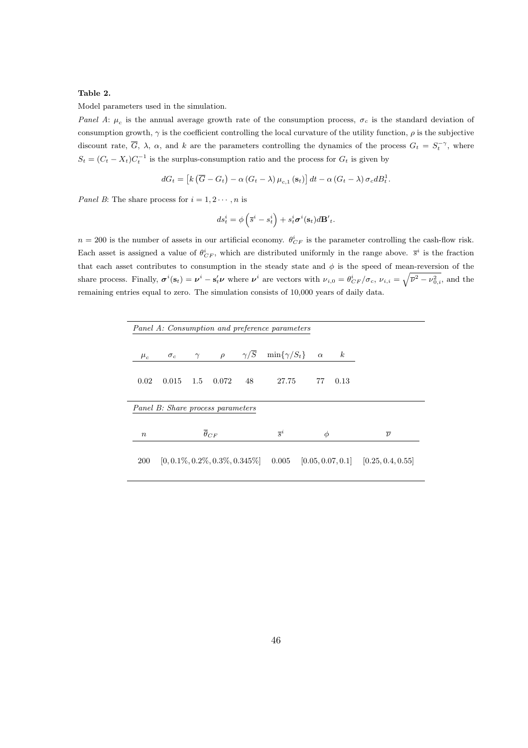**Table 2.**

Model parameters used in the simulation.

*Panel A*: $\mu_c$ is the annual average growth rate of the consumption process, $\sigma_c$ is the standard deviation of consumption growth, $\gamma$ is the coefficient controlling the local curvature of the utility function, $\rho$ is the subjective discount rate, $\overline{G}$, $\lambda$, $\alpha$, and $k$ are the parameters controlling the dynamics of the process $G_t = S_t^{-\gamma}$, where $S_t = (C_t - X_t)C_t^{-1}$ is the surplus-consumption ratio and the process for $G_t$ is given by

$$dG_t = \left[k\left(\overline{G} - G_t\right) - \alpha\left(G_t - \lambda\right)\mu_{c,1}\left(\mathbf{s}_t\right)\right]dt - \alpha\left(G_t - \lambda\right)\sigma_c dB_t^1.$$

*Panel B*: The share process for $i = 1, 2 \cdots, n$ is

$$ds_t^i = \phi\left(\overline{s}^i - s_t^i\right) + s_t^i \boldsymbol{\sigma}^i(\mathbf{s}_t) d\mathbf{B}'_t.$$

$n = 200$ is the number of assets in our artificial economy. $\theta_{CF}^i$ is the parameter controlling the cash-flow risk. Each asset is assigned a value of $\theta_{CF}^i$, which are distributed uniformly in the range above. $\overline{s}^i$ is the fraction that each asset contributes to consumption in the steady state and $\phi$ is the speed of mean-reversion of the share process. Finally, $\boldsymbol{\sigma}^i(\mathbf{s}_t) = \boldsymbol{\nu}^i - \mathbf{s}'_t\boldsymbol{\nu}$ where $\boldsymbol{\nu}^i$ are vectors with $\nu_{i,0} = \theta_{CF}^i/\sigma_c$, $\nu_{i,i} = \sqrt{\overline{\nu}^2 - \nu_{0,i}^2}$, and the remaining entries equal to zero. The simulation consists of 10,000 years of daily data.

*Panel A: Consumption and preference parameters*

| $\mu_c$ | $\sigma_c$ | $\gamma$ | $\rho$ | $\gamma/\overline{S}$ | $\min\{\gamma/S_t\}$ | $\alpha$ | $k$ |
|---|---|---|---|---|---|---|---|
| 0.02 | 0.015 | 1.5 | 0.072 | 48 | 27.75 | 77 | 0.13 |

*Panel B: Share process parameters*

| $n$ | $\overline{\theta}_{CF}$ | $\overline{s}^i$ | $\phi$ | $\overline{\nu}$ |
|---|---|---|---|---|
| 200 | $[0, 0.1\%, 0.2\%, 0.3\%, 0.345\%]$ | 0.005 | $[0.05, 0.07, 0.1]$ | $[0.25, 0.4, 0.55]$ |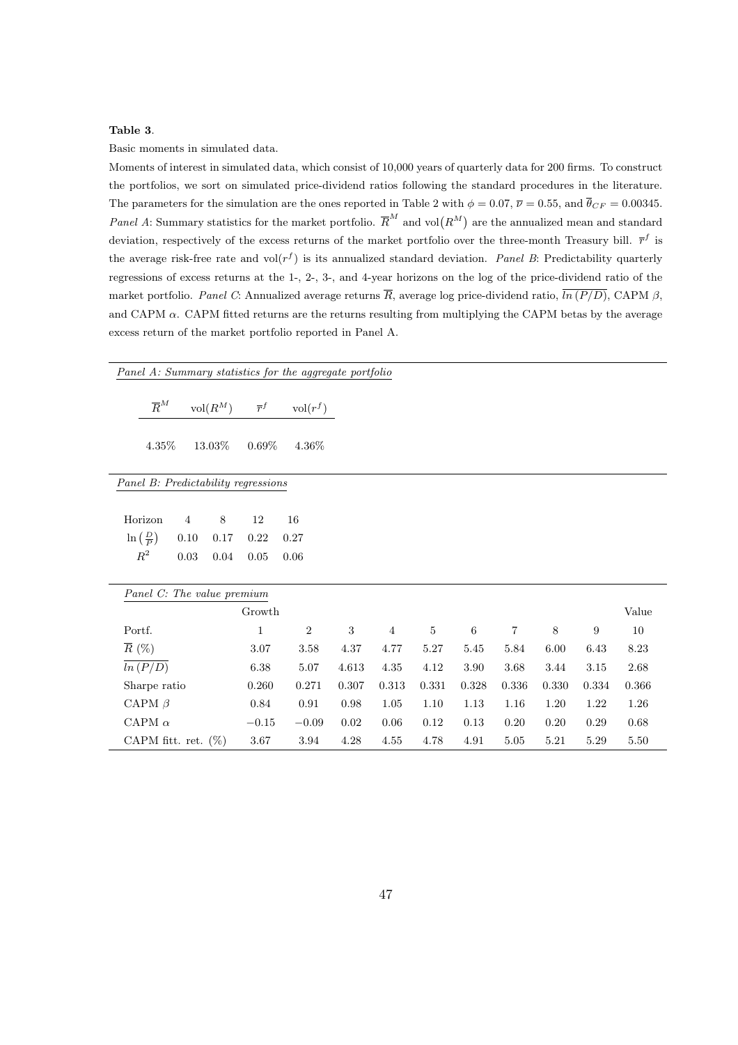**Table 3**.

Basic moments in simulated data.

Moments of interest in simulated data, which consist of 10,000 years of quarterly data for 200 firms. To construct the portfolios, we sort on simulated price-dividend ratios following the standard procedures in the literature. The parameters for the simulation are the ones reported in Table 2 with $\phi = 0.07$, $\overline{\nu} = 0.55$, and $\overline{\theta}_{CF} = 0.00345$. *Panel A*: Summary statistics for the market portfolio. $\overline{R}^M$ and $\text{vol}(R^M)$ are the annualized mean and standard deviation, respectively of the excess returns of the market portfolio over the three-month Treasury bill. $\overline{r}^f$ is the average risk-free rate and $\text{vol}(r^f)$ is its annualized standard deviation. *Panel B*: Predictability quarterly regressions of excess returns at the 1-, 2-, 3-, and 4-year horizons on the log of the price-dividend ratio of the market portfolio. *Panel C*: Annualized average returns $\overline{R}$, average log price-dividend ratio, $\overline{ln\,(P/D)}$, CAPM $\beta$, and CAPM $\alpha$. CAPM fitted returns are the returns resulting from multiplying the CAPM betas by the average excess return of the market portfolio reported in Panel A.

*Panel A: Summary statistics for the aggregate portfolio*

| $\overline{R}^M$ | $\text{vol}(R^M)$ | $\overline{r}^f$ | $\text{vol}(r^f)$ |
|---|---|---|---|
| 4.35% | 13.03% | 0.69% | 4.36% |

*Panel B: Predictability regressions*

| Horizon | 4 | 8 | 12 | 16 |
|---|---|---|---|---|
| $\ln\left(\frac{D}{P}\right)$ | 0.10 | 0.17 | 0.22 | 0.27 |
| $R^2$ | 0.03 | 0.04 | 0.05 | 0.06 |

*Panel C: The value premium*

| | Growth | | | | | | | | | Value |
|---|---|---|---|---|---|---|---|---|---|---|
| Portf. | 1 | 2 | 3 | 4 | 5 | 6 | 7 | 8 | 9 | 10 |
| $\overline{R}$ (%) | 3.07 | 3.58 | 4.37 | 4.77 | 5.27 | 5.45 | 5.84 | 6.00 | 6.43 | 8.23 |
| $\overline{ln\,(P/D)}$ | 6.38 | 5.07 | 4.613 | 4.35 | 4.12 | 3.90 | 3.68 | 3.44 | 3.15 | 2.68 |
| Sharpe ratio | 0.260 | 0.271 | 0.307 | 0.313 | 0.331 | 0.328 | 0.336 | 0.330 | 0.334 | 0.366 |
| CAPM $\beta$ | 0.84 | 0.91 | 0.98 | 1.05 | 1.10 | 1.13 | 1.16 | 1.20 | 1.22 | 1.26 |
| CAPM $\alpha$ | $-0.15$ | $-0.09$ | 0.02 | 0.06 | 0.12 | 0.13 | 0.20 | 0.20 | 0.29 | 0.68 |
| CAPM fitt. ret. (%) | 3.67 | 3.94 | 4.28 | 4.55 | 4.78 | 4.91 | 5.05 | 5.21 | 5.29 | 5.50 |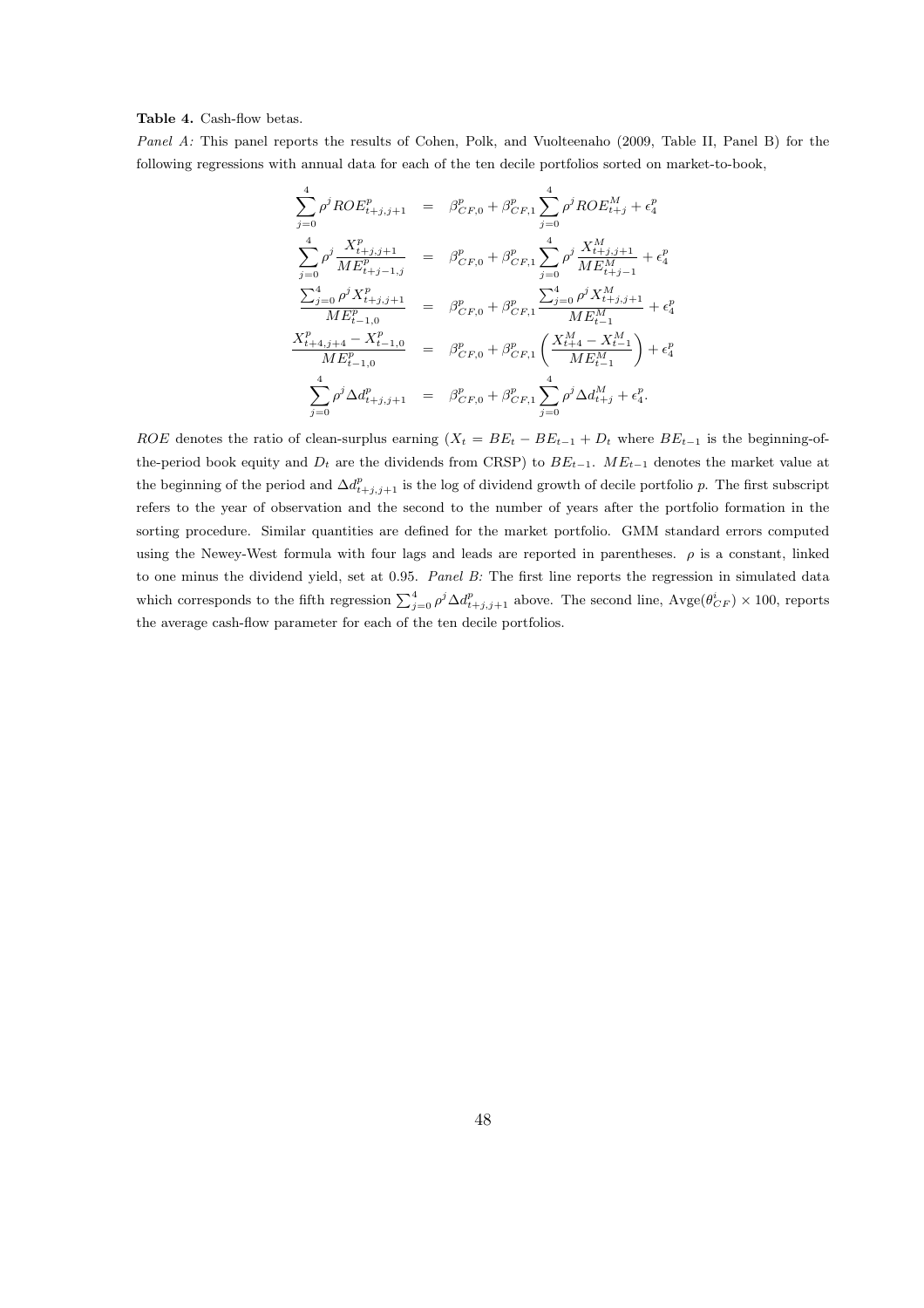**Table 4.** Cash-flow betas.

*Panel A:* This panel reports the results of Cohen, Polk, and Vuolteenaho (2009, Table II, Panel B) for the following regressions with annual data for each of the ten decile portfolios sorted on market-to-book,

$$
\begin{aligned}
\sum_{j=0}^{4} \rho^j ROE^p_{t+j,j+1} &= \beta^p_{CF,0} + \beta^p_{CF,1} \sum_{j=0}^{4} \rho^j ROE^M_{t+j} + \epsilon^p_4 \\
\sum_{j=0}^{4} \rho^j \frac{X^p_{t+j,j+1}}{ME^p_{t+j-1,j}} &= \beta^p_{CF,0} + \beta^p_{CF,1} \sum_{j=0}^{4} \rho^j \frac{X^M_{t+j,j+1}}{ME^M_{t+j-1}} + \epsilon^p_4 \\
\frac{\sum_{j=0}^{4} \rho^j X^p_{t+j,j+1}}{ME^p_{t-1,0}} &= \beta^p_{CF,0} + \beta^p_{CF,1} \frac{\sum_{j=0}^{4} \rho^j X^M_{t+j,j+1}}{ME^M_{t-1}} + \epsilon^p_4 \\
\frac{X^p_{t+4,j+4} - X^p_{t-1,0}}{ME^p_{t-1,0}} &= \beta^p_{CF,0} + \beta^p_{CF,1} \left( \frac{X^M_{t+4} - X^M_{t-1}}{ME^M_{t-1}} \right) + \epsilon^p_4 \\
\sum_{j=0}^{4} \rho^j \Delta d^p_{t+j,j+1} &= \beta^p_{CF,0} + \beta^p_{CF,1} \sum_{j=0}^{4} \rho^j \Delta d^M_{t+j} + \epsilon^p_4.
\end{aligned}
$$

$ROE$ denotes the ratio of clean-surplus earning ($X_t = BE_t - BE_{t-1} + D_t$ where $BE_{t-1}$ is the beginning-of-the-period book equity and $D_t$ are the dividends from CRSP) to $BE_{t-1}$. $ME_{t-1}$ denotes the market value at the beginning of the period and $\Delta d^p_{t+j,j+1}$ is the log of dividend growth of decile portfolio $p$. The first subscript refers to the year of observation and the second to the number of years after the portfolio formation in the sorting procedure. Similar quantities are defined for the market portfolio. GMM standard errors computed using the Newey-West formula with four lags and leads are reported in parentheses. $\rho$ is a constant, linked to one minus the dividend yield, set at 0.95. *Panel B:* The first line reports the regression in simulated data which corresponds to the fifth regression $\sum_{j=0}^{4} \rho^j \Delta d^p_{t+j,j+1}$ above. The second line, $\text{Avge}(\theta^i_{CF}) \times 100$, reports the average cash-flow parameter for each of the ten decile portfolios.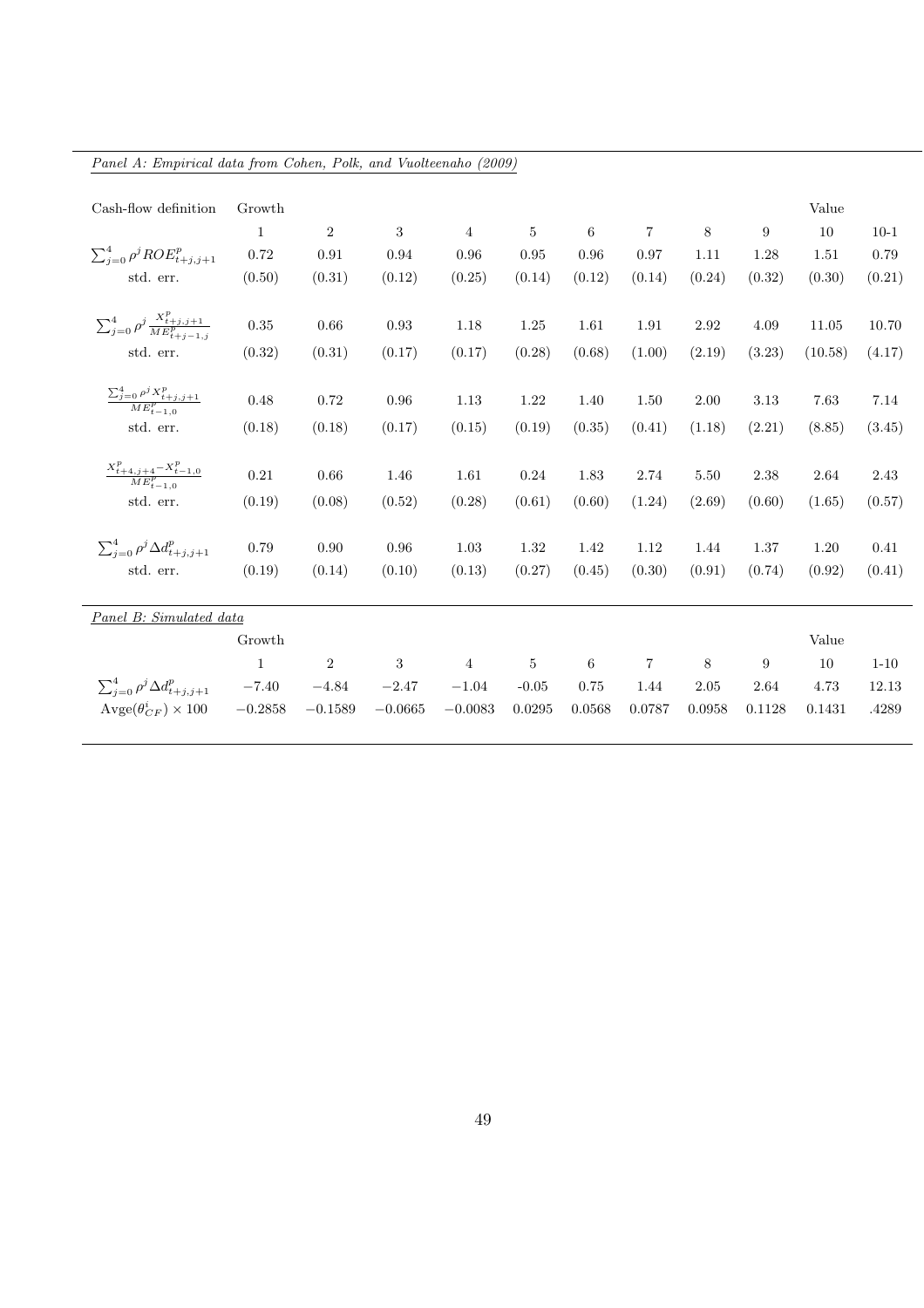*Panel A: Empirical data from Cohen, Polk, and Vuolteenaho (2009)*

| Cash-flow definition | Growth | | | | | | | | | Value | |
|---|---|---|---|---|---|---|---|---|---|---|---|
| | 1 | 2 | 3 | 4 | 5 | 6 | 7 | 8 | 9 | 10 | 10-1 |
| $\sum_{j=0}^{4} \rho^j ROE^p_{t+j,j+1}$ | 0.72 | 0.91 | 0.94 | 0.96 | 0.95 | 0.96 | 0.97 | 1.11 | 1.28 | 1.51 | 0.79 |
| std. err. | (0.50) | (0.31) | (0.12) | (0.25) | (0.14) | (0.12) | (0.14) | (0.24) | (0.32) | (0.30) | (0.21) |
| $\sum_{j=0}^{4} \rho^j \frac{X^p_{t+j,j+1}}{ME^p_{t+j-1,j}}$ | 0.35 | 0.66 | 0.93 | 1.18 | 1.25 | 1.61 | 1.91 | 2.92 | 4.09 | 11.05 | 10.70 |
| std. err. | (0.32) | (0.31) | (0.17) | (0.17) | (0.28) | (0.68) | (1.00) | (2.19) | (3.23) | (10.58) | (4.17) |
| $\frac{\sum_{j=0}^{4} \rho^j X^p_{t+j,j+1}}{ME^p_{t-1,0}}$ | 0.48 | 0.72 | 0.96 | 1.13 | 1.22 | 1.40 | 1.50 | 2.00 | 3.13 | 7.63 | 7.14 |
| std. err. | (0.18) | (0.18) | (0.17) | (0.15) | (0.19) | (0.35) | (0.41) | (1.18) | (2.21) | (8.85) | (3.45) |
| $\frac{X^p_{t+4,j+4} - X^p_{t-1,0}}{ME^p_{t-1,0}}$ | 0.21 | 0.66 | 1.46 | 1.61 | 0.24 | 1.83 | 2.74 | 5.50 | 2.38 | 2.64 | 2.43 |
| std. err. | (0.19) | (0.08) | (0.52) | (0.28) | (0.61) | (0.60) | (1.24) | (2.69) | (0.60) | (1.65) | (0.57) |
| $\sum_{j=0}^{4} \rho^j \Delta d^p_{t+j,j+1}$ | 0.79 | 0.90 | 0.96 | 1.03 | 1.32 | 1.42 | 1.12 | 1.44 | 1.37 | 1.20 | 0.41 |
| std. err. | (0.19) | (0.14) | (0.10) | (0.13) | (0.27) | (0.45) | (0.30) | (0.91) | (0.74) | (0.92) | (0.41) |

*Panel B: Simulated data*

| | Growth | | | | | | | | | Value | |
|---|---|---|---|---|---|---|---|---|---|---|---|
| | 1 | 2 | 3 | 4 | 5 | 6 | 7 | 8 | 9 | 10 | 1-10 |
| $\sum_{j=0}^{4} \rho^j \Delta d^p_{t+j,j+1}$ | −7.40 | −4.84 | −2.47 | −1.04 | -0.05 | 0.75 | 1.44 | 2.05 | 2.64 | 4.73 | 12.13 |
| $\text{Avge}(\theta^i_{CF}) \times 100$ | −0.2858 | −0.1589 | −0.0665 | −0.0083 | 0.0295 | 0.0568 | 0.0787 | 0.0958 | 0.1128 | 0.1431 | .4289 |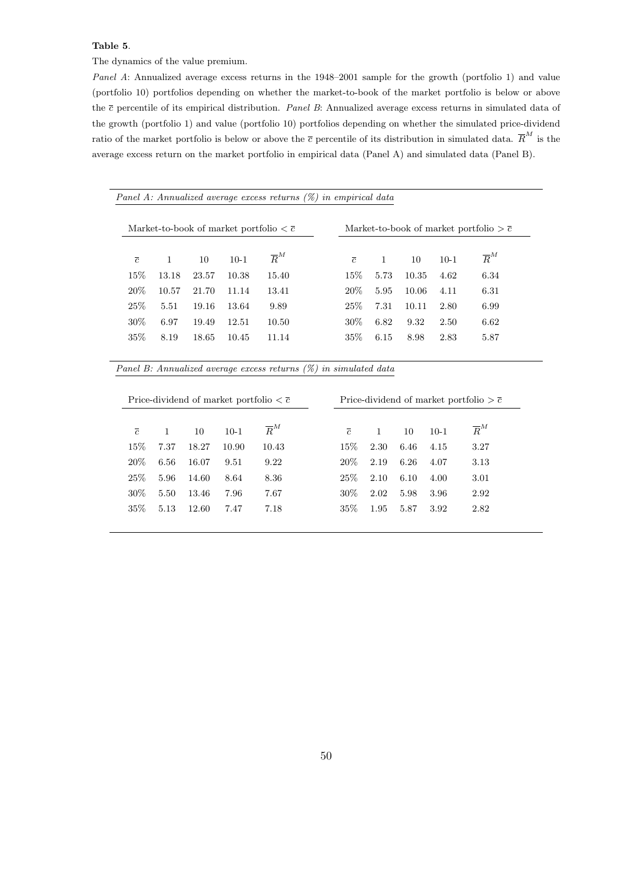**Table 5**.

The dynamics of the value premium.

*Panel A*: Annualized average excess returns in the 1948–2001 sample for the growth (portfolio 1) and value (portfolio 10) portfolios depending on whether the market-to-book of the market portfolio is below or above the $\bar{c}$ percentile of its empirical distribution. *Panel B*: Annualized average excess returns in simulated data of the growth (portfolio 1) and value (portfolio 10) portfolios depending on whether the simulated price-dividend ratio of the market portfolio is below or above the $\bar{c}$ percentile of its distribution in simulated data. $\overline{R}^M$ is the average excess return on the market portfolio in empirical data (Panel A) and simulated data (Panel B).

*Panel A: Annualized average excess returns (%) in empirical data*

| Market-to-book of market portfolio $< \bar{c}$ | | | | | Market-to-book of market portfolio $> \bar{c}$ | | | | |
|---|---|---|---|---|---|---|---|---|---|
| $\bar{c}$ | 1 | 10 | 10-1 | $\overline{R}^M$ | $\bar{c}$ | 1 | 10 | 10-1 | $\overline{R}^M$ |
| 15% | 13.18 | 23.57 | 10.38 | 15.40 | 15% | 5.73 | 10.35 | 4.62 | 6.34 |
| 20% | 10.57 | 21.70 | 11.14 | 13.41 | 20% | 5.95 | 10.06 | 4.11 | 6.31 |
| 25% | 5.51 | 19.16 | 13.64 | 9.89 | 25% | 7.31 | 10.11 | 2.80 | 6.99 |
| 30% | 6.97 | 19.49 | 12.51 | 10.50 | 30% | 6.82 | 9.32 | 2.50 | 6.62 |
| 35% | 8.19 | 18.65 | 10.45 | 11.14 | 35% | 6.15 | 8.98 | 2.83 | 5.87 |

*Panel B: Annualized average excess returns (%) in simulated data*

| Price-dividend of market portfolio $< \bar{c}$ | | | | | Price-dividend of market portfolio $> \bar{c}$ | | | | |
|---|---|---|---|---|---|---|---|---|---|
| $\bar{c}$ | 1 | 10 | 10-1 | $\overline{R}^M$ | $\bar{c}$ | 1 | 10 | 10-1 | $\overline{R}^M$ |
| 15% | 7.37 | 18.27 | 10.90 | 10.43 | 15% | 2.30 | 6.46 | 4.15 | 3.27 |
| 20% | 6.56 | 16.07 | 9.51 | 9.22 | 20% | 2.19 | 6.26 | 4.07 | 3.13 |
| 25% | 5.96 | 14.60 | 8.64 | 8.36 | 25% | 2.10 | 6.10 | 4.00 | 3.01 |
| 30% | 5.50 | 13.46 | 7.96 | 7.67 | 30% | 2.02 | 5.98 | 3.96 | 2.92 |
| 35% | 5.13 | 12.60 | 7.47 | 7.18 | 35% | 1.95 | 5.87 | 3.92 | 2.82 |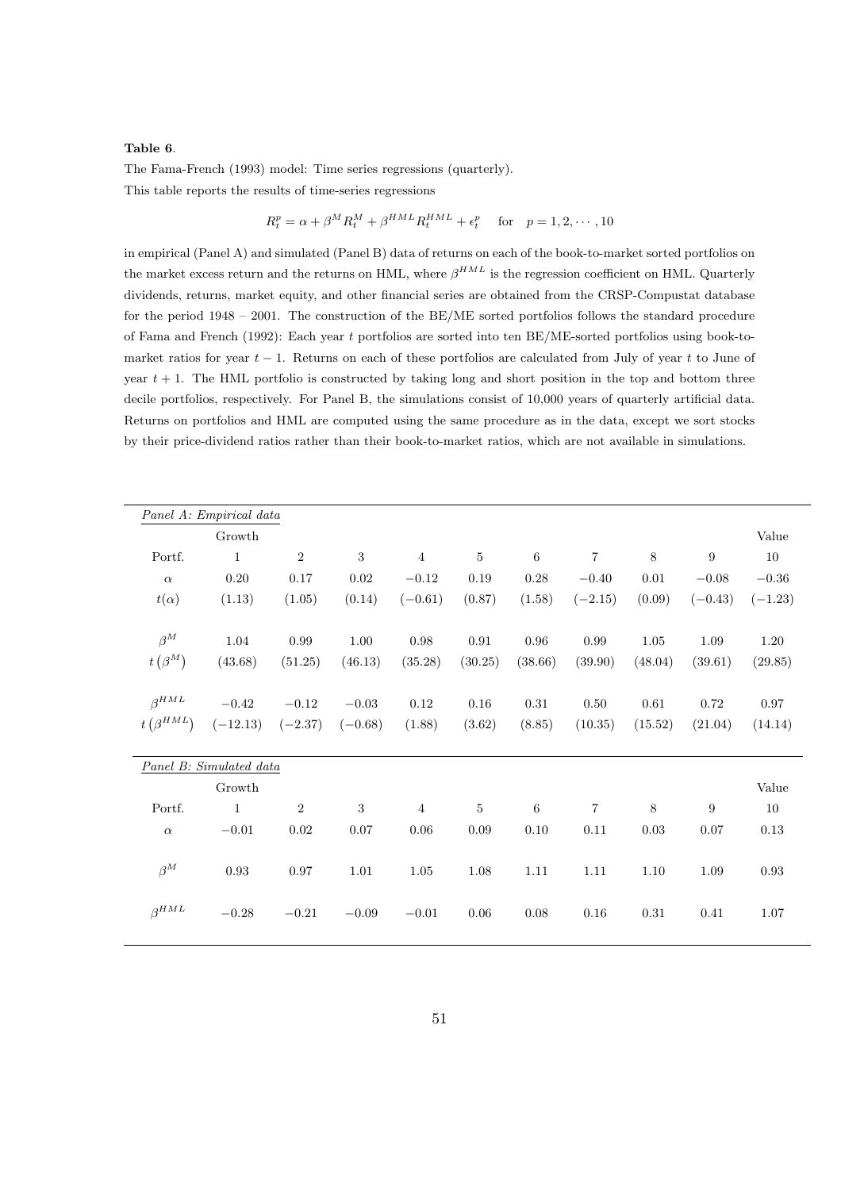**Table 6**.

The Fama-French (1993) model: Time series regressions (quarterly).

This table reports the results of time-series regressions

$$R_t^p = \alpha + \beta^M R_t^M + \beta^{HML} R_t^{HML} + \epsilon_t^p \quad \text{for} \quad p = 1, 2, \cdots, 10$$

in empirical (Panel A) and simulated (Panel B) data of returns on each of the book-to-market sorted portfolios on the market excess return and the returns on HML, where $\beta^{HML}$ is the regression coefficient on HML. Quarterly dividends, returns, market equity, and other financial series are obtained from the CRSP-Compustat database for the period 1948 – 2001. The construction of the BE/ME sorted portfolios follows the standard procedure of Fama and French (1992): Each year $t$ portfolios are sorted into ten BE/ME-sorted portfolios using book-to-market ratios for year $t-1$. Returns on each of these portfolios are calculated from July of year $t$ to June of year $t+1$. The HML portfolio is constructed by taking long and short position in the top and bottom three decile portfolios, respectively. For Panel B, the simulations consist of 10,000 years of quarterly artificial data. Returns on portfolios and HML are computed using the same procedure as in the data, except we sort stocks by their price-dividend ratios rather than their book-to-market ratios, which are not available in simulations.

| *Panel A: Empirical data* | | | | | | | | | | |
|---|---|---|---|---|---|---|---|---|---|---|
| | Growth | | | | | | | | | Value |
| Portf. | 1 | 2 | 3 | 4 | 5 | 6 | 7 | 8 | 9 | 10 |
| $\alpha$ | 0.20 | 0.17 | 0.02 | $-0.12$ | 0.19 | 0.28 | $-0.40$ | 0.01 | $-0.08$ | $-0.36$ |
| $t(\alpha)$ | (1.13) | (1.05) | (0.14) | $(-0.61)$ | (0.87) | (1.58) | $(-2.15)$ | (0.09) | $(-0.43)$ | $(-1.23)$ |
| $\beta^M$ | 1.04 | 0.99 | 1.00 | 0.98 | 0.91 | 0.96 | 0.99 | 1.05 | 1.09 | 1.20 |
| $t\left(\beta^M\right)$ | (43.68) | (51.25) | (46.13) | (35.28) | (30.25) | (38.66) | (39.90) | (48.04) | (39.61) | (29.85) |
| $\beta^{HML}$ | $-0.42$ | $-0.12$ | $-0.03$ | 0.12 | 0.16 | 0.31 | 0.50 | 0.61 | 0.72 | 0.97 |
| $t\left(\beta^{HML}\right)$ | $(-12.13)$ | $(-2.37)$ | $(-0.68)$ | (1.88) | (3.62) | (8.85) | (10.35) | (15.52) | (21.04) | (14.14) |

| *Panel B: Simulated data* | | | | | | | | | | |
|---|---|---|---|---|---|---|---|---|---|---|
| | Growth | | | | | | | | | Value |
| Portf. | 1 | 2 | 3 | 4 | 5 | 6 | 7 | 8 | 9 | 10 |
| $\alpha$ | $-0.01$ | 0.02 | 0.07 | 0.06 | 0.09 | 0.10 | 0.11 | 0.03 | 0.07 | 0.13 |
| $\beta^M$ | 0.93 | 0.97 | 1.01 | 1.05 | 1.08 | 1.11 | 1.11 | 1.10 | 1.09 | 0.93 |
| $\beta^{HML}$ | $-0.28$ | $-0.21$ | $-0.09$ | $-0.01$ | 0.06 | 0.08 | 0.16 | 0.31 | 0.41 | 1.07 |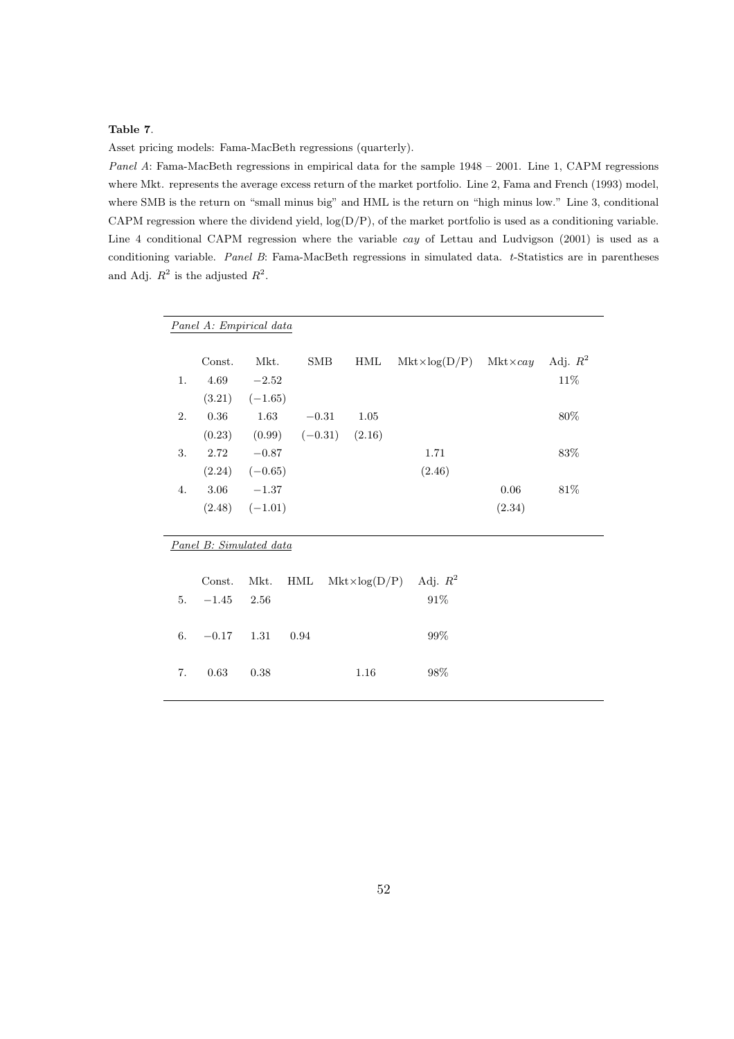**Table 7**.

Asset pricing models: Fama-MacBeth regressions (quarterly).

*Panel A*: Fama-MacBeth regressions in empirical data for the sample 1948 – 2001. Line 1, CAPM regressions where Mkt. represents the average excess return of the market portfolio. Line 2, Fama and French (1993) model, where SMB is the return on "small minus big" and HML is the return on "high minus low." Line 3, conditional CAPM regression where the dividend yield, log(D/P), of the market portfolio is used as a conditioning variable. Line 4 conditional CAPM regression where the variable *cay* of Lettau and Ludvigson (2001) is used as a conditioning variable. *Panel B*: Fama-MacBeth regressions in simulated data. *t*-Statistics are in parentheses and Adj. $R^2$ is the adjusted $R^2$.

*Panel A: Empirical data*

| | Const. | Mkt. | SMB | HML | Mkt×log(D/P) | Mkt×*cay* | Adj. $R^2$ |
|---|---|---|---|---|---|---|---|
| 1. | 4.69 | −2.52 | | | | | 11% |
| | (3.21) | (−1.65) | | | | | |
| 2. | 0.36 | 1.63 | −0.31 | 1.05 | | | 80% |
| | (0.23) | (0.99) | (−0.31) | (2.16) | | | |
| 3. | 2.72 | −0.87 | | | 1.71 | | 83% |
| | (2.24) | (−0.65) | | | (2.46) | | |
| 4. | 3.06 | −1.37 | | | | 0.06 | 81% |
| | (2.48) | (−1.01) | | | | (2.34) | |

*Panel B: Simulated data*

| | Const. | Mkt. | HML | Mkt×log(D/P) | Adj. $R^2$ |
|---|---|---|---|---|---|
| 5. | −1.45 | 2.56 | | | 91% |
| 6. | −0.17 | 1.31 | 0.94 | | 99% |
| 7. | 0.63 | 0.38 | | 1.16 | 98% |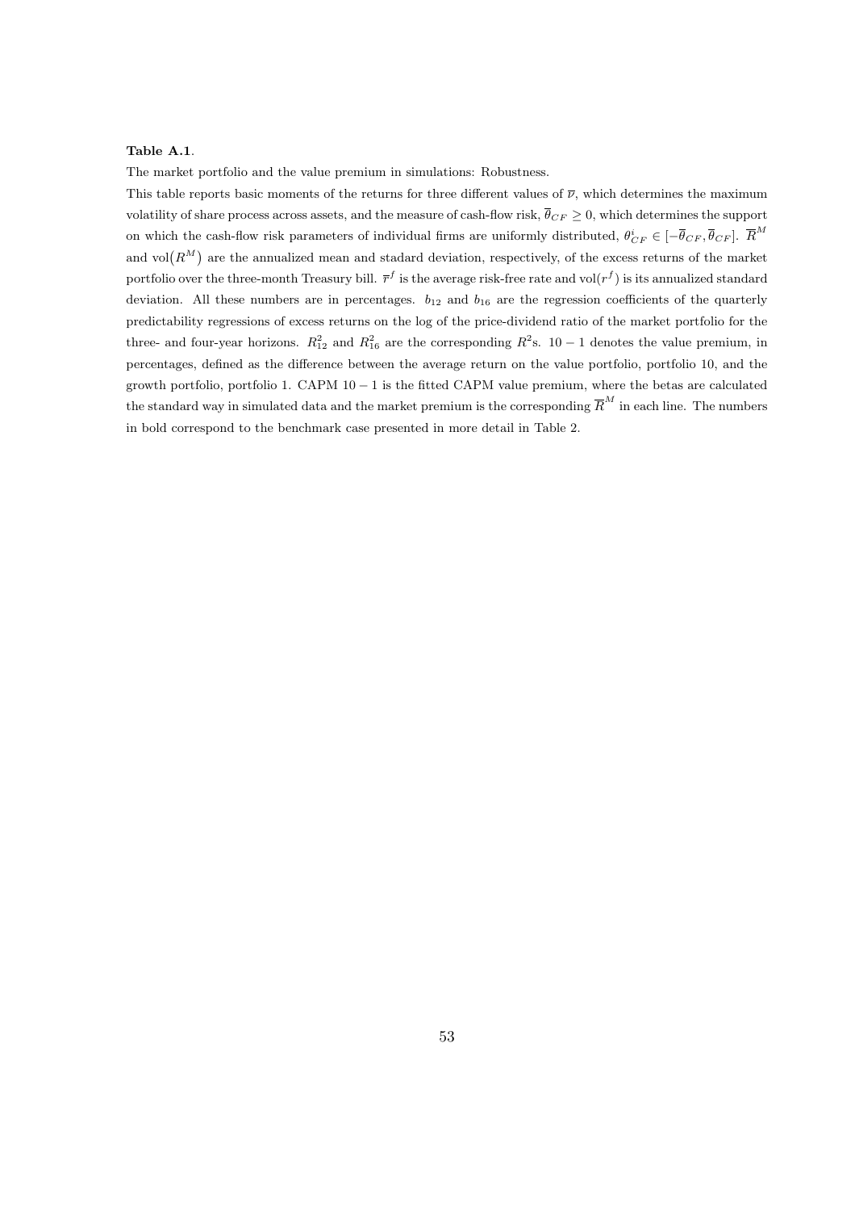**Table A.1**.

The market portfolio and the value premium in simulations: Robustness.

This table reports basic moments of the returns for three different values of $\overline{\nu}$, which determines the maximum volatility of share process across assets, and the measure of cash-flow risk, $\overline{\theta}_{CF} \geq 0$, which determines the support on which the cash-flow risk parameters of individual firms are uniformly distributed, $\theta^i_{CF} \in [-\overline{\theta}_{CF}, \overline{\theta}_{CF}]$. $\overline{R}^M$ and $\mathrm{vol}(R^M)$ are the annualized mean and stadard deviation, respectively, of the excess returns of the market portfolio over the three-month Treasury bill. $\overline{r}^f$ is the average risk-free rate and $\mathrm{vol}(r^f)$ is its annualized standard deviation. All these numbers are in percentages. $b_{12}$ and $b_{16}$ are the regression coefficients of the quarterly predictability regressions of excess returns on the log of the price-dividend ratio of the market portfolio for the three- and four-year horizons. $R^2_{12}$ and $R^2_{16}$ are the corresponding $R^2$s. $10-1$ denotes the value premium, in percentages, defined as the difference between the average return on the value portfolio, portfolio 10, and the growth portfolio, portfolio 1. CAPM $10-1$ is the fitted CAPM value premium, where the betas are calculated the standard way in simulated data and the market premium is the corresponding $\overline{R}^M$ in each line. The numbers in bold correspond to the benchmark case presented in more detail in Table 2.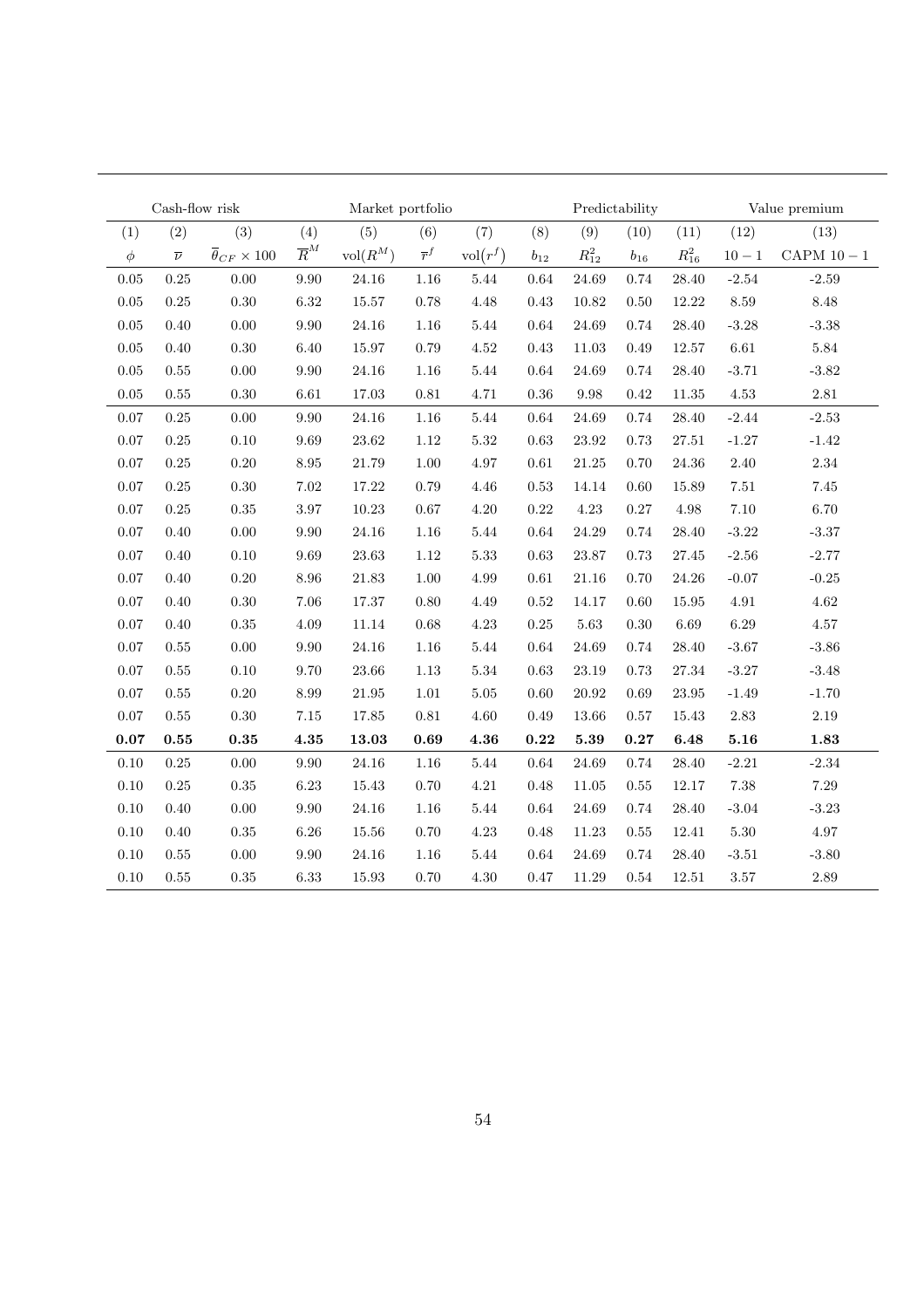| Cash-flow risk | | | Market portfolio | | | | Predictability | | | | Value premium | |
|---|---|---|---|---|---|---|---|---|---|---|---|---|
| (1) | (2) | (3) | (4) | (5) | (6) | (7) | (8) | (9) | (10) | (11) | (12) | (13) |
| $\phi$ | $\overline{\nu}$ | $\overline{\theta}_{CF} \times 100$ | $\overline{R}^M$ | $\text{vol}(R^M)$ | $\overline{r}^f$ | $\text{vol}(r^f)$ | $b_{12}$ | $R^2_{12}$ | $b_{16}$ | $R^2_{16}$ | $10-1$ | CAPM $10-1$ |
| 0.05 | 0.25 | 0.00 | 9.90 | 24.16 | 1.16 | 5.44 | 0.64 | 24.69 | 0.74 | 28.40 | -2.54 | -2.59 |
| 0.05 | 0.25 | 0.30 | 6.32 | 15.57 | 0.78 | 4.48 | 0.43 | 10.82 | 0.50 | 12.22 | 8.59 | 8.48 |
| 0.05 | 0.40 | 0.00 | 9.90 | 24.16 | 1.16 | 5.44 | 0.64 | 24.69 | 0.74 | 28.40 | -3.28 | -3.38 |
| 0.05 | 0.40 | 0.30 | 6.40 | 15.97 | 0.79 | 4.52 | 0.43 | 11.03 | 0.49 | 12.57 | 6.61 | 5.84 |
| 0.05 | 0.55 | 0.00 | 9.90 | 24.16 | 1.16 | 5.44 | 0.64 | 24.69 | 0.74 | 28.40 | -3.71 | -3.82 |
| 0.05 | 0.55 | 0.30 | 6.61 | 17.03 | 0.81 | 4.71 | 0.36 | 9.98 | 0.42 | 11.35 | 4.53 | 2.81 |
| 0.07 | 0.25 | 0.00 | 9.90 | 24.16 | 1.16 | 5.44 | 0.64 | 24.69 | 0.74 | 28.40 | -2.44 | -2.53 |
| 0.07 | 0.25 | 0.10 | 9.69 | 23.62 | 1.12 | 5.32 | 0.63 | 23.92 | 0.73 | 27.51 | -1.27 | -1.42 |
| 0.07 | 0.25 | 0.20 | 8.95 | 21.79 | 1.00 | 4.97 | 0.61 | 21.25 | 0.70 | 24.36 | 2.40 | 2.34 |
| 0.07 | 0.25 | 0.30 | 7.02 | 17.22 | 0.79 | 4.46 | 0.53 | 14.14 | 0.60 | 15.89 | 7.51 | 7.45 |
| 0.07 | 0.25 | 0.35 | 3.97 | 10.23 | 0.67 | 4.20 | 0.22 | 4.23 | 0.27 | 4.98 | 7.10 | 6.70 |
| 0.07 | 0.40 | 0.00 | 9.90 | 24.16 | 1.16 | 5.44 | 0.64 | 24.29 | 0.74 | 28.40 | -3.22 | -3.37 |
| 0.07 | 0.40 | 0.10 | 9.69 | 23.63 | 1.12 | 5.33 | 0.63 | 23.87 | 0.73 | 27.45 | -2.56 | -2.77 |
| 0.07 | 0.40 | 0.20 | 8.96 | 21.83 | 1.00 | 4.99 | 0.61 | 21.16 | 0.70 | 24.26 | -0.07 | -0.25 |
| 0.07 | 0.40 | 0.30 | 7.06 | 17.37 | 0.80 | 4.49 | 0.52 | 14.17 | 0.60 | 15.95 | 4.91 | 4.62 |
| 0.07 | 0.40 | 0.35 | 4.09 | 11.14 | 0.68 | 4.23 | 0.25 | 5.63 | 0.30 | 6.69 | 6.29 | 4.57 |
| 0.07 | 0.55 | 0.00 | 9.90 | 24.16 | 1.16 | 5.44 | 0.64 | 24.69 | 0.74 | 28.40 | -3.67 | -3.86 |
| 0.07 | 0.55 | 0.10 | 9.70 | 23.66 | 1.13 | 5.34 | 0.63 | 23.19 | 0.73 | 27.34 | -3.27 | -3.48 |
| 0.07 | 0.55 | 0.20 | 8.99 | 21.95 | 1.01 | 5.05 | 0.60 | 20.92 | 0.69 | 23.95 | -1.49 | -1.70 |
| 0.07 | 0.55 | 0.30 | 7.15 | 17.85 | 0.81 | 4.60 | 0.49 | 13.66 | 0.57 | 15.43 | 2.83 | 2.19 |
| **0.07** | **0.55** | **0.35** | **4.35** | **13.03** | **0.69** | **4.36** | **0.22** | **5.39** | **0.27** | **6.48** | **5.16** | **1.83** |
| 0.10 | 0.25 | 0.00 | 9.90 | 24.16 | 1.16 | 5.44 | 0.64 | 24.69 | 0.74 | 28.40 | -2.21 | -2.34 |
| 0.10 | 0.25 | 0.35 | 6.23 | 15.43 | 0.70 | 4.21 | 0.48 | 11.05 | 0.55 | 12.17 | 7.38 | 7.29 |
| 0.10 | 0.40 | 0.00 | 9.90 | 24.16 | 1.16 | 5.44 | 0.64 | 24.69 | 0.74 | 28.40 | -3.04 | -3.23 |
| 0.10 | 0.40 | 0.35 | 6.26 | 15.56 | 0.70 | 4.23 | 0.48 | 11.23 | 0.55 | 12.41 | 5.30 | 4.97 |
| 0.10 | 0.55 | 0.00 | 9.90 | 24.16 | 1.16 | 5.44 | 0.64 | 24.69 | 0.74 | 28.40 | -3.51 | -3.80 |
| 0.10 | 0.55 | 0.35 | 6.33 | 15.93 | 0.70 | 4.30 | 0.47 | 11.29 | 0.54 | 12.51 | 3.57 | 2.89 |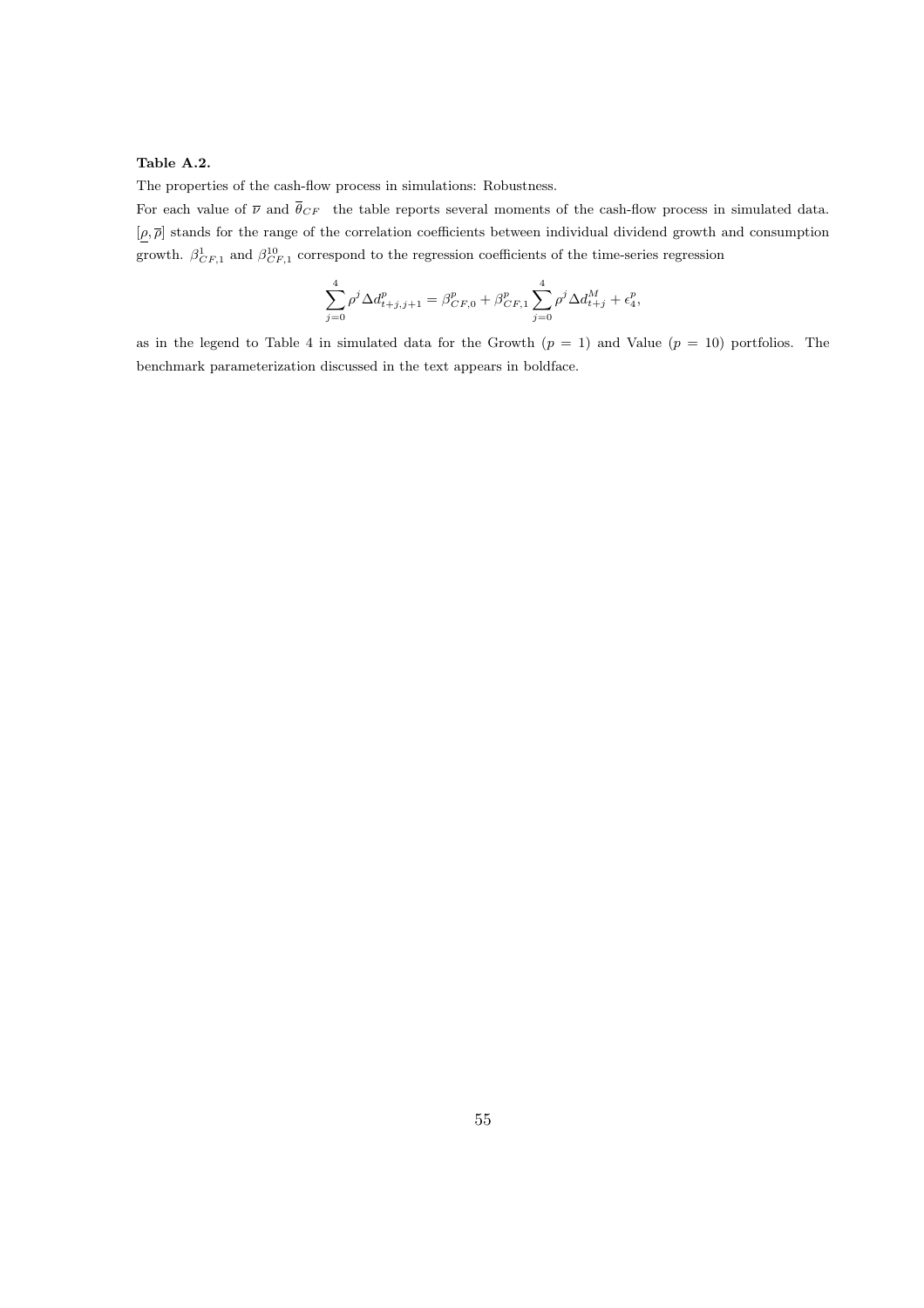**Table A.2.**

The properties of the cash-flow process in simulations: Robustness.

For each value of $\overline{\nu}$ and $\overline{\theta}_{CF}$ the table reports several moments of the cash-flow process in simulated data. $[\underline{\rho}, \overline{\rho}]$ stands for the range of the correlation coefficients between individual dividend growth and consumption growth. $\beta^{1}_{CF,1}$ and $\beta^{10}_{CF,1}$ correspond to the regression coefficients of the time-series regression

$$\sum_{j=0}^{4} \rho^{j} \Delta d^{p}_{t+j,j+1} = \beta^{p}_{CF,0} + \beta^{p}_{CF,1} \sum_{j=0}^{4} \rho^{j} \Delta d^{M}_{t+j} + \epsilon^{p}_{4},$$

as in the legend to Table 4 in simulated data for the Growth ($p = 1$) and Value ($p = 10$) portfolios. The benchmark parameterization discussed in the text appears in boldface.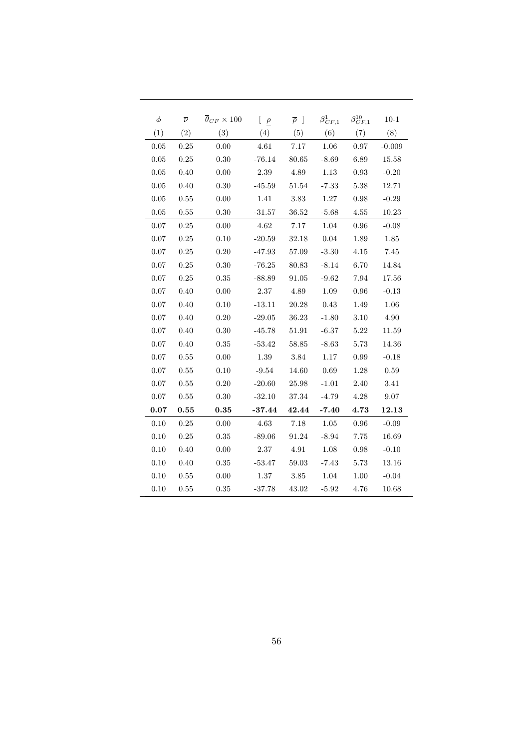| $\phi$ | $\overline{\nu}$ | $\overline{\theta}_{CF} \times 100$ | [ $\underline{\rho}$ | $\overline{\rho}$ ] | $\beta^{1}_{CF,1}$ | $\beta^{10}_{CF,1}$ | 10-1 |
|---|---|---|---|---|---|---|---|
| (1) | (2) | (3) | (4) | (5) | (6) | (7) | (8) |
| 0.05 | 0.25 | 0.00 | 4.61 | 7.17 | 1.06 | 0.97 | -0.009 |
| 0.05 | 0.25 | 0.30 | -76.14 | 80.65 | -8.69 | 6.89 | 15.58 |
| 0.05 | 0.40 | 0.00 | 2.39 | 4.89 | 1.13 | 0.93 | -0.20 |
| 0.05 | 0.40 | 0.30 | -45.59 | 51.54 | -7.33 | 5.38 | 12.71 |
| 0.05 | 0.55 | 0.00 | 1.41 | 3.83 | 1.27 | 0.98 | -0.29 |
| 0.05 | 0.55 | 0.30 | -31.57 | 36.52 | -5.68 | 4.55 | 10.23 |
| 0.07 | 0.25 | 0.00 | 4.62 | 7.17 | 1.04 | 0.96 | -0.08 |
| 0.07 | 0.25 | 0.10 | -20.59 | 32.18 | 0.04 | 1.89 | 1.85 |
| 0.07 | 0.25 | 0.20 | -47.93 | 57.09 | -3.30 | 4.15 | 7.45 |
| 0.07 | 0.25 | 0.30 | -76.25 | 80.83 | -8.14 | 6.70 | 14.84 |
| 0.07 | 0.25 | 0.35 | -88.89 | 91.05 | -9.62 | 7.94 | 17.56 |
| 0.07 | 0.40 | 0.00 | 2.37 | 4.89 | 1.09 | 0.96 | -0.13 |
| 0.07 | 0.40 | 0.10 | -13.11 | 20.28 | 0.43 | 1.49 | 1.06 |
| 0.07 | 0.40 | 0.20 | -29.05 | 36.23 | -1.80 | 3.10 | 4.90 |
| 0.07 | 0.40 | 0.30 | -45.78 | 51.91 | -6.37 | 5.22 | 11.59 |
| 0.07 | 0.40 | 0.35 | -53.42 | 58.85 | -8.63 | 5.73 | 14.36 |
| 0.07 | 0.55 | 0.00 | 1.39 | 3.84 | 1.17 | 0.99 | -0.18 |
| 0.07 | 0.55 | 0.10 | -9.54 | 14.60 | 0.69 | 1.28 | 0.59 |
| 0.07 | 0.55 | 0.20 | -20.60 | 25.98 | -1.01 | 2.40 | 3.41 |
| 0.07 | 0.55 | 0.30 | -32.10 | 37.34 | -4.79 | 4.28 | 9.07 |
| **0.07** | **0.55** | **0.35** | **-37.44** | **42.44** | **-7.40** | **4.73** | **12.13** |
| 0.10 | 0.25 | 0.00 | 4.63 | 7.18 | 1.05 | 0.96 | -0.09 |
| 0.10 | 0.25 | 0.35 | -89.06 | 91.24 | -8.94 | 7.75 | 16.69 |
| 0.10 | 0.40 | 0.00 | 2.37 | 4.91 | 1.08 | 0.98 | -0.10 |
| 0.10 | 0.40 | 0.35 | -53.47 | 59.03 | -7.43 | 5.73 | 13.16 |
| 0.10 | 0.55 | 0.00 | 1.37 | 3.85 | 1.04 | 1.00 | -0.04 |
| 0.10 | 0.55 | 0.35 | -37.78 | 43.02 | -5.92 | 4.76 | 10.68 |